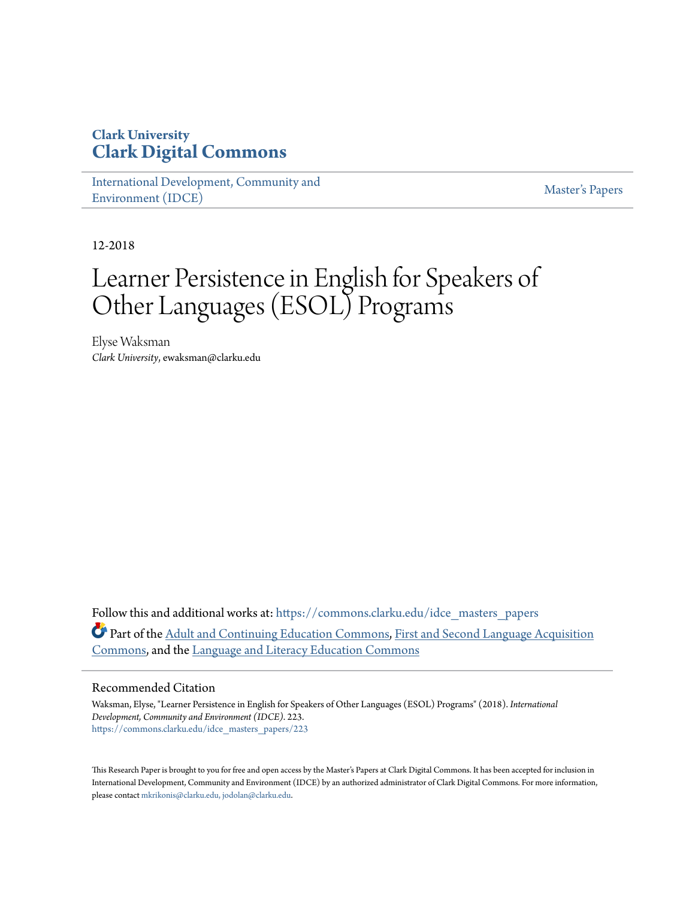Clark University

**Clark Digital Commons**

International Development, Community and Environment (IDCE)

Master's Papers

12-2018

# Learner Persistence in English for Speakers of Other Languages (ESOL) Programs

Elyse Waksman

*Clark University*, ewaksman@clarku.edu

Follow this and additional works at: https://commons.clarku.edu/idce_masters_papers

Part of the Adult and Continuing Education Commons, First and Second Language Acquisition Commons, and the Language and Literacy Education Commons

## Recommended Citation

Waksman, Elyse, "Learner Persistence in English for Speakers of Other Languages (ESOL) Programs" (2018). *International Development, Community and Environment (IDCE)*. 223.
https://commons.clarku.edu/idce_masters_papers/223

This Research Paper is brought to you for free and open access by the Master's Papers at Clark Digital Commons. It has been accepted for inclusion in International Development, Community and Environment (IDCE) by an authorized administrator of Clark Digital Commons. For more information, please contact mkrikonis@clarku.edu, jodolan@clarku.edu.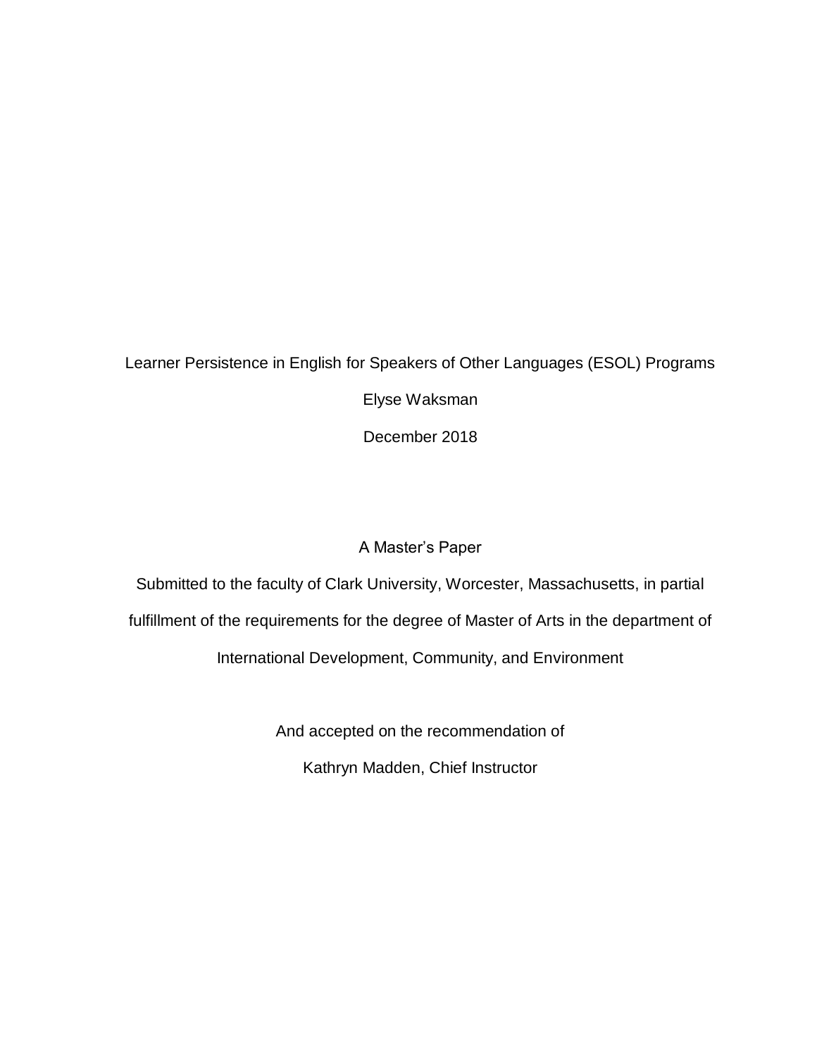Learner Persistence in English for Speakers of Other Languages (ESOL) Programs

Elyse Waksman

December 2018

A Master's Paper

Submitted to the faculty of Clark University, Worcester, Massachusetts, in partial fulfillment of the requirements for the degree of Master of Arts in the department of International Development, Community, and Environment

And accepted on the recommendation of

Kathryn Madden, Chief Instructor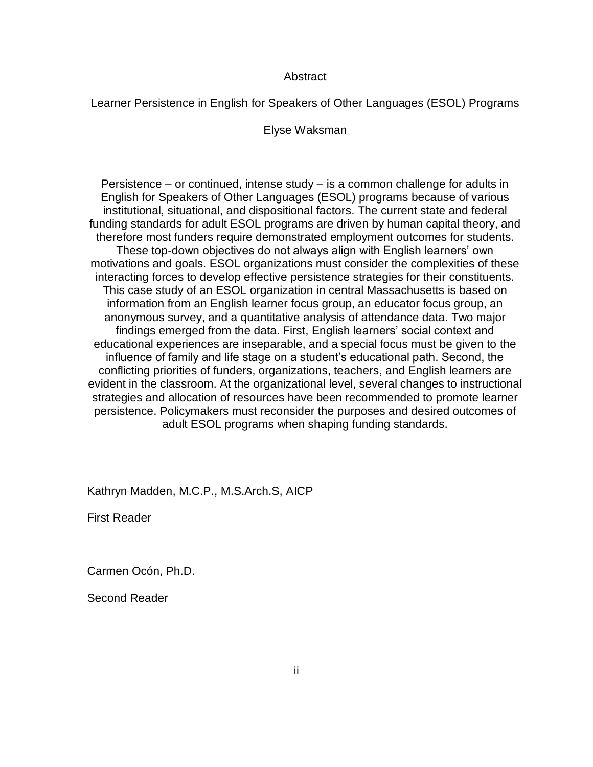# Abstract

## Learner Persistence in English for Speakers of Other Languages (ESOL) Programs

Elyse Waksman

Persistence – or continued, intense study – is a common challenge for adults in English for Speakers of Other Languages (ESOL) programs because of various institutional, situational, and dispositional factors. The current state and federal funding standards for adult ESOL programs are driven by human capital theory, and therefore most funders require demonstrated employment outcomes for students. These top-down objectives do not always align with English learners' own motivations and goals. ESOL organizations must consider the complexities of these interacting forces to develop effective persistence strategies for their constituents. This case study of an ESOL organization in central Massachusetts is based on information from an English learner focus group, an educator focus group, an anonymous survey, and a quantitative analysis of attendance data. Two major findings emerged from the data. First, English learners' social context and educational experiences are inseparable, and a special focus must be given to the influence of family and life stage on a student's educational path. Second, the conflicting priorities of funders, organizations, teachers, and English learners are evident in the classroom. At the organizational level, several changes to instructional strategies and allocation of resources have been recommended to promote learner persistence. Policymakers must reconsider the purposes and desired outcomes of adult ESOL programs when shaping funding standards.

Kathryn Madden, M.C.P., M.S.Arch.S, AICP

First Reader

Carmen Ocón, Ph.D.

Second Reader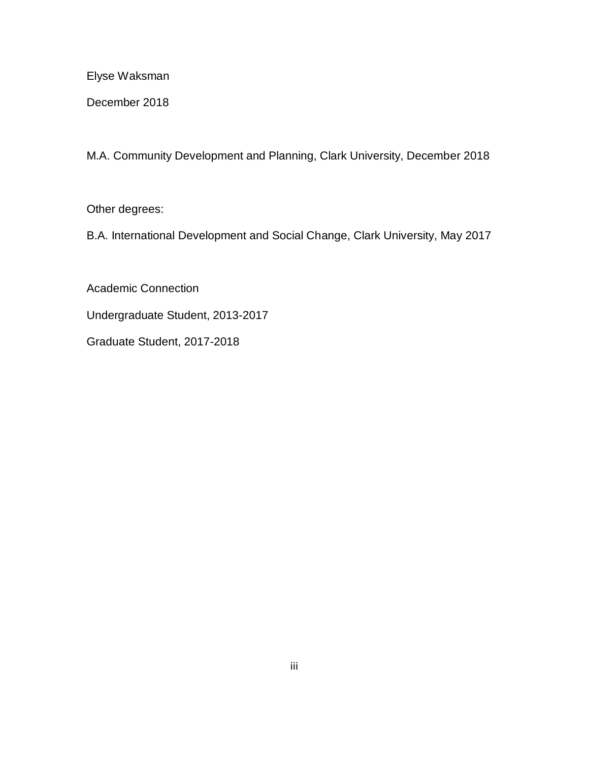Elyse Waksman

December 2018

M.A. Community Development and Planning, Clark University, December 2018

Other degrees:

B.A. International Development and Social Change, Clark University, May 2017

Academic Connection

Undergraduate Student, 2013-2017

Graduate Student, 2017-2018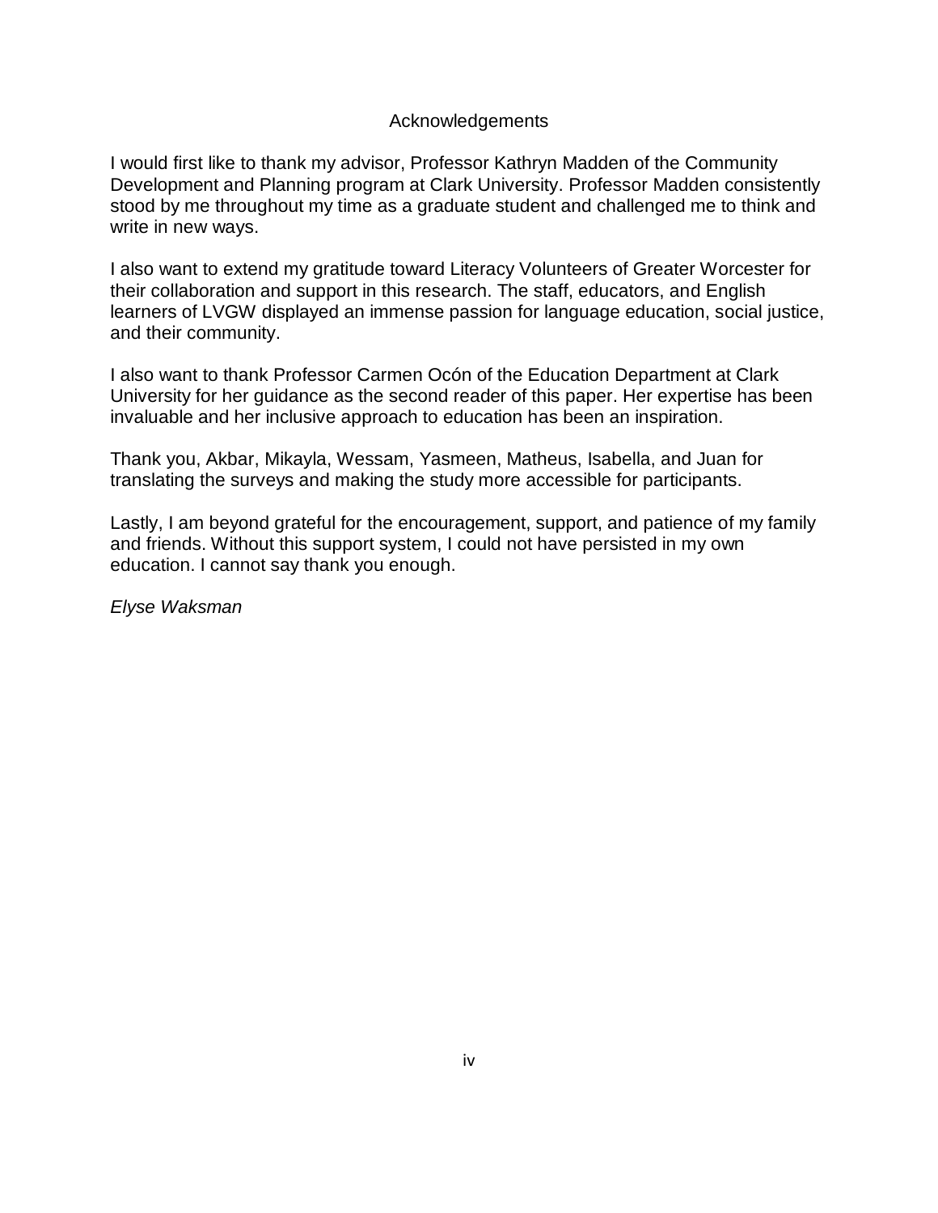# Acknowledgements

I would first like to thank my advisor, Professor Kathryn Madden of the Community Development and Planning program at Clark University. Professor Madden consistently stood by me throughout my time as a graduate student and challenged me to think and write in new ways.

I also want to extend my gratitude toward Literacy Volunteers of Greater Worcester for their collaboration and support in this research. The staff, educators, and English learners of LVGW displayed an immense passion for language education, social justice, and their community.

I also want to thank Professor Carmen Ocón of the Education Department at Clark University for her guidance as the second reader of this paper. Her expertise has been invaluable and her inclusive approach to education has been an inspiration.

Thank you, Akbar, Mikayla, Wessam, Yasmeen, Matheus, Isabella, and Juan for translating the surveys and making the study more accessible for participants.

Lastly, I am beyond grateful for the encouragement, support, and patience of my family and friends. Without this support system, I could not have persisted in my own education. I cannot say thank you enough.

*Elyse Waksman*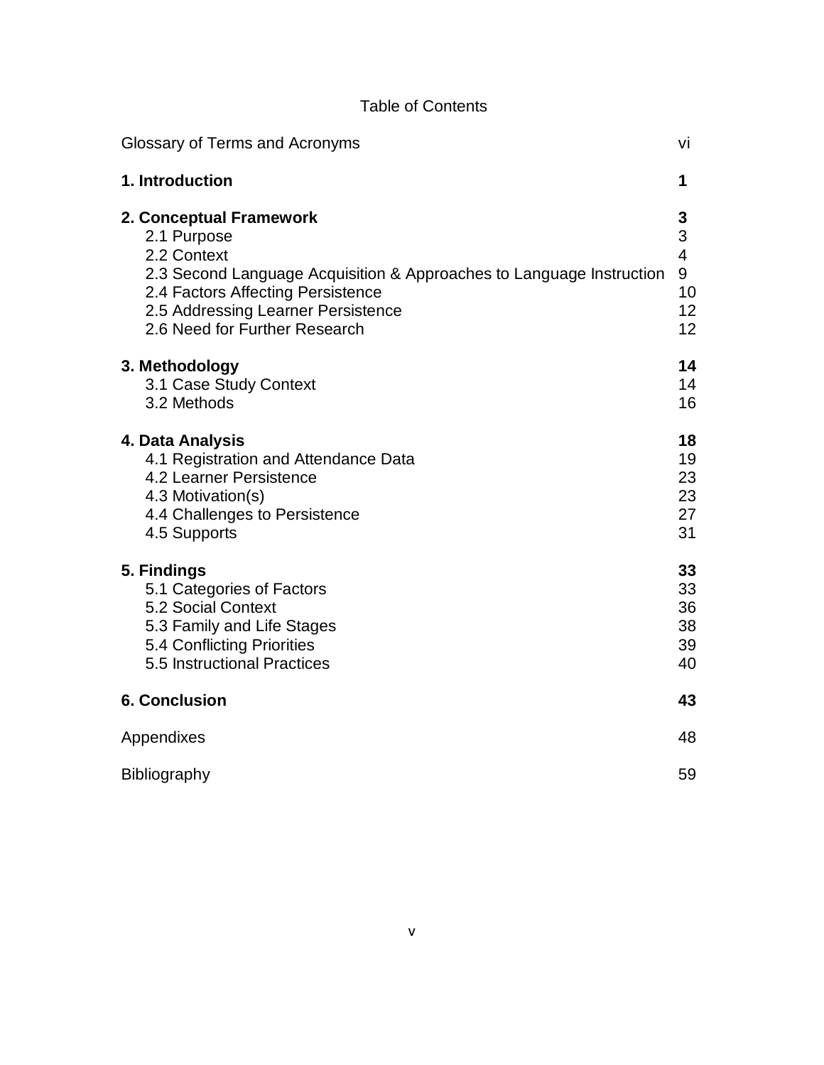# Table of Contents

| | |
|---|---|
| Glossary of Terms and Acronyms | vi |
| **1. Introduction** | **1** |
| **2. Conceptual Framework** | **3** |
| 2.1 Purpose | 3 |
| 2.2 Context | 4 |
| 2.3 Second Language Acquisition & Approaches to Language Instruction | 9 |
| 2.4 Factors Affecting Persistence | 10 |
| 2.5 Addressing Learner Persistence | 12 |
| 2.6 Need for Further Research | 12 |
| **3. Methodology** | **14** |
| 3.1 Case Study Context | 14 |
| 3.2 Methods | 16 |
| **4. Data Analysis** | **18** |
| 4.1 Registration and Attendance Data | 19 |
| 4.2 Learner Persistence | 23 |
| 4.3 Motivation(s) | 23 |
| 4.4 Challenges to Persistence | 27 |
| 4.5 Supports | 31 |
| **5. Findings** | **33** |
| 5.1 Categories of Factors | 33 |
| 5.2 Social Context | 36 |
| 5.3 Family and Life Stages | 38 |
| 5.4 Conflicting Priorities | 39 |
| 5.5 Instructional Practices | 40 |
| **6. Conclusion** | **43** |
| Appendixes | 48 |
| Bibliography | 59 |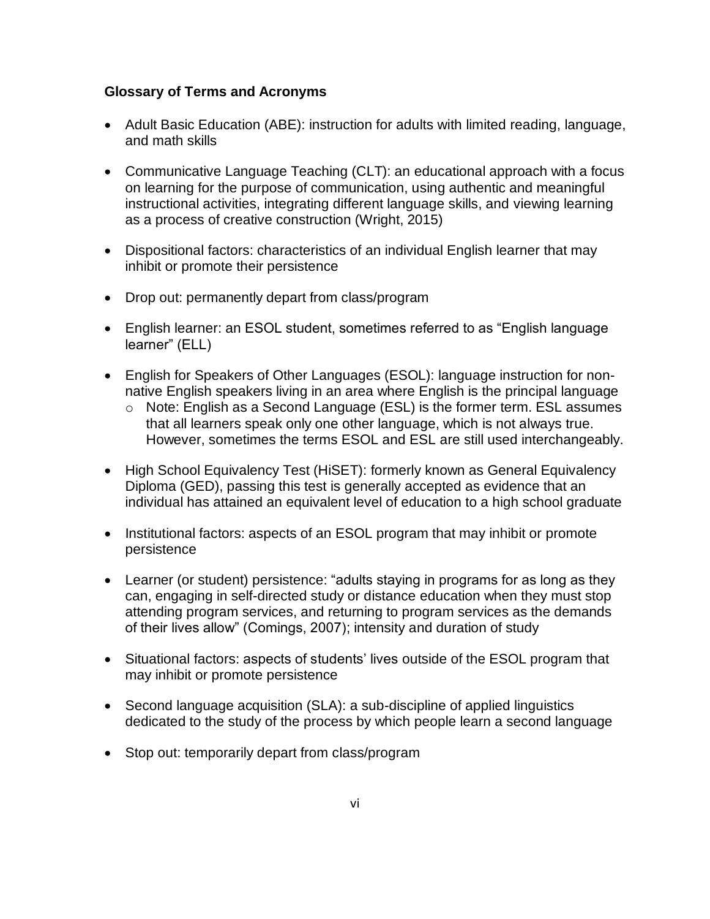**Glossary of Terms and Acronyms**

- Adult Basic Education (ABE): instruction for adults with limited reading, language, and math skills
- Communicative Language Teaching (CLT): an educational approach with a focus on learning for the purpose of communication, using authentic and meaningful instructional activities, integrating different language skills, and viewing learning as a process of creative construction (Wright, 2015)
- Dispositional factors: characteristics of an individual English learner that may inhibit or promote their persistence
- Drop out: permanently depart from class/program
- English learner: an ESOL student, sometimes referred to as "English language learner" (ELL)
- English for Speakers of Other Languages (ESOL): language instruction for non-native English speakers living in an area where English is the principal language
    - Note: English as a Second Language (ESL) is the former term. ESL assumes that all learners speak only one other language, which is not always true. However, sometimes the terms ESOL and ESL are still used interchangeably.
- High School Equivalency Test (HiSET): formerly known as General Equivalency Diploma (GED), passing this test is generally accepted as evidence that an individual has attained an equivalent level of education to a high school graduate
- Institutional factors: aspects of an ESOL program that may inhibit or promote persistence
- Learner (or student) persistence: "adults staying in programs for as long as they can, engaging in self-directed study or distance education when they must stop attending program services, and returning to program services as the demands of their lives allow" (Comings, 2007); intensity and duration of study
- Situational factors: aspects of students' lives outside of the ESOL program that may inhibit or promote persistence
- Second language acquisition (SLA): a sub-discipline of applied linguistics dedicated to the study of the process by which people learn a second language
- Stop out: temporarily depart from class/program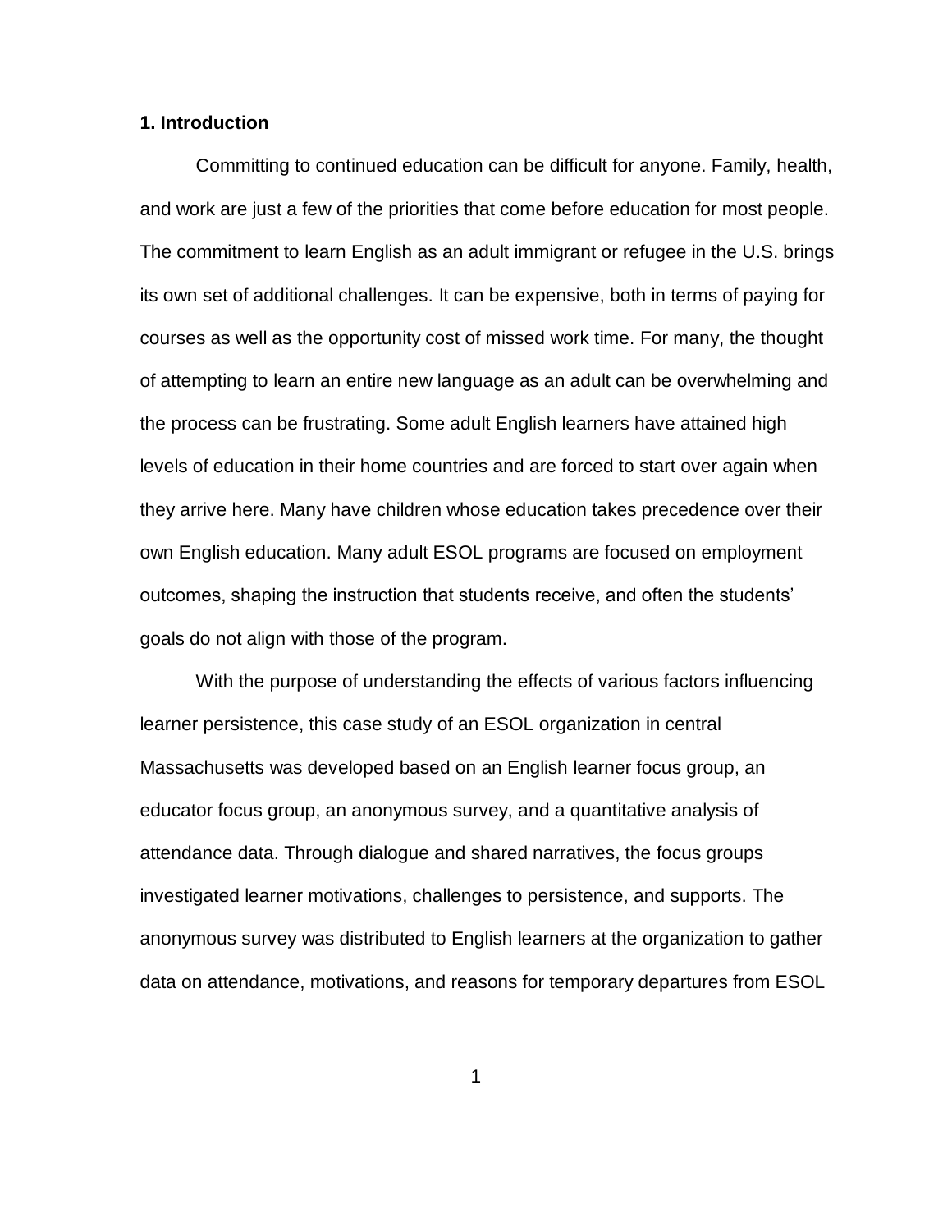## 1. Introduction

Committing to continued education can be difficult for anyone. Family, health, and work are just a few of the priorities that come before education for most people. The commitment to learn English as an adult immigrant or refugee in the U.S. brings its own set of additional challenges. It can be expensive, both in terms of paying for courses as well as the opportunity cost of missed work time. For many, the thought of attempting to learn an entire new language as an adult can be overwhelming and the process can be frustrating. Some adult English learners have attained high levels of education in their home countries and are forced to start over again when they arrive here. Many have children whose education takes precedence over their own English education. Many adult ESOL programs are focused on employment outcomes, shaping the instruction that students receive, and often the students' goals do not align with those of the program.

With the purpose of understanding the effects of various factors influencing learner persistence, this case study of an ESOL organization in central Massachusetts was developed based on an English learner focus group, an educator focus group, an anonymous survey, and a quantitative analysis of attendance data. Through dialogue and shared narratives, the focus groups investigated learner motivations, challenges to persistence, and supports. The anonymous survey was distributed to English learners at the organization to gather data on attendance, motivations, and reasons for temporary departures from ESOL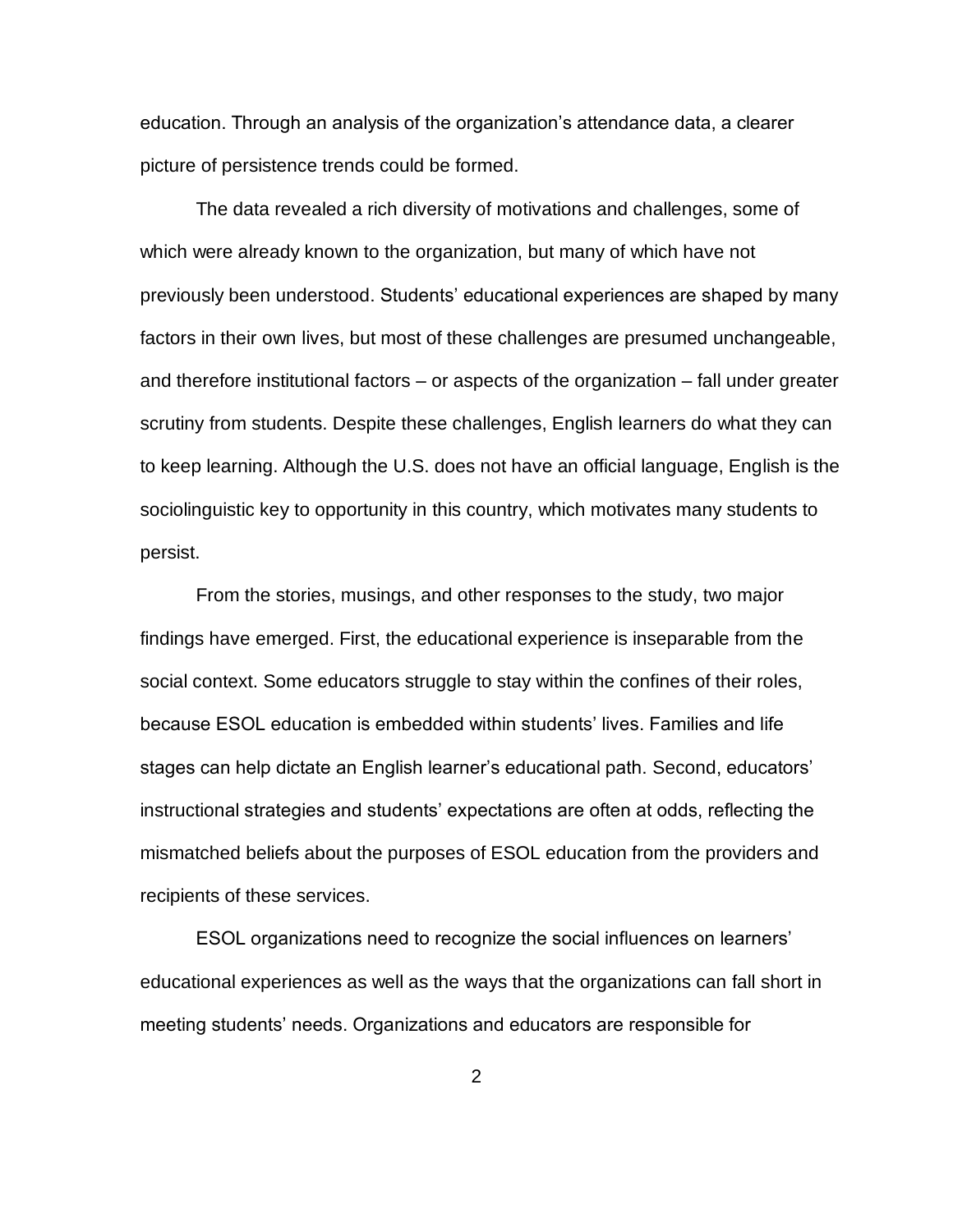education. Through an analysis of the organization's attendance data, a clearer picture of persistence trends could be formed.

The data revealed a rich diversity of motivations and challenges, some of which were already known to the organization, but many of which have not previously been understood. Students' educational experiences are shaped by many factors in their own lives, but most of these challenges are presumed unchangeable, and therefore institutional factors – or aspects of the organization – fall under greater scrutiny from students. Despite these challenges, English learners do what they can to keep learning. Although the U.S. does not have an official language, English is the sociolinguistic key to opportunity in this country, which motivates many students to persist.

From the stories, musings, and other responses to the study, two major findings have emerged. First, the educational experience is inseparable from the social context. Some educators struggle to stay within the confines of their roles, because ESOL education is embedded within students' lives. Families and life stages can help dictate an English learner's educational path. Second, educators' instructional strategies and students' expectations are often at odds, reflecting the mismatched beliefs about the purposes of ESOL education from the providers and recipients of these services.

ESOL organizations need to recognize the social influences on learners' educational experiences as well as the ways that the organizations can fall short in meeting students' needs. Organizations and educators are responsible for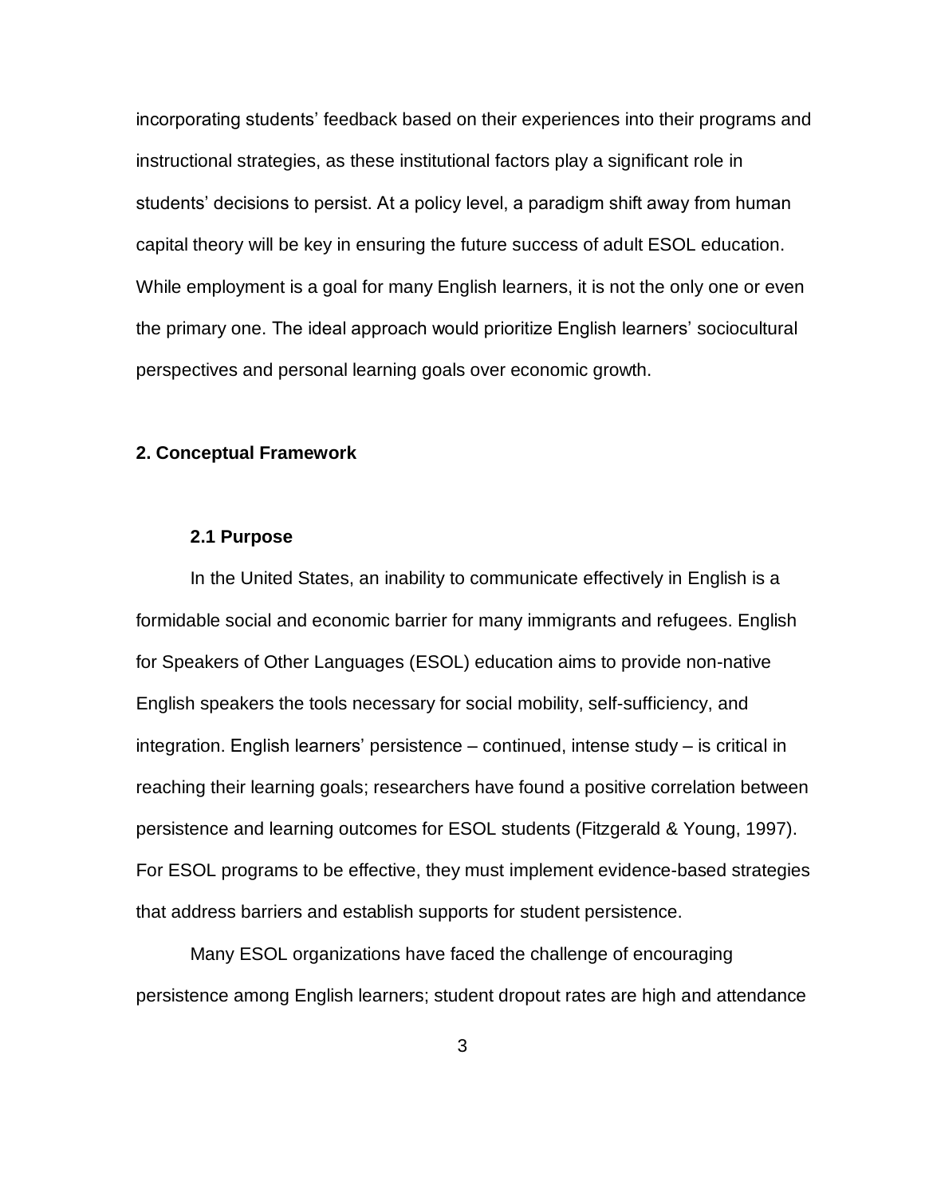incorporating students' feedback based on their experiences into their programs and instructional strategies, as these institutional factors play a significant role in students' decisions to persist. At a policy level, a paradigm shift away from human capital theory will be key in ensuring the future success of adult ESOL education. While employment is a goal for many English learners, it is not the only one or even the primary one. The ideal approach would prioritize English learners' sociocultural perspectives and personal learning goals over economic growth.

## 2. Conceptual Framework

### 2.1 Purpose

In the United States, an inability to communicate effectively in English is a formidable social and economic barrier for many immigrants and refugees. English for Speakers of Other Languages (ESOL) education aims to provide non-native English speakers the tools necessary for social mobility, self-sufficiency, and integration. English learners' persistence – continued, intense study – is critical in reaching their learning goals; researchers have found a positive correlation between persistence and learning outcomes for ESOL students (Fitzgerald & Young, 1997). For ESOL programs to be effective, they must implement evidence-based strategies that address barriers and establish supports for student persistence.

Many ESOL organizations have faced the challenge of encouraging persistence among English learners; student dropout rates are high and attendance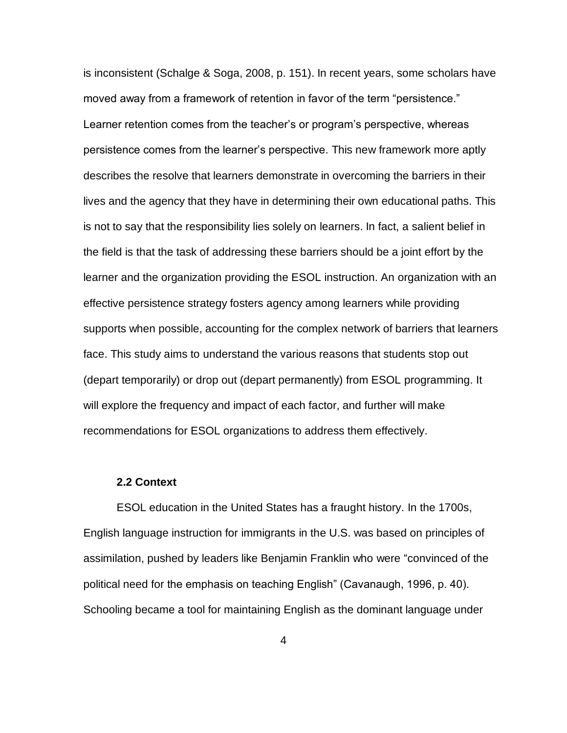is inconsistent (Schalge & Soga, 2008, p. 151). In recent years, some scholars have moved away from a framework of retention in favor of the term "persistence." Learner retention comes from the teacher's or program's perspective, whereas persistence comes from the learner's perspective. This new framework more aptly describes the resolve that learners demonstrate in overcoming the barriers in their lives and the agency that they have in determining their own educational paths. This is not to say that the responsibility lies solely on learners. In fact, a salient belief in the field is that the task of addressing these barriers should be a joint effort by the learner and the organization providing the ESOL instruction. An organization with an effective persistence strategy fosters agency among learners while providing supports when possible, accounting for the complex network of barriers that learners face. This study aims to understand the various reasons that students stop out (depart temporarily) or drop out (depart permanently) from ESOL programming. It will explore the frequency and impact of each factor, and further will make recommendations for ESOL organizations to address them effectively.

### 2.2 Context

ESOL education in the United States has a fraught history. In the 1700s, English language instruction for immigrants in the U.S. was based on principles of assimilation, pushed by leaders like Benjamin Franklin who were "convinced of the political need for the emphasis on teaching English" (Cavanaugh, 1996, p. 40). Schooling became a tool for maintaining English as the dominant language under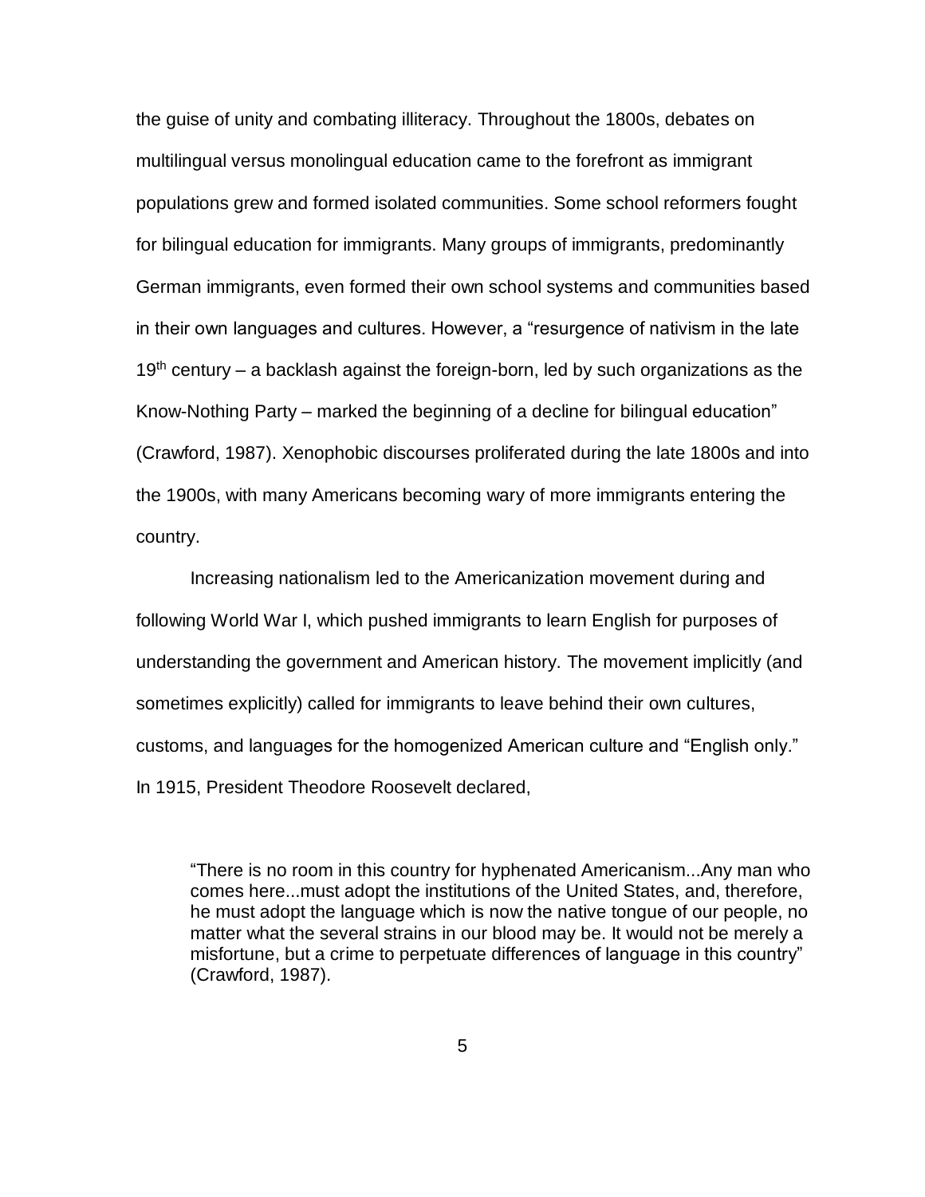the guise of unity and combating illiteracy. Throughout the 1800s, debates on multilingual versus monolingual education came to the forefront as immigrant populations grew and formed isolated communities. Some school reformers fought for bilingual education for immigrants. Many groups of immigrants, predominantly German immigrants, even formed their own school systems and communities based in their own languages and cultures. However, a "resurgence of nativism in the late 19th century – a backlash against the foreign-born, led by such organizations as the Know-Nothing Party – marked the beginning of a decline for bilingual education" (Crawford, 1987). Xenophobic discourses proliferated during the late 1800s and into the 1900s, with many Americans becoming wary of more immigrants entering the country.

Increasing nationalism led to the Americanization movement during and following World War I, which pushed immigrants to learn English for purposes of understanding the government and American history. The movement implicitly (and sometimes explicitly) called for immigrants to leave behind their own cultures, customs, and languages for the homogenized American culture and "English only." In 1915, President Theodore Roosevelt declared,

> "There is no room in this country for hyphenated Americanism...Any man who comes here...must adopt the institutions of the United States, and, therefore, he must adopt the language which is now the native tongue of our people, no matter what the several strains in our blood may be. It would not be merely a misfortune, but a crime to perpetuate differences of language in this country" (Crawford, 1987).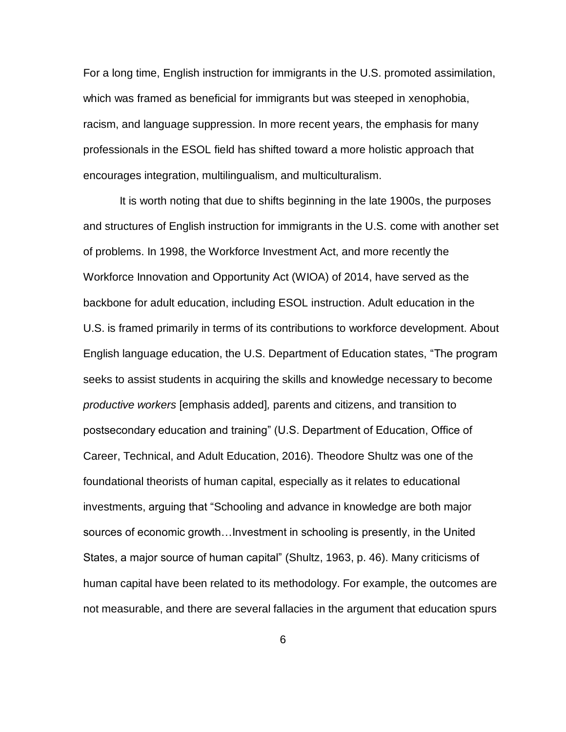For a long time, English instruction for immigrants in the U.S. promoted assimilation, which was framed as beneficial for immigrants but was steeped in xenophobia, racism, and language suppression. In more recent years, the emphasis for many professionals in the ESOL field has shifted toward a more holistic approach that encourages integration, multilingualism, and multiculturalism.

It is worth noting that due to shifts beginning in the late 1900s, the purposes and structures of English instruction for immigrants in the U.S. come with another set of problems. In 1998, the Workforce Investment Act, and more recently the Workforce Innovation and Opportunity Act (WIOA) of 2014, have served as the backbone for adult education, including ESOL instruction. Adult education in the U.S. is framed primarily in terms of its contributions to workforce development. About English language education, the U.S. Department of Education states, "The program seeks to assist students in acquiring the skills and knowledge necessary to become *productive workers* [emphasis added]*,* parents and citizens, and transition to postsecondary education and training" (U.S. Department of Education, Office of Career, Technical, and Adult Education, 2016). Theodore Shultz was one of the foundational theorists of human capital, especially as it relates to educational investments, arguing that "Schooling and advance in knowledge are both major sources of economic growth…Investment in schooling is presently, in the United States, a major source of human capital" (Shultz, 1963, p. 46). Many criticisms of human capital have been related to its methodology. For example, the outcomes are not measurable, and there are several fallacies in the argument that education spurs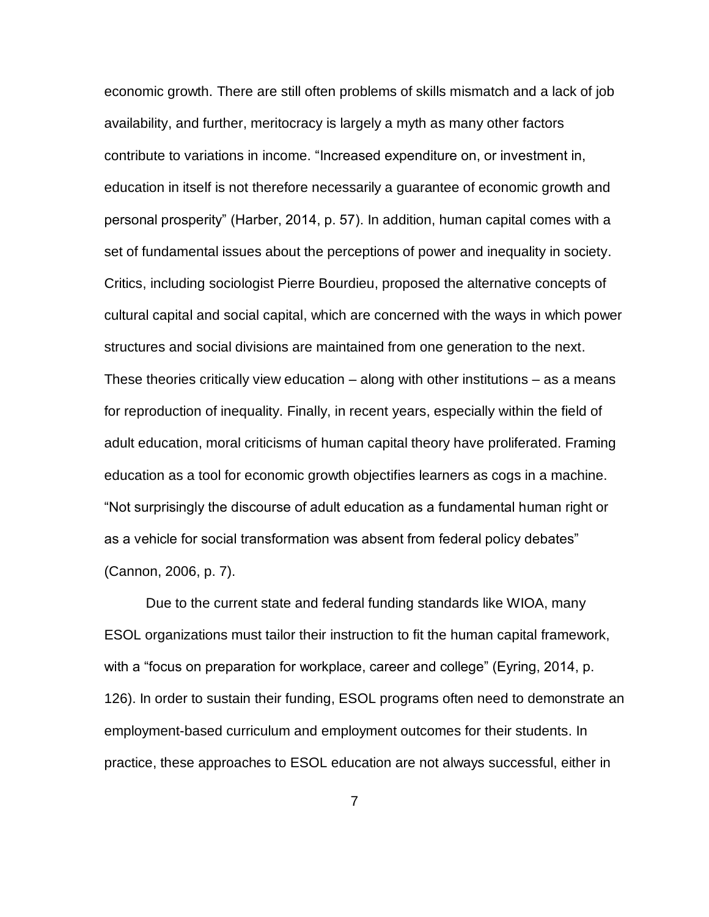economic growth. There are still often problems of skills mismatch and a lack of job availability, and further, meritocracy is largely a myth as many other factors contribute to variations in income. “Increased expenditure on, or investment in, education in itself is not therefore necessarily a guarantee of economic growth and personal prosperity” (Harber, 2014, p. 57). In addition, human capital comes with a set of fundamental issues about the perceptions of power and inequality in society. Critics, including sociologist Pierre Bourdieu, proposed the alternative concepts of cultural capital and social capital, which are concerned with the ways in which power structures and social divisions are maintained from one generation to the next. These theories critically view education – along with other institutions – as a means for reproduction of inequality. Finally, in recent years, especially within the field of adult education, moral criticisms of human capital theory have proliferated. Framing education as a tool for economic growth objectifies learners as cogs in a machine. “Not surprisingly the discourse of adult education as a fundamental human right or as a vehicle for social transformation was absent from federal policy debates” (Cannon, 2006, p. 7).

Due to the current state and federal funding standards like WIOA, many ESOL organizations must tailor their instruction to fit the human capital framework, with a “focus on preparation for workplace, career and college” (Eyring, 2014, p. 126). In order to sustain their funding, ESOL programs often need to demonstrate an employment-based curriculum and employment outcomes for their students. In practice, these approaches to ESOL education are not always successful, either in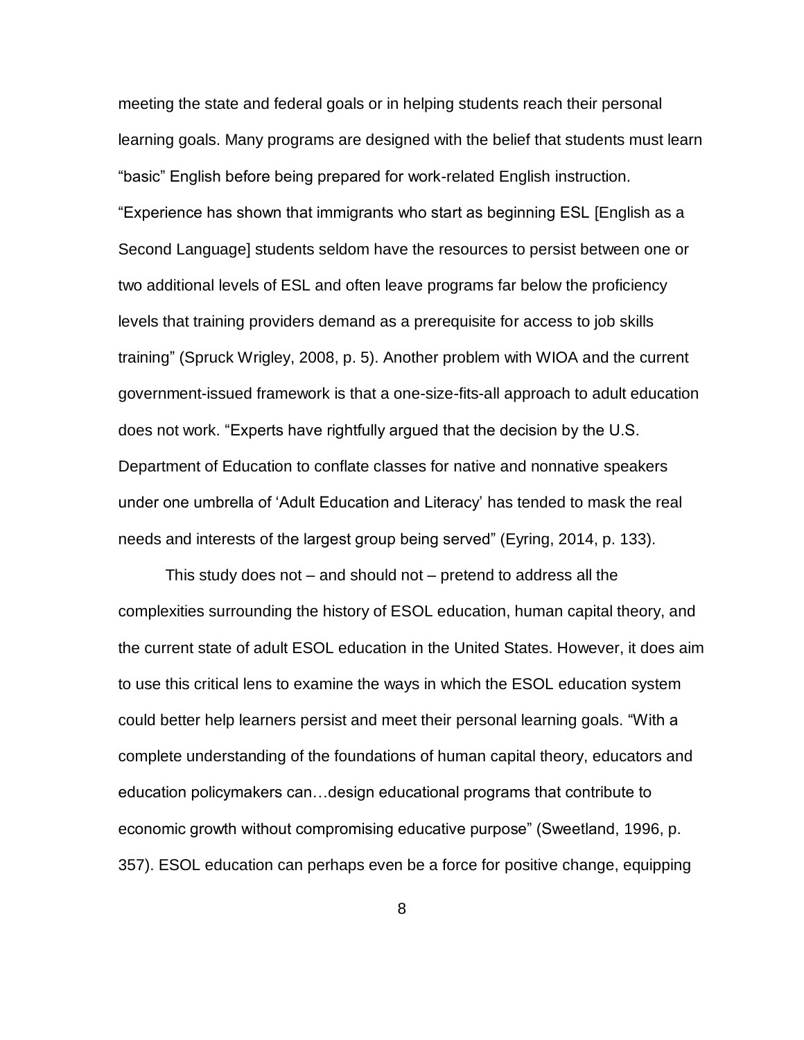meeting the state and federal goals or in helping students reach their personal learning goals. Many programs are designed with the belief that students must learn "basic" English before being prepared for work-related English instruction. "Experience has shown that immigrants who start as beginning ESL [English as a Second Language] students seldom have the resources to persist between one or two additional levels of ESL and often leave programs far below the proficiency levels that training providers demand as a prerequisite for access to job skills training" (Spruck Wrigley, 2008, p. 5). Another problem with WIOA and the current government-issued framework is that a one-size-fits-all approach to adult education does not work. "Experts have rightfully argued that the decision by the U.S. Department of Education to conflate classes for native and nonnative speakers under one umbrella of 'Adult Education and Literacy' has tended to mask the real needs and interests of the largest group being served" (Eyring, 2014, p. 133).

This study does not – and should not – pretend to address all the complexities surrounding the history of ESOL education, human capital theory, and the current state of adult ESOL education in the United States. However, it does aim to use this critical lens to examine the ways in which the ESOL education system could better help learners persist and meet their personal learning goals. "With a complete understanding of the foundations of human capital theory, educators and education policymakers can…design educational programs that contribute to economic growth without compromising educative purpose" (Sweetland, 1996, p. 357). ESOL education can perhaps even be a force for positive change, equipping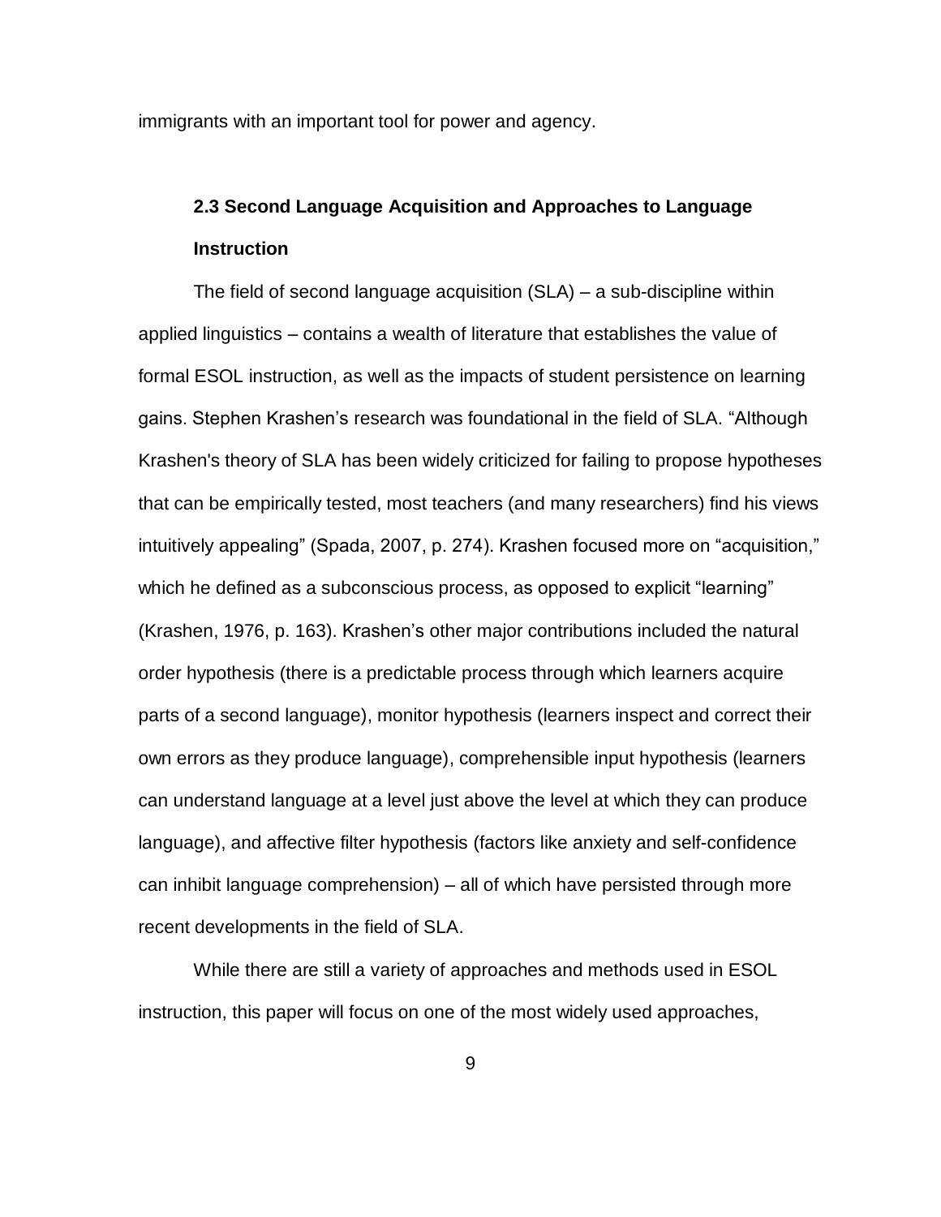immigrants with an important tool for power and agency.

### 2.3 Second Language Acquisition and Approaches to Language Instruction

The field of second language acquisition (SLA) – a sub-discipline within applied linguistics – contains a wealth of literature that establishes the value of formal ESOL instruction, as well as the impacts of student persistence on learning gains. Stephen Krashen's research was foundational in the field of SLA. "Although Krashen's theory of SLA has been widely criticized for failing to propose hypotheses that can be empirically tested, most teachers (and many researchers) find his views intuitively appealing" (Spada, 2007, p. 274). Krashen focused more on "acquisition," which he defined as a subconscious process, as opposed to explicit "learning" (Krashen, 1976, p. 163). Krashen's other major contributions included the natural order hypothesis (there is a predictable process through which learners acquire parts of a second language), monitor hypothesis (learners inspect and correct their own errors as they produce language), comprehensible input hypothesis (learners can understand language at a level just above the level at which they can produce language), and affective filter hypothesis (factors like anxiety and self-confidence can inhibit language comprehension) – all of which have persisted through more recent developments in the field of SLA.

While there are still a variety of approaches and methods used in ESOL instruction, this paper will focus on one of the most widely used approaches,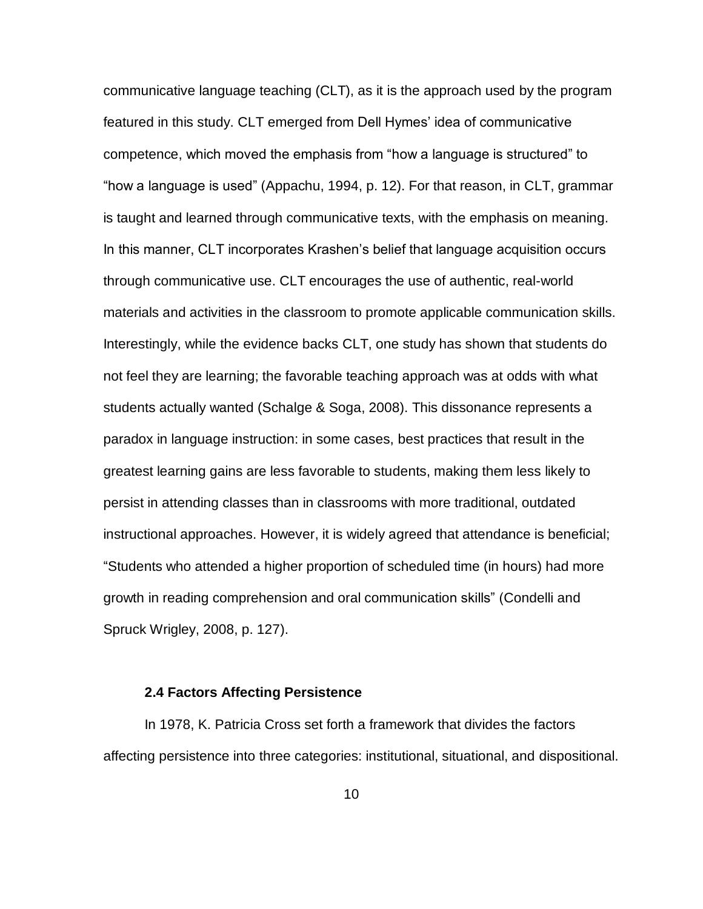communicative language teaching (CLT), as it is the approach used by the program featured in this study. CLT emerged from Dell Hymes' idea of communicative competence, which moved the emphasis from "how a language is structured" to "how a language is used" (Appachu, 1994, p. 12). For that reason, in CLT, grammar is taught and learned through communicative texts, with the emphasis on meaning. In this manner, CLT incorporates Krashen's belief that language acquisition occurs through communicative use. CLT encourages the use of authentic, real-world materials and activities in the classroom to promote applicable communication skills. Interestingly, while the evidence backs CLT, one study has shown that students do not feel they are learning; the favorable teaching approach was at odds with what students actually wanted (Schalge & Soga, 2008). This dissonance represents a paradox in language instruction: in some cases, best practices that result in the greatest learning gains are less favorable to students, making them less likely to persist in attending classes than in classrooms with more traditional, outdated instructional approaches. However, it is widely agreed that attendance is beneficial; "Students who attended a higher proportion of scheduled time (in hours) had more growth in reading comprehension and oral communication skills" (Condelli and Spruck Wrigley, 2008, p. 127).

### 2.4 Factors Affecting Persistence

In 1978, K. Patricia Cross set forth a framework that divides the factors affecting persistence into three categories: institutional, situational, and dispositional.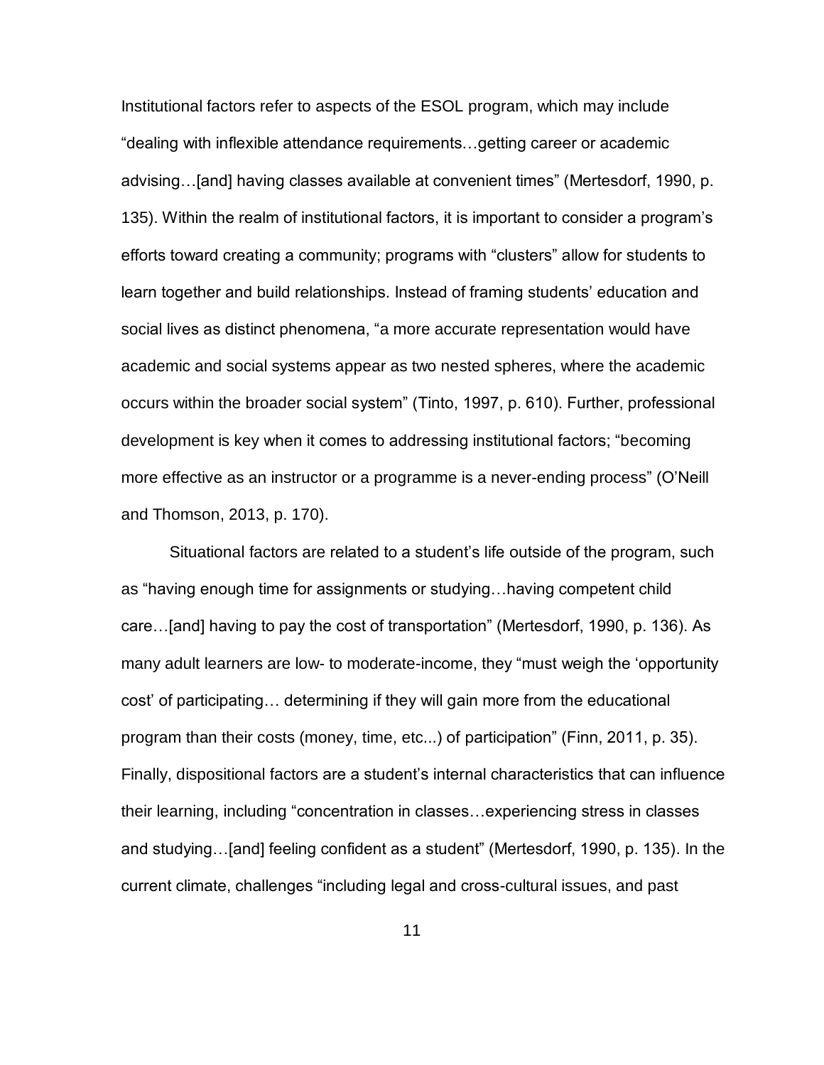Institutional factors refer to aspects of the ESOL program, which may include "dealing with inflexible attendance requirements…getting career or academic advising…[and] having classes available at convenient times" (Mertesdorf, 1990, p. 135). Within the realm of institutional factors, it is important to consider a program's efforts toward creating a community; programs with "clusters" allow for students to learn together and build relationships. Instead of framing students' education and social lives as distinct phenomena, "a more accurate representation would have academic and social systems appear as two nested spheres, where the academic occurs within the broader social system" (Tinto, 1997, p. 610). Further, professional development is key when it comes to addressing institutional factors; "becoming more effective as an instructor or a programme is a never-ending process" (O'Neill and Thomson, 2013, p. 170).

Situational factors are related to a student's life outside of the program, such as "having enough time for assignments or studying…having competent child care…[and] having to pay the cost of transportation" (Mertesdorf, 1990, p. 136). As many adult learners are low- to moderate-income, they "must weigh the 'opportunity cost' of participating… determining if they will gain more from the educational program than their costs (money, time, etc...) of participation" (Finn, 2011, p. 35). Finally, dispositional factors are a student's internal characteristics that can influence their learning, including "concentration in classes…experiencing stress in classes and studying…[and] feeling confident as a student" (Mertesdorf, 1990, p. 135). In the current climate, challenges "including legal and cross-cultural issues, and past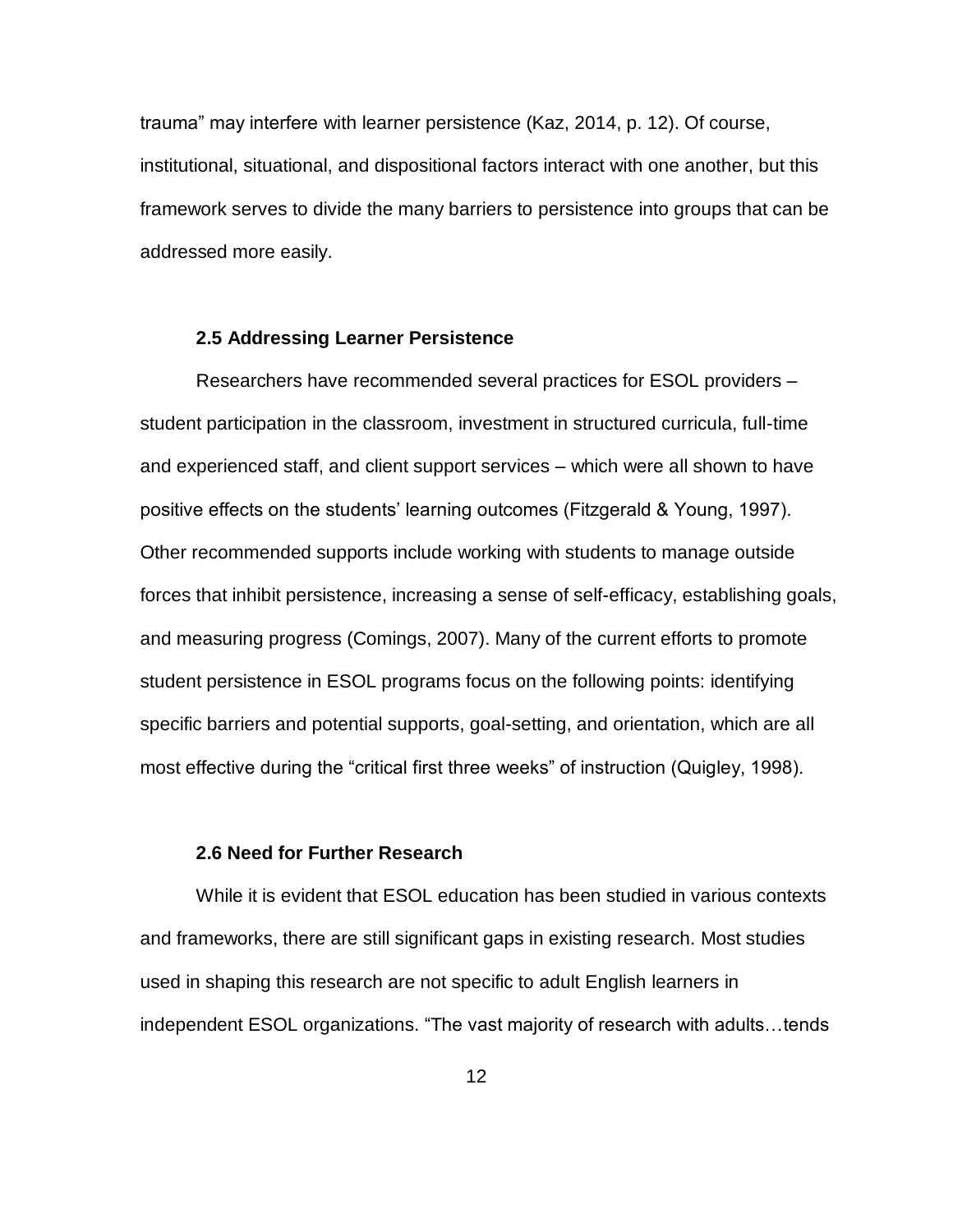trauma” may interfere with learner persistence (Kaz, 2014, p. 12). Of course, institutional, situational, and dispositional factors interact with one another, but this framework serves to divide the many barriers to persistence into groups that can be addressed more easily.

### 2.5 Addressing Learner Persistence

Researchers have recommended several practices for ESOL providers – student participation in the classroom, investment in structured curricula, full-time and experienced staff, and client support services – which were all shown to have positive effects on the students’ learning outcomes (Fitzgerald & Young, 1997). Other recommended supports include working with students to manage outside forces that inhibit persistence, increasing a sense of self-efficacy, establishing goals, and measuring progress (Comings, 2007). Many of the current efforts to promote student persistence in ESOL programs focus on the following points: identifying specific barriers and potential supports, goal-setting, and orientation, which are all most effective during the “critical first three weeks” of instruction (Quigley, 1998).

### 2.6 Need for Further Research

While it is evident that ESOL education has been studied in various contexts and frameworks, there are still significant gaps in existing research. Most studies used in shaping this research are not specific to adult English learners in independent ESOL organizations. “The vast majority of research with adults…tends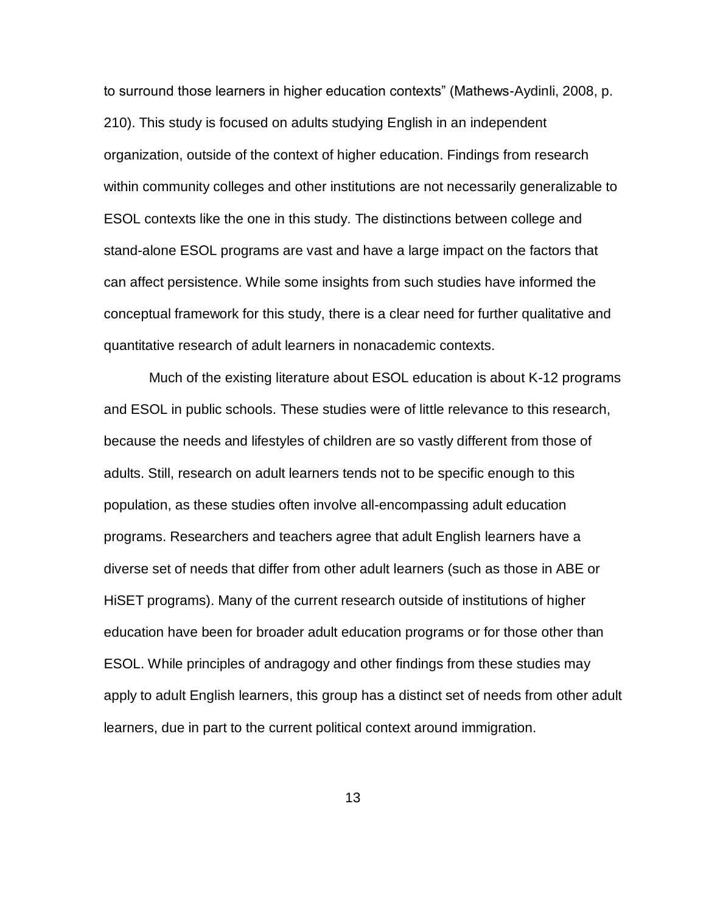to surround those learners in higher education contexts" (Mathews-Aydinli, 2008, p. 210). This study is focused on adults studying English in an independent organization, outside of the context of higher education. Findings from research within community colleges and other institutions are not necessarily generalizable to ESOL contexts like the one in this study. The distinctions between college and stand-alone ESOL programs are vast and have a large impact on the factors that can affect persistence. While some insights from such studies have informed the conceptual framework for this study, there is a clear need for further qualitative and quantitative research of adult learners in nonacademic contexts.

Much of the existing literature about ESOL education is about K-12 programs and ESOL in public schools. These studies were of little relevance to this research, because the needs and lifestyles of children are so vastly different from those of adults. Still, research on adult learners tends not to be specific enough to this population, as these studies often involve all-encompassing adult education programs. Researchers and teachers agree that adult English learners have a diverse set of needs that differ from other adult learners (such as those in ABE or HiSET programs). Many of the current research outside of institutions of higher education have been for broader adult education programs or for those other than ESOL. While principles of andragogy and other findings from these studies may apply to adult English learners, this group has a distinct set of needs from other adult learners, due in part to the current political context around immigration.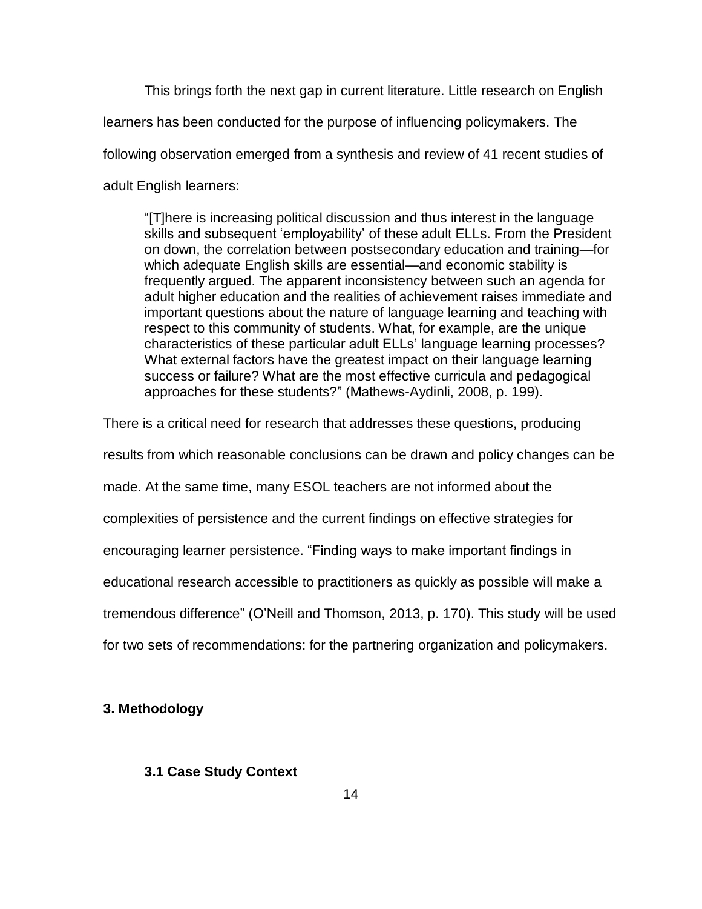This brings forth the next gap in current literature. Little research on English learners has been conducted for the purpose of influencing policymakers. The following observation emerged from a synthesis and review of 41 recent studies of adult English learners:

> "[T]here is increasing political discussion and thus interest in the language skills and subsequent 'employability' of these adult ELLs. From the President on down, the correlation between postsecondary education and training—for which adequate English skills are essential—and economic stability is frequently argued. The apparent inconsistency between such an agenda for adult higher education and the realities of achievement raises immediate and important questions about the nature of language learning and teaching with respect to this community of students. What, for example, are the unique characteristics of these particular adult ELLs' language learning processes? What external factors have the greatest impact on their language learning success or failure? What are the most effective curricula and pedagogical approaches for these students?" (Mathews-Aydinli, 2008, p. 199).

There is a critical need for research that addresses these questions, producing results from which reasonable conclusions can be drawn and policy changes can be made. At the same time, many ESOL teachers are not informed about the complexities of persistence and the current findings on effective strategies for encouraging learner persistence. "Finding ways to make important findings in educational research accessible to practitioners as quickly as possible will make a tremendous difference" (O'Neill and Thomson, 2013, p. 170). This study will be used for two sets of recommendations: for the partnering organization and policymakers.

## 3. Methodology

### 3.1 Case Study Context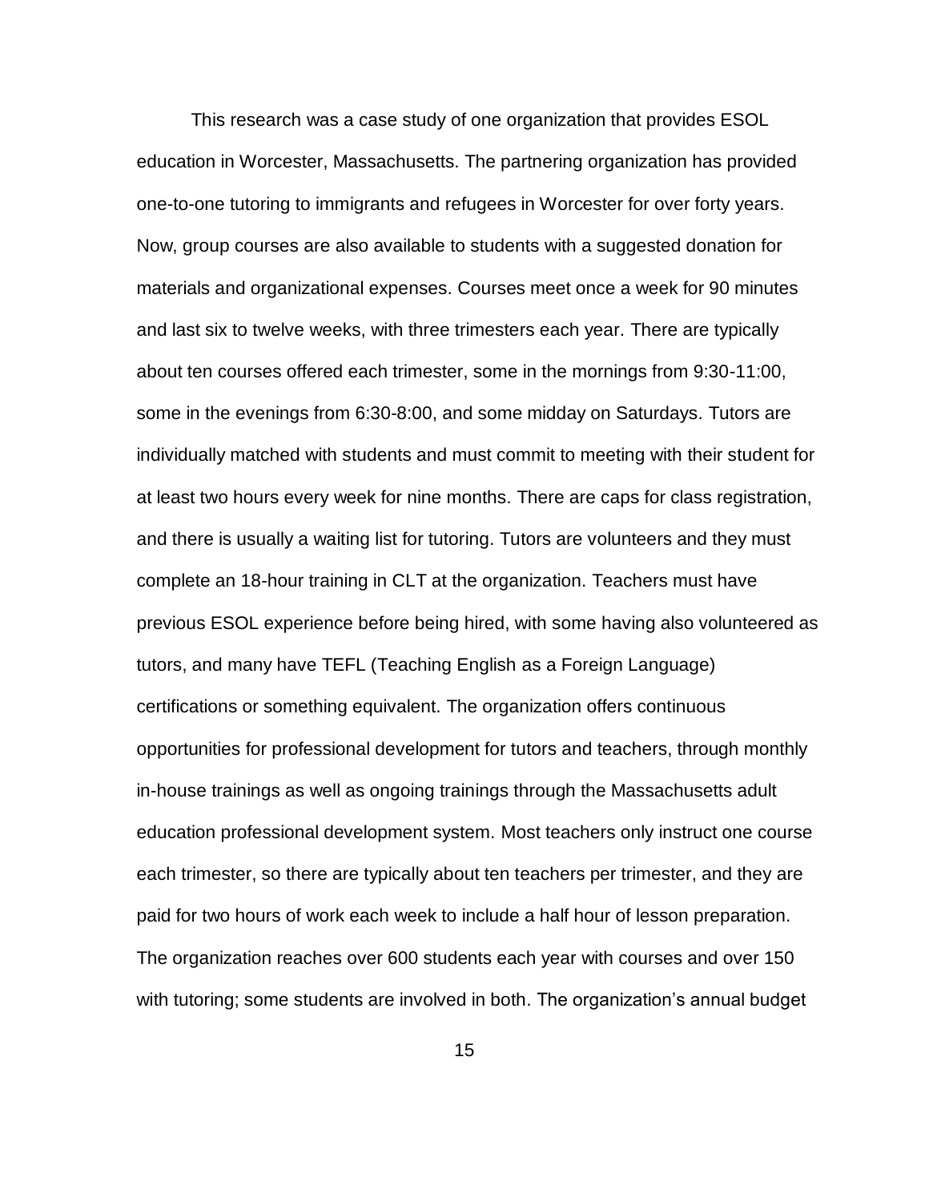This research was a case study of one organization that provides ESOL education in Worcester, Massachusetts. The partnering organization has provided one-to-one tutoring to immigrants and refugees in Worcester for over forty years. Now, group courses are also available to students with a suggested donation for materials and organizational expenses. Courses meet once a week for 90 minutes and last six to twelve weeks, with three trimesters each year. There are typically about ten courses offered each trimester, some in the mornings from 9:30-11:00, some in the evenings from 6:30-8:00, and some midday on Saturdays. Tutors are individually matched with students and must commit to meeting with their student for at least two hours every week for nine months. There are caps for class registration, and there is usually a waiting list for tutoring. Tutors are volunteers and they must complete an 18-hour training in CLT at the organization. Teachers must have previous ESOL experience before being hired, with some having also volunteered as tutors, and many have TEFL (Teaching English as a Foreign Language) certifications or something equivalent. The organization offers continuous opportunities for professional development for tutors and teachers, through monthly in-house trainings as well as ongoing trainings through the Massachusetts adult education professional development system. Most teachers only instruct one course each trimester, so there are typically about ten teachers per trimester, and they are paid for two hours of work each week to include a half hour of lesson preparation. The organization reaches over 600 students each year with courses and over 150 with tutoring; some students are involved in both. The organization's annual budget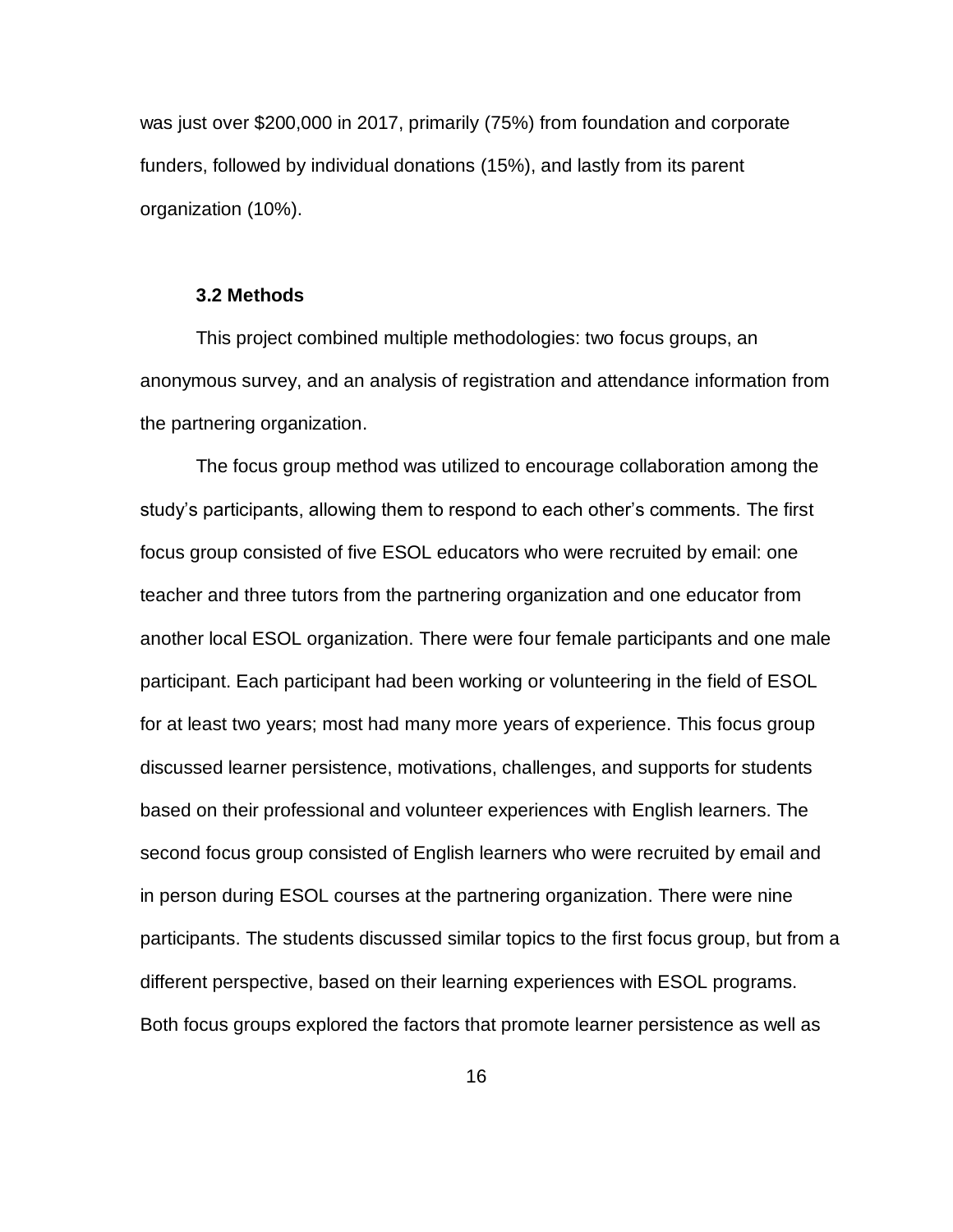was just over $200,000 in 2017, primarily (75%) from foundation and corporate funders, followed by individual donations (15%), and lastly from its parent organization (10%).

### 3.2 Methods

This project combined multiple methodologies: two focus groups, an anonymous survey, and an analysis of registration and attendance information from the partnering organization.

The focus group method was utilized to encourage collaboration among the study's participants, allowing them to respond to each other's comments. The first focus group consisted of five ESOL educators who were recruited by email: one teacher and three tutors from the partnering organization and one educator from another local ESOL organization. There were four female participants and one male participant. Each participant had been working or volunteering in the field of ESOL for at least two years; most had many more years of experience. This focus group discussed learner persistence, motivations, challenges, and supports for students based on their professional and volunteer experiences with English learners. The second focus group consisted of English learners who were recruited by email and in person during ESOL courses at the partnering organization. There were nine participants. The students discussed similar topics to the first focus group, but from a different perspective, based on their learning experiences with ESOL programs. Both focus groups explored the factors that promote learner persistence as well as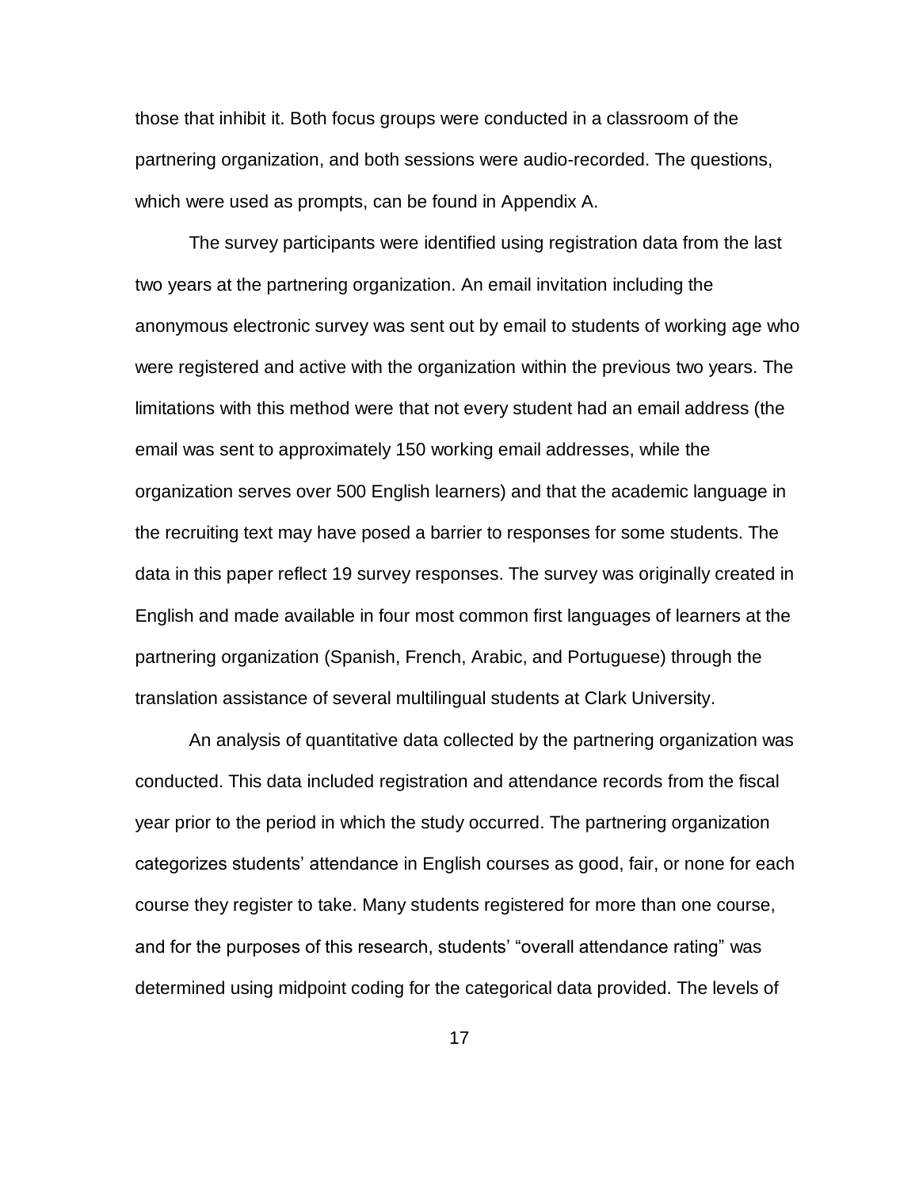those that inhibit it. Both focus groups were conducted in a classroom of the partnering organization, and both sessions were audio-recorded. The questions, which were used as prompts, can be found in Appendix A.

The survey participants were identified using registration data from the last two years at the partnering organization. An email invitation including the anonymous electronic survey was sent out by email to students of working age who were registered and active with the organization within the previous two years. The limitations with this method were that not every student had an email address (the email was sent to approximately 150 working email addresses, while the organization serves over 500 English learners) and that the academic language in the recruiting text may have posed a barrier to responses for some students. The data in this paper reflect 19 survey responses. The survey was originally created in English and made available in four most common first languages of learners at the partnering organization (Spanish, French, Arabic, and Portuguese) through the translation assistance of several multilingual students at Clark University.

An analysis of quantitative data collected by the partnering organization was conducted. This data included registration and attendance records from the fiscal year prior to the period in which the study occurred. The partnering organization categorizes students' attendance in English courses as good, fair, or none for each course they register to take. Many students registered for more than one course, and for the purposes of this research, students' "overall attendance rating" was determined using midpoint coding for the categorical data provided. The levels of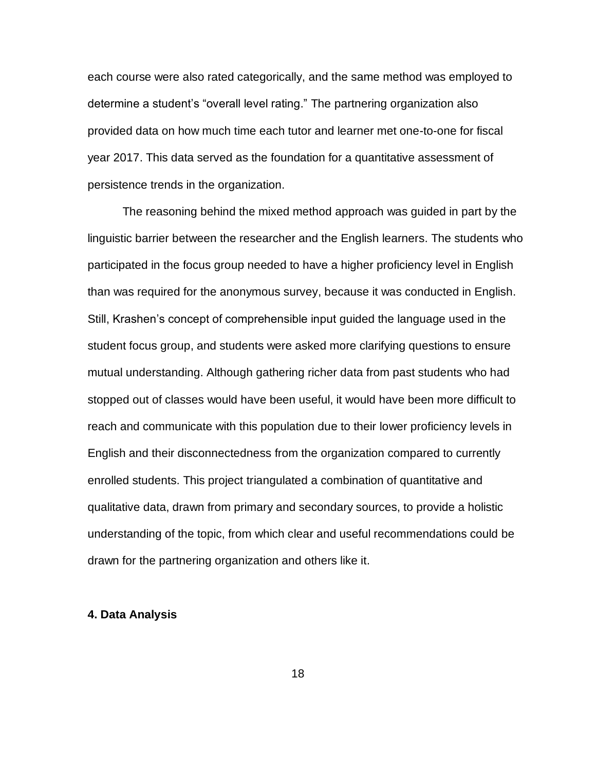each course were also rated categorically, and the same method was employed to determine a student's "overall level rating." The partnering organization also provided data on how much time each tutor and learner met one-to-one for fiscal year 2017. This data served as the foundation for a quantitative assessment of persistence trends in the organization.

The reasoning behind the mixed method approach was guided in part by the linguistic barrier between the researcher and the English learners. The students who participated in the focus group needed to have a higher proficiency level in English than was required for the anonymous survey, because it was conducted in English. Still, Krashen's concept of comprehensible input guided the language used in the student focus group, and students were asked more clarifying questions to ensure mutual understanding. Although gathering richer data from past students who had stopped out of classes would have been useful, it would have been more difficult to reach and communicate with this population due to their lower proficiency levels in English and their disconnectedness from the organization compared to currently enrolled students. This project triangulated a combination of quantitative and qualitative data, drawn from primary and secondary sources, to provide a holistic understanding of the topic, from which clear and useful recommendations could be drawn for the partnering organization and others like it.

## 4. Data Analysis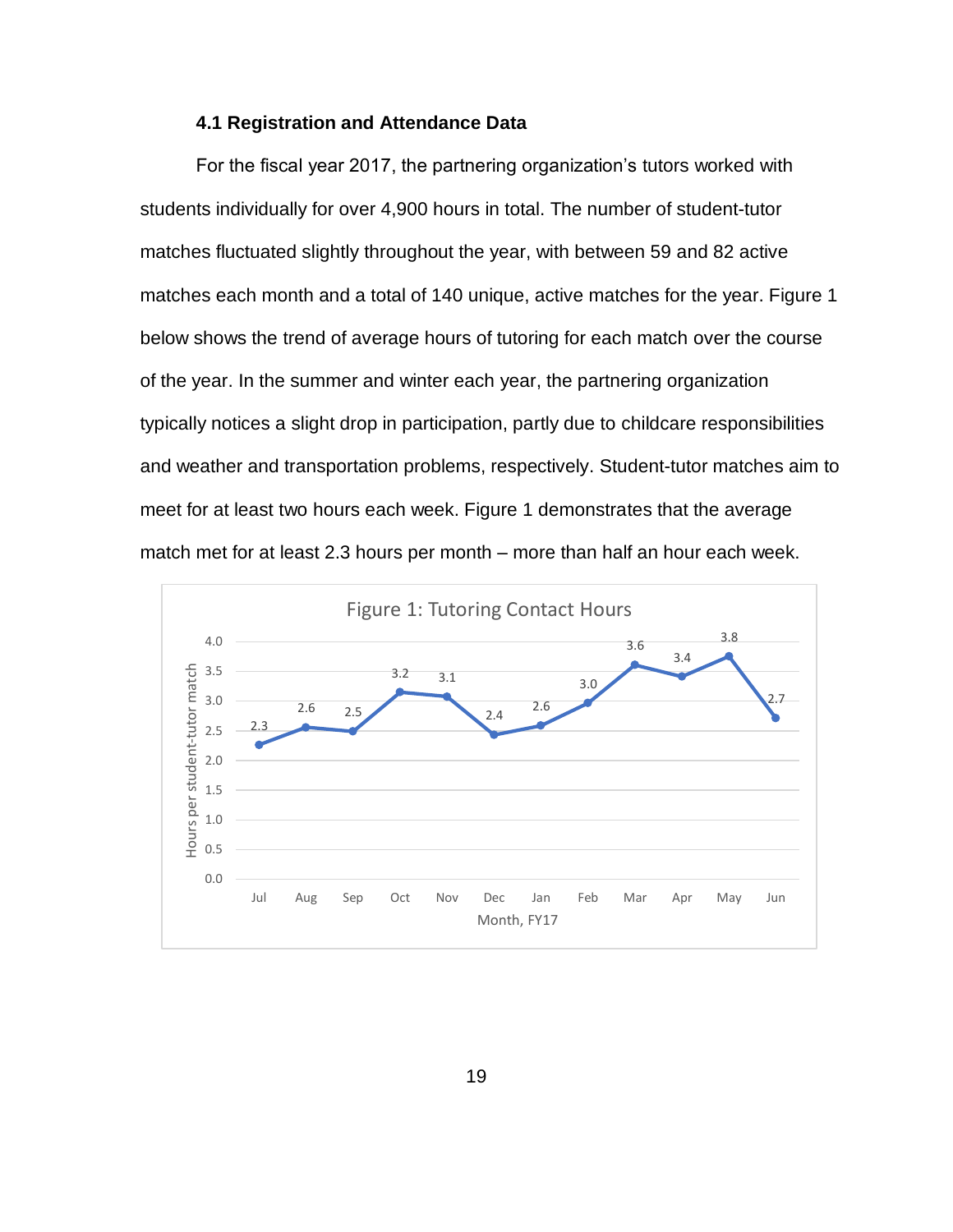### 4.1 Registration and Attendance Data

For the fiscal year 2017, the partnering organization's tutors worked with students individually for over 4,900 hours in total. The number of student-tutor matches fluctuated slightly throughout the year, with between 59 and 82 active matches each month and a total of 140 unique, active matches for the year. Figure 1 below shows the trend of average hours of tutoring for each match over the course of the year. In the summer and winter each year, the partnering organization typically notices a slight drop in participation, partly due to childcare responsibilities and weather and transportation problems, respectively. Student-tutor matches aim to meet for at least two hours each week. Figure 1 demonstrates that the average match met for at least 2.3 hours per month – more than half an hour each week.

Figure 1: Tutoring Contact Hours

| Month, FY17 | Jul | Aug | Sep | Oct | Nov | Dec | Jan | Feb | Mar | Apr | May | Jun |
|---|---|---|---|---|---|---|---|---|---|---|---|---|
| Hours per student-tutor match | 2.3 | 2.6 | 2.5 | 3.2 | 3.1 | 2.4 | 2.6 | 3.0 | 3.6 | 3.4 | 3.8 | 2.7 |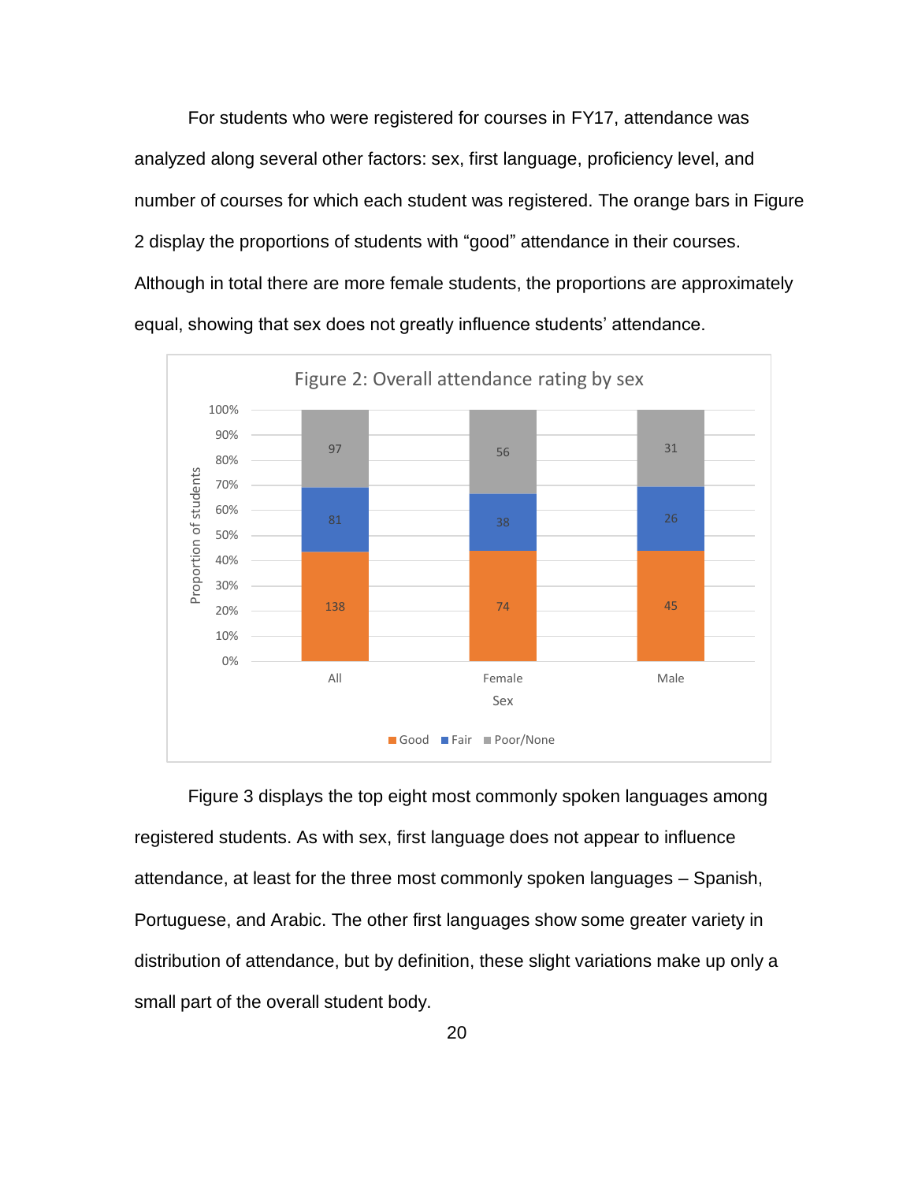For students who were registered for courses in FY17, attendance was analyzed along several other factors: sex, first language, proficiency level, and number of courses for which each student was registered. The orange bars in Figure 2 display the proportions of students with "good" attendance in their courses. Although in total there are more female students, the proportions are approximately equal, showing that sex does not greatly influence students' attendance.

Figure 2: Overall attendance rating by sex

| Sex | Good | Fair | Poor/None |
|---|---|---|---|
| All | 138 | 81 | 97 |
| Female | 74 | 38 | 56 |
| Male | 45 | 26 | 31 |

Figure 3 displays the top eight most commonly spoken languages among registered students. As with sex, first language does not appear to influence attendance, at least for the three most commonly spoken languages – Spanish, Portuguese, and Arabic. The other first languages show some greater variety in distribution of attendance, but by definition, these slight variations make up only a small part of the overall student body.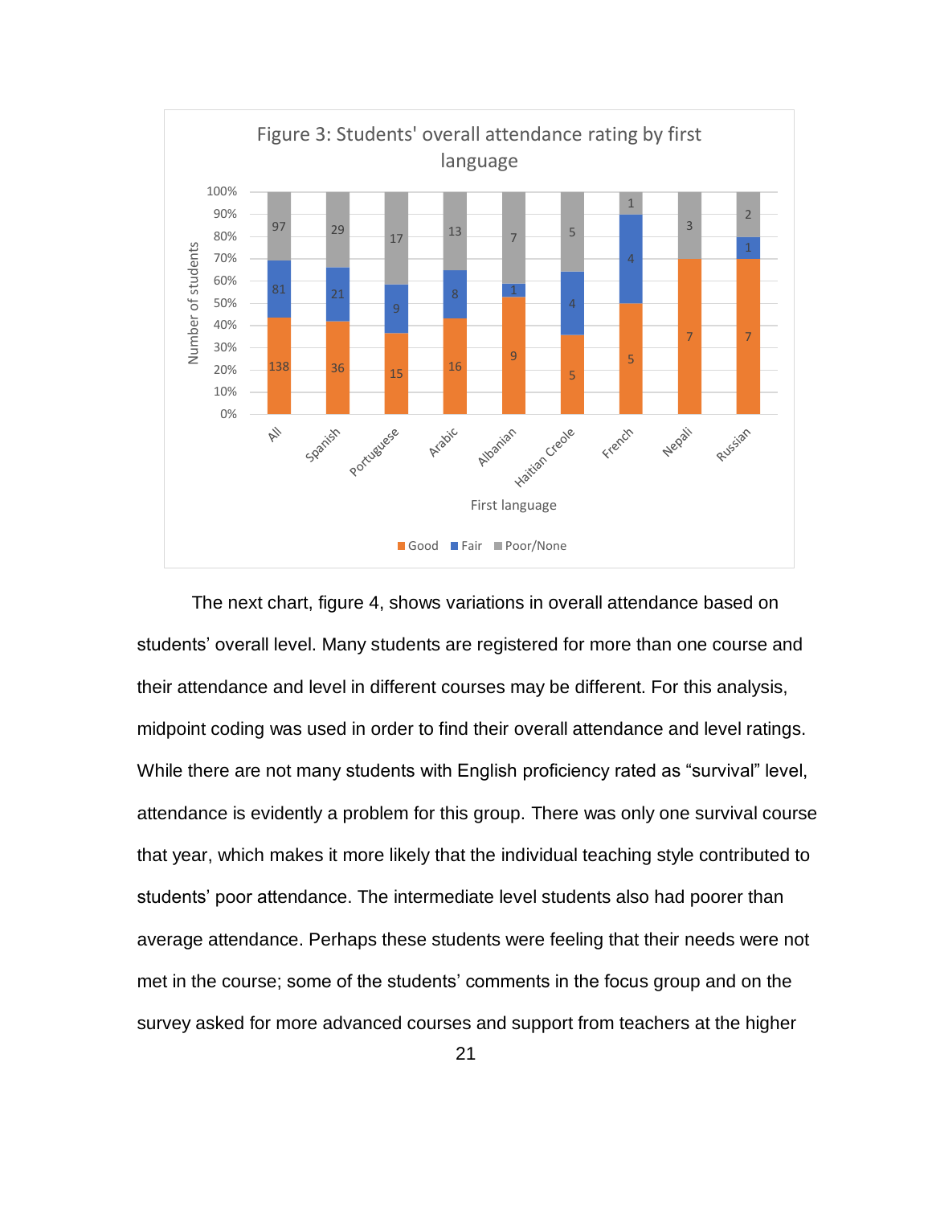Figure 3: Students' overall attendance rating by first language

| First language | Good | Fair | Poor/None |
|---|---|---|---|
| All | 138 | 81 | 97 |
| Spanish | 36 | 21 | 29 |
| Portuguese | 15 | 9 | 17 |
| Arabic | 16 | 8 | 13 |
| Albanian | 9 | 1 | 7 |
| Haitian Creole | 5 | 4 | 5 |
| French | 5 | 4 | 1 |
| Nepali | 7 | | 3 |
| Russian | 7 | 1 | 2 |

The next chart, figure 4, shows variations in overall attendance based on students' overall level. Many students are registered for more than one course and their attendance and level in different courses may be different. For this analysis, midpoint coding was used in order to find their overall attendance and level ratings. While there are not many students with English proficiency rated as "survival" level, attendance is evidently a problem for this group. There was only one survival course that year, which makes it more likely that the individual teaching style contributed to students' poor attendance. The intermediate level students also had poorer than average attendance. Perhaps these students were feeling that their needs were not met in the course; some of the students' comments in the focus group and on the survey asked for more advanced courses and support from teachers at the higher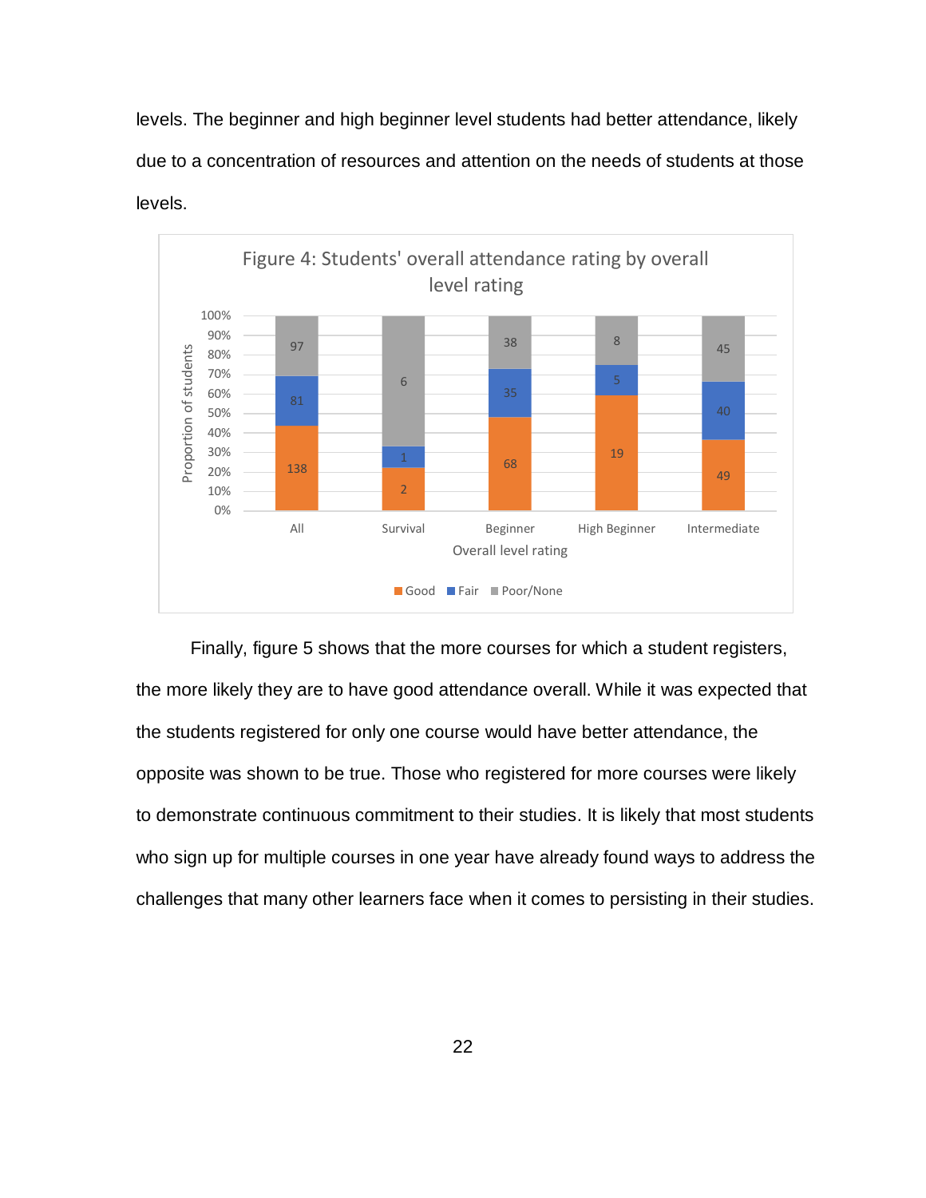levels. The beginner and high beginner level students had better attendance, likely due to a concentration of resources and attention on the needs of students at those levels.

Figure 4: Students' overall attendance rating by overall level rating

| Overall level rating | Good | Fair | Poor/None |
|---|---|---|---|
| All | 138 | 81 | 97 |
| Survival | 2 | 1 | 6 |
| Beginner | 68 | 35 | 38 |
| High Beginner | 19 | 5 | 8 |
| Intermediate | 49 | 40 | 45 |

Finally, figure 5 shows that the more courses for which a student registers, the more likely they are to have good attendance overall. While it was expected that the students registered for only one course would have better attendance, the opposite was shown to be true. Those who registered for more courses were likely to demonstrate continuous commitment to their studies. It is likely that most students who sign up for multiple courses in one year have already found ways to address the challenges that many other learners face when it comes to persisting in their studies.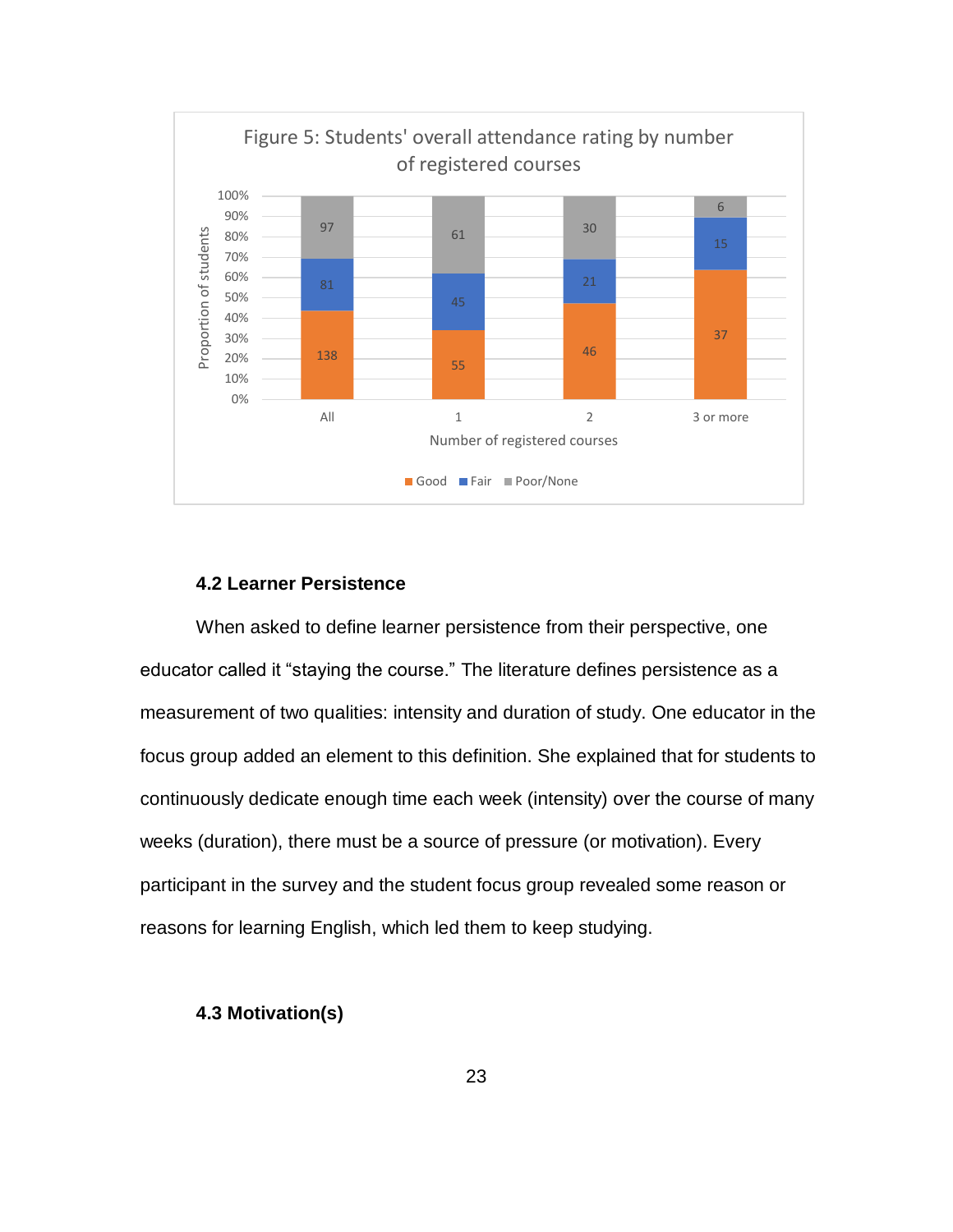Figure 5: Students' overall attendance rating by number of registered courses

| Number of registered courses | Good | Fair | Poor/None |
|---|---|---|---|
| All | 138 | 81 | 97 |
| 1 | 55 | 45 | 61 |
| 2 | 46 | 21 | 30 |
| 3 or more | 37 | 15 | 6 |

### 4.2 Learner Persistence

When asked to define learner persistence from their perspective, one educator called it "staying the course." The literature defines persistence as a measurement of two qualities: intensity and duration of study. One educator in the focus group added an element to this definition. She explained that for students to continuously dedicate enough time each week (intensity) over the course of many weeks (duration), there must be a source of pressure (or motivation). Every participant in the survey and the student focus group revealed some reason or reasons for learning English, which led them to keep studying.

### 4.3 Motivation(s)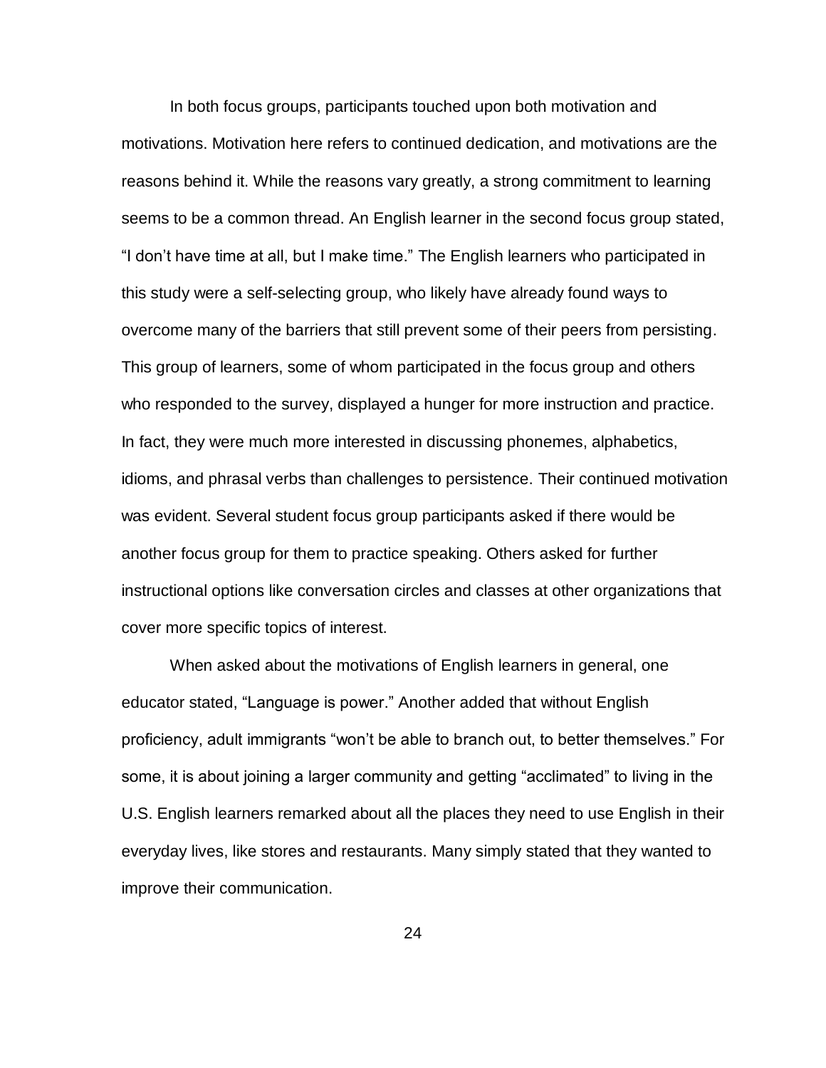In both focus groups, participants touched upon both motivation and motivations. Motivation here refers to continued dedication, and motivations are the reasons behind it. While the reasons vary greatly, a strong commitment to learning seems to be a common thread. An English learner in the second focus group stated, “I don’t have time at all, but I make time.” The English learners who participated in this study were a self-selecting group, who likely have already found ways to overcome many of the barriers that still prevent some of their peers from persisting. This group of learners, some of whom participated in the focus group and others who responded to the survey, displayed a hunger for more instruction and practice. In fact, they were much more interested in discussing phonemes, alphabetics, idioms, and phrasal verbs than challenges to persistence. Their continued motivation was evident. Several student focus group participants asked if there would be another focus group for them to practice speaking. Others asked for further instructional options like conversation circles and classes at other organizations that cover more specific topics of interest.

When asked about the motivations of English learners in general, one educator stated, “Language is power.” Another added that without English proficiency, adult immigrants “won’t be able to branch out, to better themselves.” For some, it is about joining a larger community and getting “acclimated” to living in the U.S. English learners remarked about all the places they need to use English in their everyday lives, like stores and restaurants. Many simply stated that they wanted to improve their communication.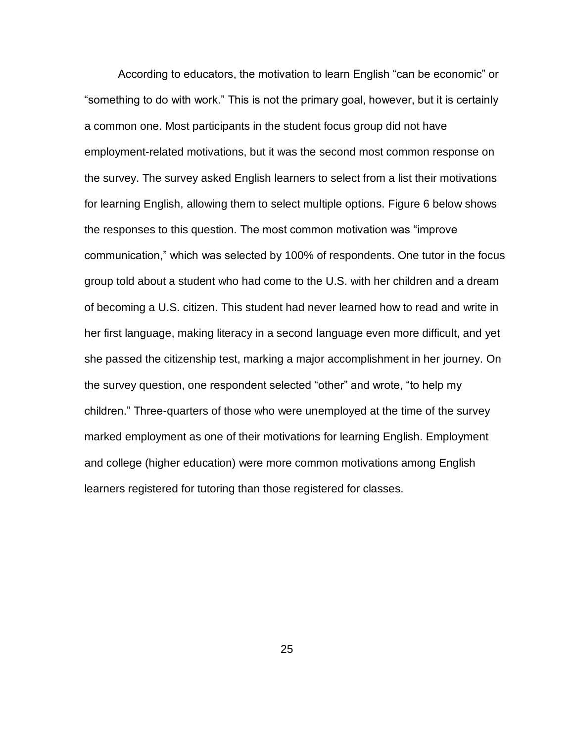According to educators, the motivation to learn English "can be economic" or "something to do with work." This is not the primary goal, however, but it is certainly a common one. Most participants in the student focus group did not have employment-related motivations, but it was the second most common response on the survey. The survey asked English learners to select from a list their motivations for learning English, allowing them to select multiple options. Figure 6 below shows the responses to this question. The most common motivation was "improve communication," which was selected by 100% of respondents. One tutor in the focus group told about a student who had come to the U.S. with her children and a dream of becoming a U.S. citizen. This student had never learned how to read and write in her first language, making literacy in a second language even more difficult, and yet she passed the citizenship test, marking a major accomplishment in her journey. On the survey question, one respondent selected "other" and wrote, "to help my children." Three-quarters of those who were unemployed at the time of the survey marked employment as one of their motivations for learning English. Employment and college (higher education) were more common motivations among English learners registered for tutoring than those registered for classes.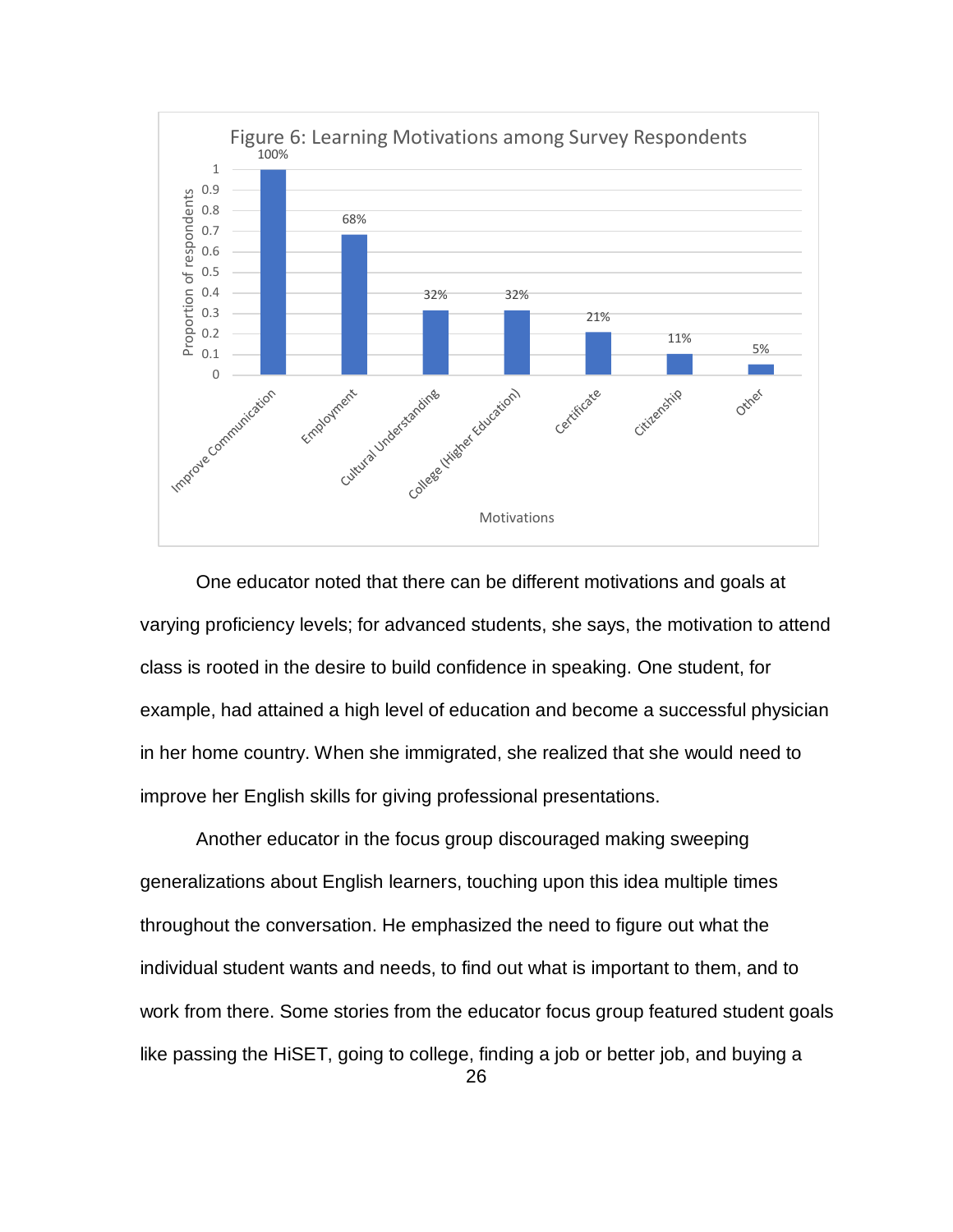Figure 6: Learning Motivations among Survey Respondents

| Motivations | Proportion of respondents |
|---|---|
| Improve Communication | 100% |
| Employment | 68% |
| Cultural Understanding | 32% |
| College (Higher Education) | 32% |
| Certificate | 21% |
| Citizenship | 11% |
| Other | 5% |

One educator noted that there can be different motivations and goals at varying proficiency levels; for advanced students, she says, the motivation to attend class is rooted in the desire to build confidence in speaking. One student, for example, had attained a high level of education and become a successful physician in her home country. When she immigrated, she realized that she would need to improve her English skills for giving professional presentations.

Another educator in the focus group discouraged making sweeping generalizations about English learners, touching upon this idea multiple times throughout the conversation. He emphasized the need to figure out what the individual student wants and needs, to find out what is important to them, and to work from there. Some stories from the educator focus group featured student goals like passing the HiSET, going to college, finding a job or better job, and buying a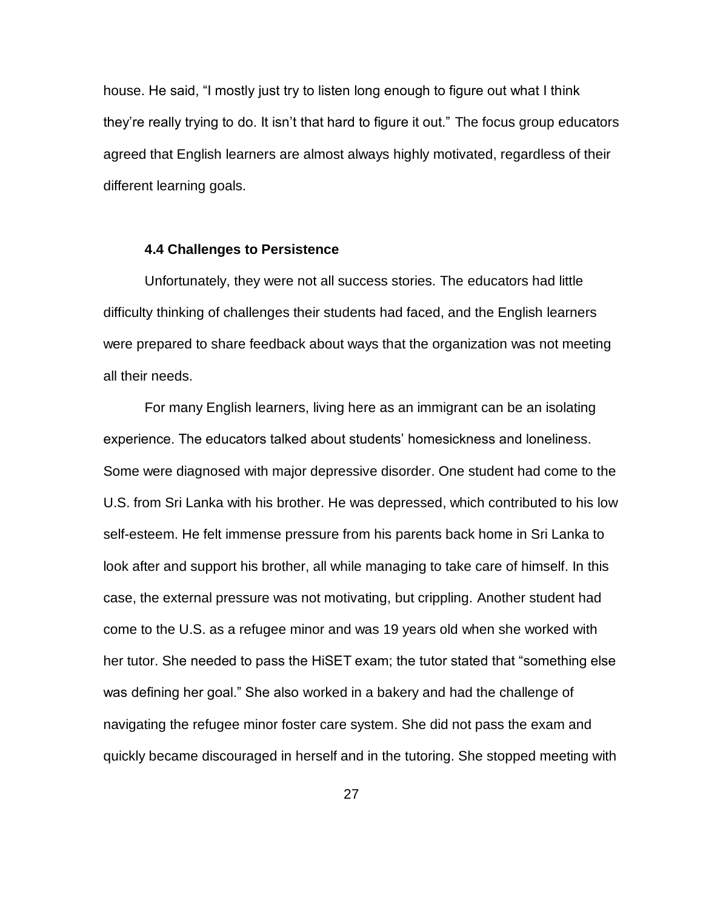house. He said, "I mostly just try to listen long enough to figure out what I think they're really trying to do. It isn't that hard to figure it out." The focus group educators agreed that English learners are almost always highly motivated, regardless of their different learning goals.

### 4.4 Challenges to Persistence

Unfortunately, they were not all success stories. The educators had little difficulty thinking of challenges their students had faced, and the English learners were prepared to share feedback about ways that the organization was not meeting all their needs.

For many English learners, living here as an immigrant can be an isolating experience. The educators talked about students' homesickness and loneliness. Some were diagnosed with major depressive disorder. One student had come to the U.S. from Sri Lanka with his brother. He was depressed, which contributed to his low self-esteem. He felt immense pressure from his parents back home in Sri Lanka to look after and support his brother, all while managing to take care of himself. In this case, the external pressure was not motivating, but crippling. Another student had come to the U.S. as a refugee minor and was 19 years old when she worked with her tutor. She needed to pass the HiSET exam; the tutor stated that "something else was defining her goal." She also worked in a bakery and had the challenge of navigating the refugee minor foster care system. She did not pass the exam and quickly became discouraged in herself and in the tutoring. She stopped meeting with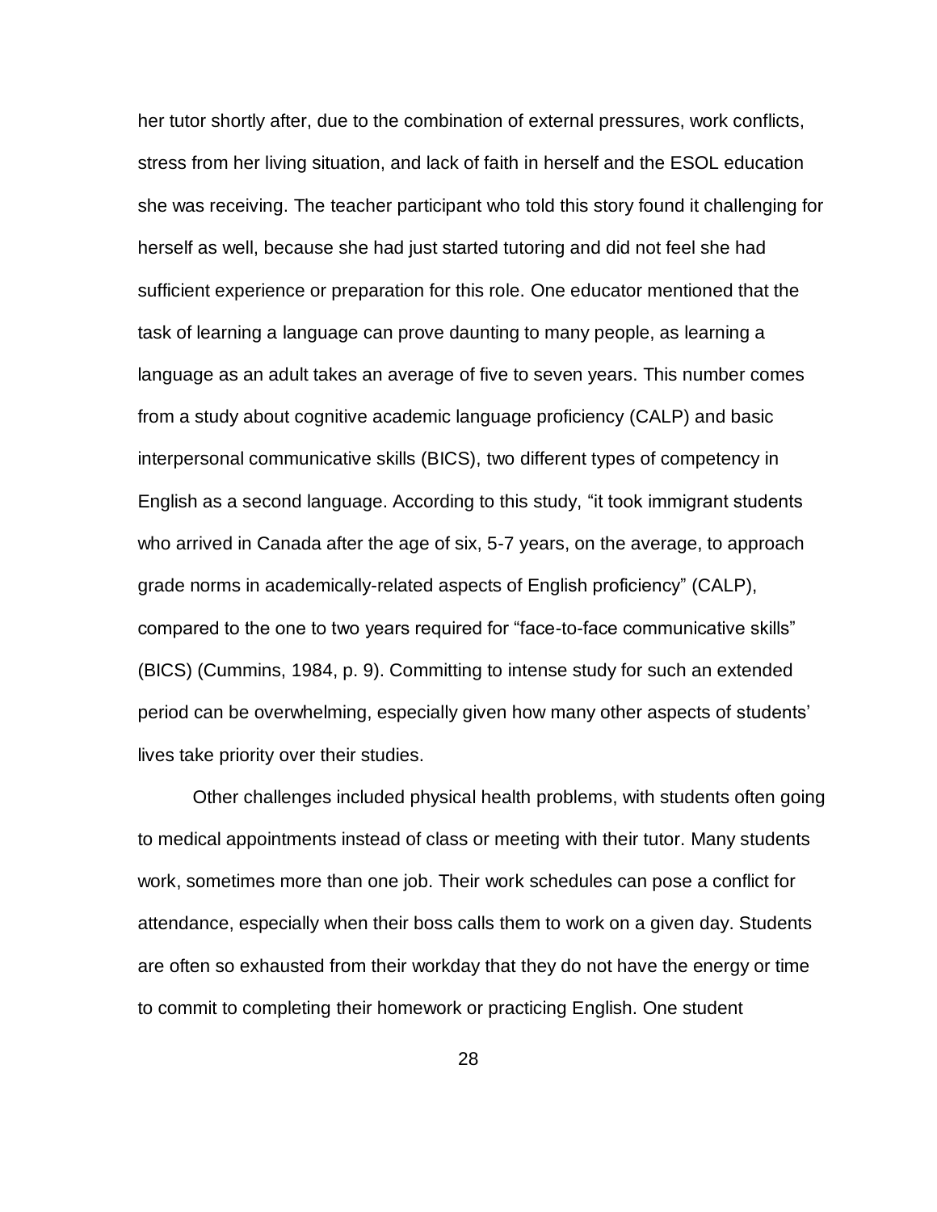her tutor shortly after, due to the combination of external pressures, work conflicts, stress from her living situation, and lack of faith in herself and the ESOL education she was receiving. The teacher participant who told this story found it challenging for herself as well, because she had just started tutoring and did not feel she had sufficient experience or preparation for this role. One educator mentioned that the task of learning a language can prove daunting to many people, as learning a language as an adult takes an average of five to seven years. This number comes from a study about cognitive academic language proficiency (CALP) and basic interpersonal communicative skills (BICS), two different types of competency in English as a second language. According to this study, "it took immigrant students who arrived in Canada after the age of six, 5-7 years, on the average, to approach grade norms in academically-related aspects of English proficiency" (CALP), compared to the one to two years required for "face-to-face communicative skills" (BICS) (Cummins, 1984, p. 9). Committing to intense study for such an extended period can be overwhelming, especially given how many other aspects of students' lives take priority over their studies.

Other challenges included physical health problems, with students often going to medical appointments instead of class or meeting with their tutor. Many students work, sometimes more than one job. Their work schedules can pose a conflict for attendance, especially when their boss calls them to work on a given day. Students are often so exhausted from their workday that they do not have the energy or time to commit to completing their homework or practicing English. One student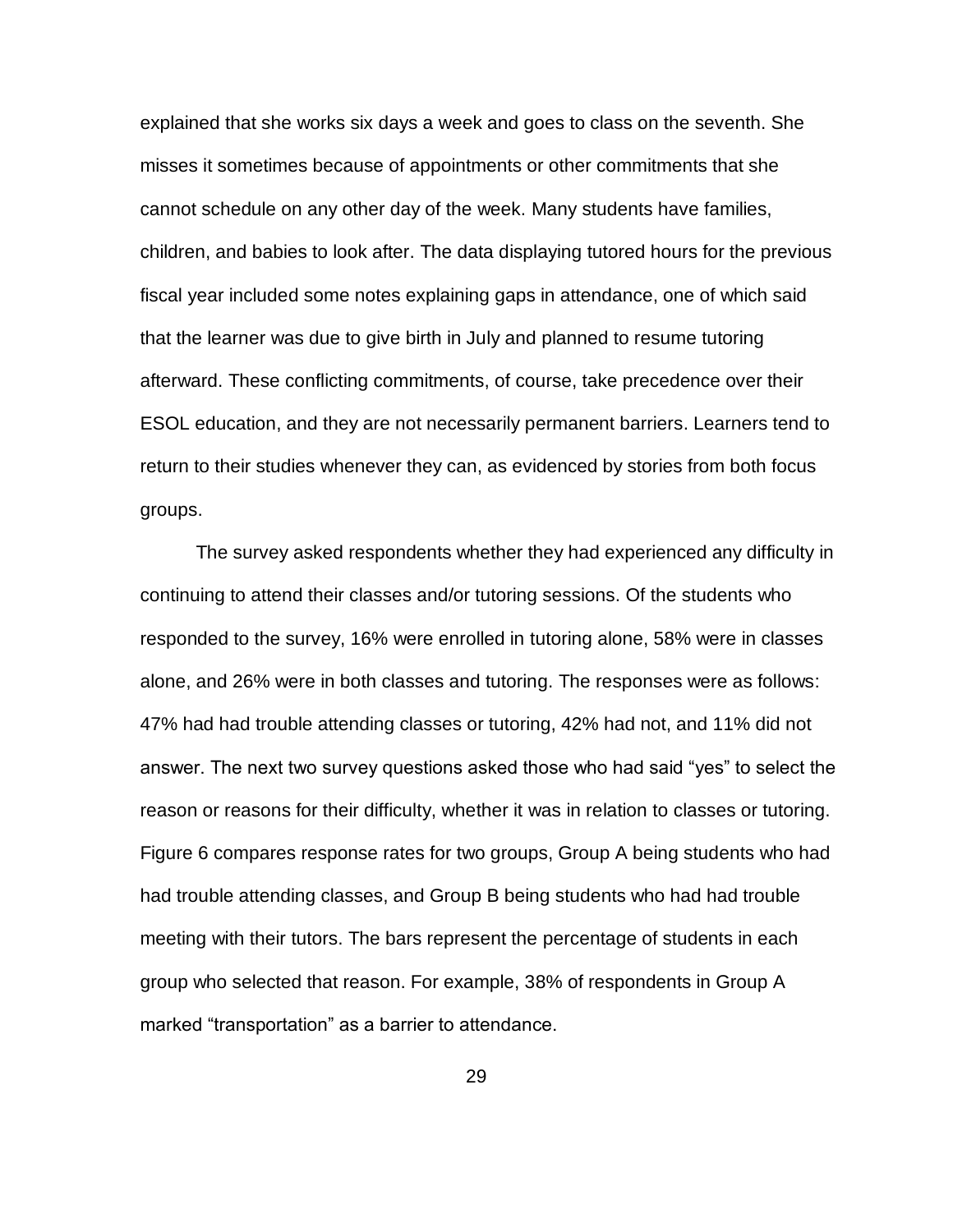explained that she works six days a week and goes to class on the seventh. She misses it sometimes because of appointments or other commitments that she cannot schedule on any other day of the week. Many students have families, children, and babies to look after. The data displaying tutored hours for the previous fiscal year included some notes explaining gaps in attendance, one of which said that the learner was due to give birth in July and planned to resume tutoring afterward. These conflicting commitments, of course, take precedence over their ESOL education, and they are not necessarily permanent barriers. Learners tend to return to their studies whenever they can, as evidenced by stories from both focus groups.

The survey asked respondents whether they had experienced any difficulty in continuing to attend their classes and/or tutoring sessions. Of the students who responded to the survey, 16% were enrolled in tutoring alone, 58% were in classes alone, and 26% were in both classes and tutoring. The responses were as follows: 47% had had trouble attending classes or tutoring, 42% had not, and 11% did not answer. The next two survey questions asked those who had said "yes" to select the reason or reasons for their difficulty, whether it was in relation to classes or tutoring. Figure 6 compares response rates for two groups, Group A being students who had had trouble attending classes, and Group B being students who had had trouble meeting with their tutors. The bars represent the percentage of students in each group who selected that reason. For example, 38% of respondents in Group A marked "transportation" as a barrier to attendance.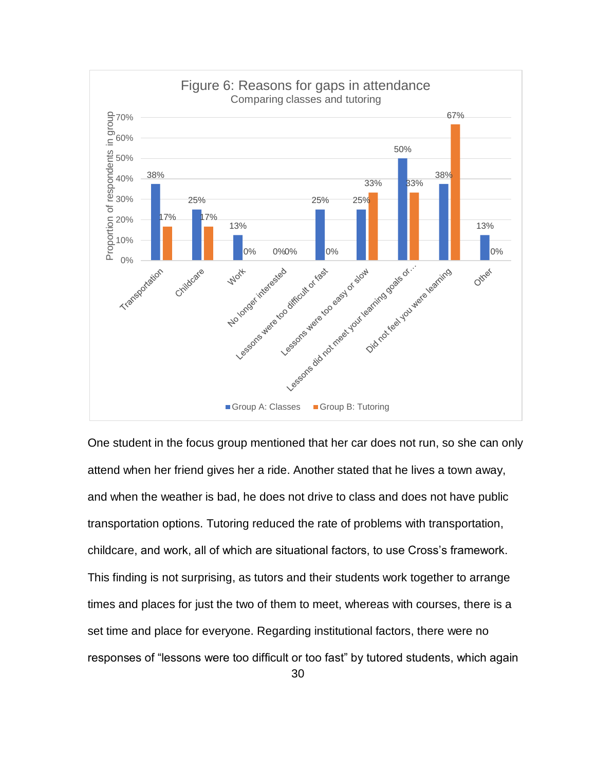Figure 6: Reasons for gaps in attendance

Comparing classes and tutoring

| Reason | Group A: Classes | Group B: Tutoring |
|---|---|---|
| Transportation | 38% | 17% |
| Childcare | 25% | 17% |
| Work | 13% | 0% |
| No longer interested | 0% | 0% |
| Lessons were too difficult or fast | 25% | 0% |
| Lessons were too easy or slow | 25% | 33% |
| Lessons did not meet your learning goals or… | 50% | 33% |
| Did not feel you were learning | 38% | 67% |
| Other | 13% | 0% |

Y-axis: Proportion of respondents in group

One student in the focus group mentioned that her car does not run, so she can only attend when her friend gives her a ride. Another stated that he lives a town away, and when the weather is bad, he does not drive to class and does not have public transportation options. Tutoring reduced the rate of problems with transportation, childcare, and work, all of which are situational factors, to use Cross's framework. This finding is not surprising, as tutors and their students work together to arrange times and places for just the two of them to meet, whereas with courses, there is a set time and place for everyone. Regarding institutional factors, there were no responses of "lessons were too difficult or too fast" by tutored students, which again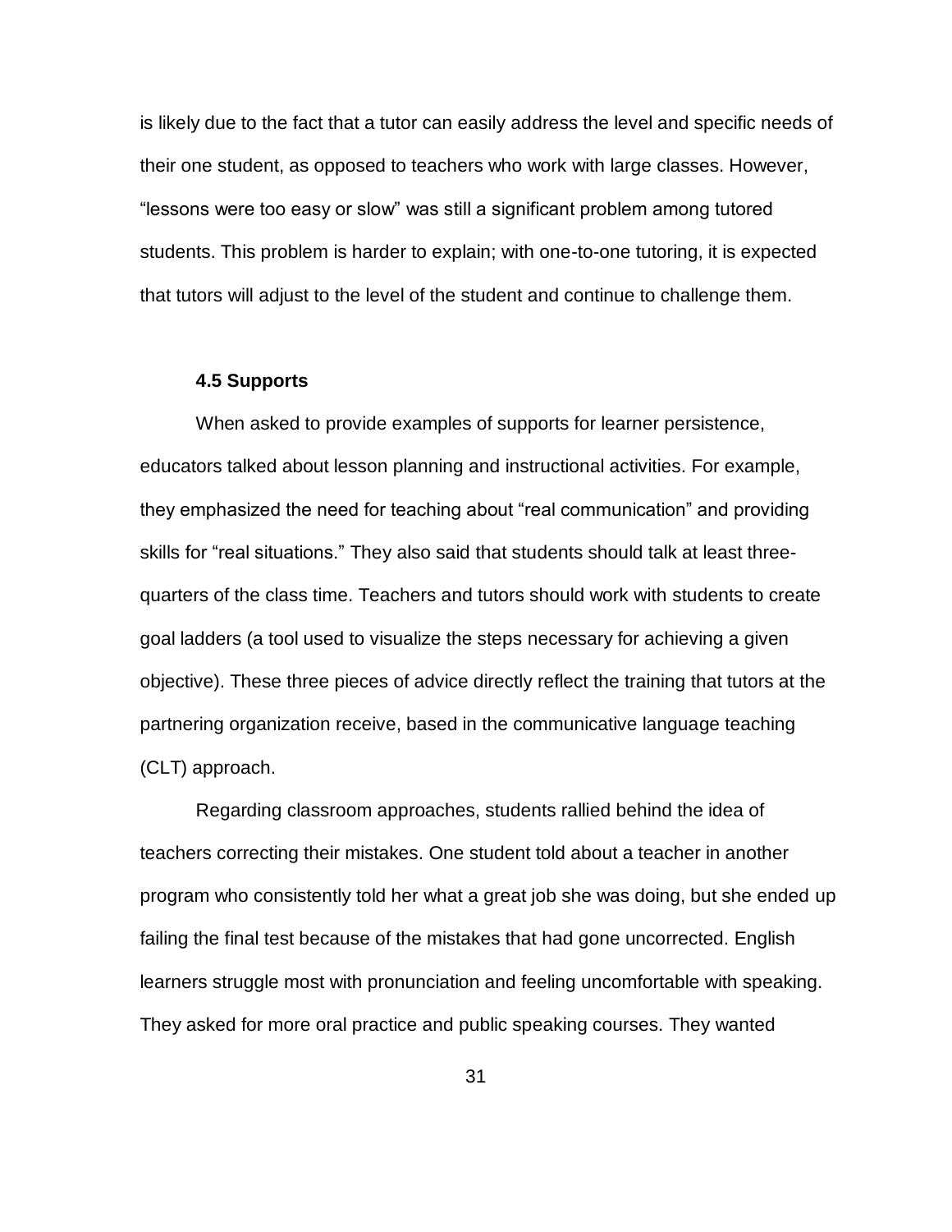is likely due to the fact that a tutor can easily address the level and specific needs of their one student, as opposed to teachers who work with large classes. However, “lessons were too easy or slow” was still a significant problem among tutored students. This problem is harder to explain; with one-to-one tutoring, it is expected that tutors will adjust to the level of the student and continue to challenge them.

### 4.5 Supports

When asked to provide examples of supports for learner persistence, educators talked about lesson planning and instructional activities. For example, they emphasized the need for teaching about “real communication” and providing skills for “real situations.” They also said that students should talk at least three-quarters of the class time. Teachers and tutors should work with students to create goal ladders (a tool used to visualize the steps necessary for achieving a given objective). These three pieces of advice directly reflect the training that tutors at the partnering organization receive, based in the communicative language teaching (CLT) approach.

Regarding classroom approaches, students rallied behind the idea of teachers correcting their mistakes. One student told about a teacher in another program who consistently told her what a great job she was doing, but she ended up failing the final test because of the mistakes that had gone uncorrected. English learners struggle most with pronunciation and feeling uncomfortable with speaking. They asked for more oral practice and public speaking courses. They wanted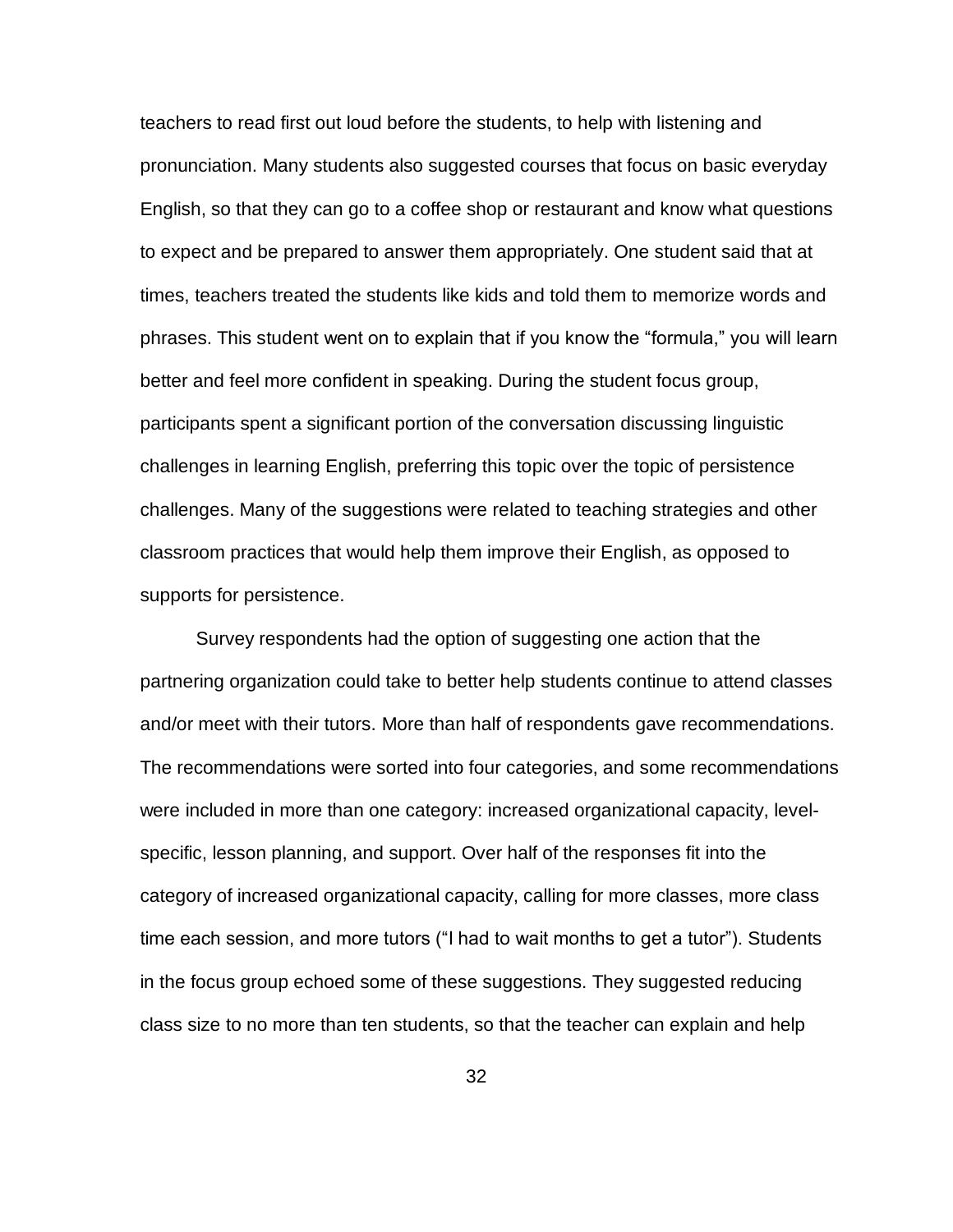teachers to read first out loud before the students, to help with listening and pronunciation. Many students also suggested courses that focus on basic everyday English, so that they can go to a coffee shop or restaurant and know what questions to expect and be prepared to answer them appropriately. One student said that at times, teachers treated the students like kids and told them to memorize words and phrases. This student went on to explain that if you know the "formula," you will learn better and feel more confident in speaking. During the student focus group, participants spent a significant portion of the conversation discussing linguistic challenges in learning English, preferring this topic over the topic of persistence challenges. Many of the suggestions were related to teaching strategies and other classroom practices that would help them improve their English, as opposed to supports for persistence.

Survey respondents had the option of suggesting one action that the partnering organization could take to better help students continue to attend classes and/or meet with their tutors. More than half of respondents gave recommendations. The recommendations were sorted into four categories, and some recommendations were included in more than one category: increased organizational capacity, level-specific, lesson planning, and support. Over half of the responses fit into the category of increased organizational capacity, calling for more classes, more class time each session, and more tutors ("I had to wait months to get a tutor"). Students in the focus group echoed some of these suggestions. They suggested reducing class size to no more than ten students, so that the teacher can explain and help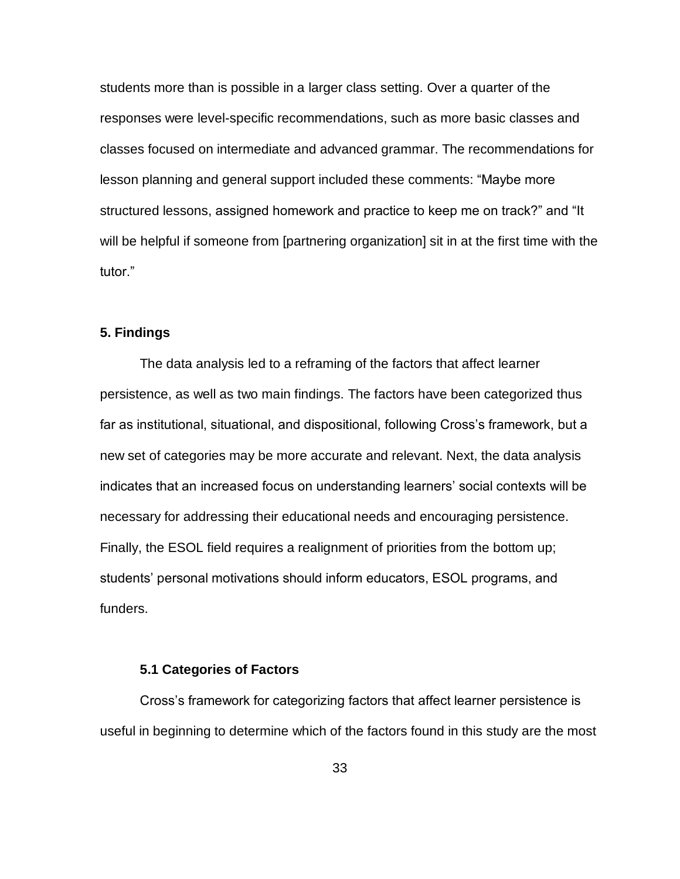students more than is possible in a larger class setting. Over a quarter of the responses were level-specific recommendations, such as more basic classes and classes focused on intermediate and advanced grammar. The recommendations for lesson planning and general support included these comments: “Maybe more structured lessons, assigned homework and practice to keep me on track?” and “It will be helpful if someone from [partnering organization] sit in at the first time with the tutor.”

## 5. Findings

The data analysis led to a reframing of the factors that affect learner persistence, as well as two main findings. The factors have been categorized thus far as institutional, situational, and dispositional, following Cross’s framework, but a new set of categories may be more accurate and relevant. Next, the data analysis indicates that an increased focus on understanding learners’ social contexts will be necessary for addressing their educational needs and encouraging persistence. Finally, the ESOL field requires a realignment of priorities from the bottom up; students’ personal motivations should inform educators, ESOL programs, and funders.

### 5.1 Categories of Factors

Cross’s framework for categorizing factors that affect learner persistence is useful in beginning to determine which of the factors found in this study are the most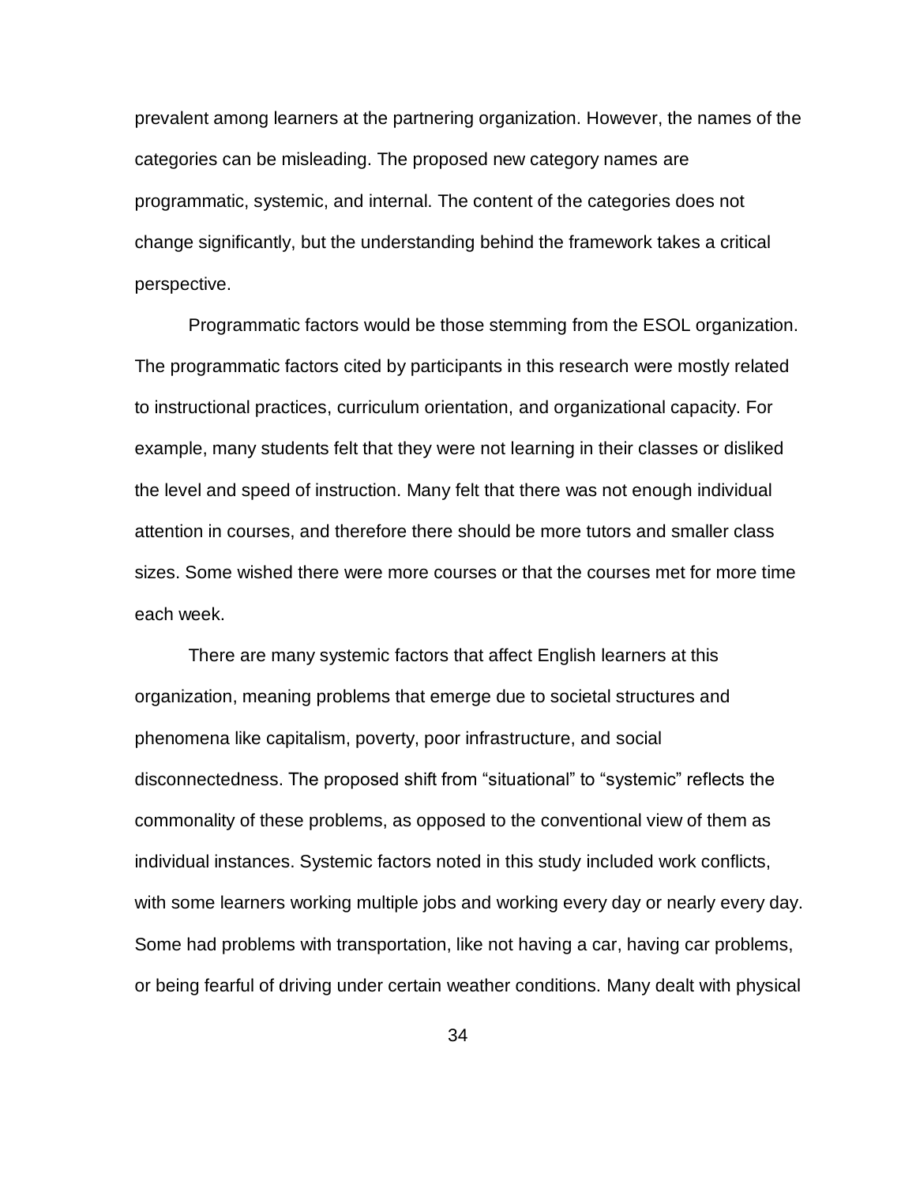prevalent among learners at the partnering organization. However, the names of the categories can be misleading. The proposed new category names are programmatic, systemic, and internal. The content of the categories does not change significantly, but the understanding behind the framework takes a critical perspective.

Programmatic factors would be those stemming from the ESOL organization. The programmatic factors cited by participants in this research were mostly related to instructional practices, curriculum orientation, and organizational capacity. For example, many students felt that they were not learning in their classes or disliked the level and speed of instruction. Many felt that there was not enough individual attention in courses, and therefore there should be more tutors and smaller class sizes. Some wished there were more courses or that the courses met for more time each week.

There are many systemic factors that affect English learners at this organization, meaning problems that emerge due to societal structures and phenomena like capitalism, poverty, poor infrastructure, and social disconnectedness. The proposed shift from “situational” to “systemic” reflects the commonality of these problems, as opposed to the conventional view of them as individual instances. Systemic factors noted in this study included work conflicts, with some learners working multiple jobs and working every day or nearly every day. Some had problems with transportation, like not having a car, having car problems, or being fearful of driving under certain weather conditions. Many dealt with physical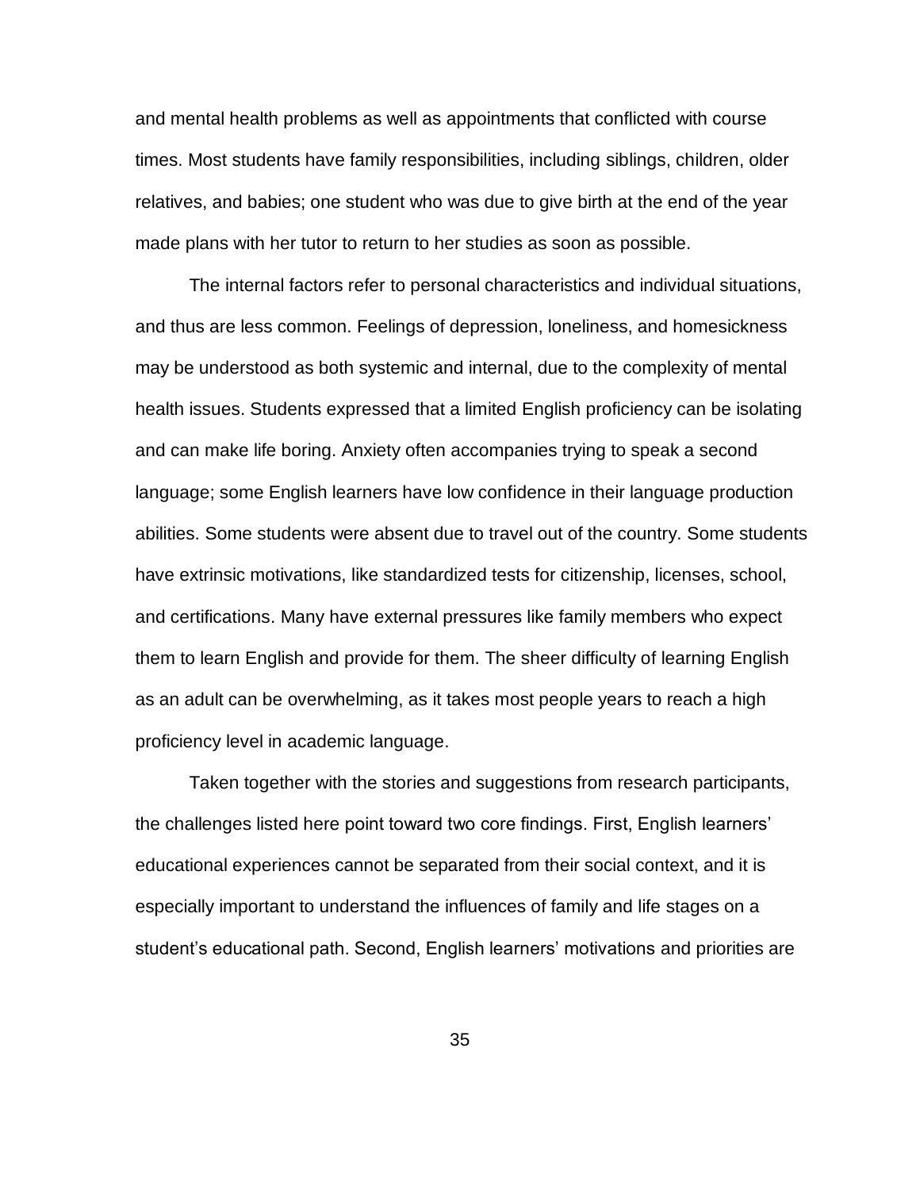and mental health problems as well as appointments that conflicted with course times. Most students have family responsibilities, including siblings, children, older relatives, and babies; one student who was due to give birth at the end of the year made plans with her tutor to return to her studies as soon as possible.

The internal factors refer to personal characteristics and individual situations, and thus are less common. Feelings of depression, loneliness, and homesickness may be understood as both systemic and internal, due to the complexity of mental health issues. Students expressed that a limited English proficiency can be isolating and can make life boring. Anxiety often accompanies trying to speak a second language; some English learners have low confidence in their language production abilities. Some students were absent due to travel out of the country. Some students have extrinsic motivations, like standardized tests for citizenship, licenses, school, and certifications. Many have external pressures like family members who expect them to learn English and provide for them. The sheer difficulty of learning English as an adult can be overwhelming, as it takes most people years to reach a high proficiency level in academic language.

Taken together with the stories and suggestions from research participants, the challenges listed here point toward two core findings. First, English learners' educational experiences cannot be separated from their social context, and it is especially important to understand the influences of family and life stages on a student's educational path. Second, English learners' motivations and priorities are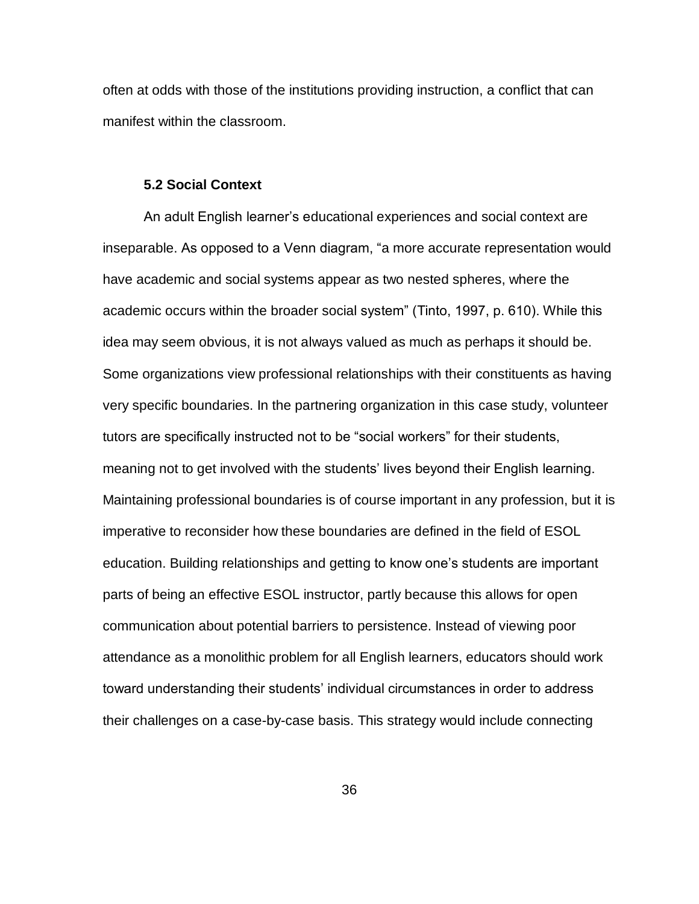often at odds with those of the institutions providing instruction, a conflict that can manifest within the classroom.

### 5.2 Social Context

An adult English learner's educational experiences and social context are inseparable. As opposed to a Venn diagram, "a more accurate representation would have academic and social systems appear as two nested spheres, where the academic occurs within the broader social system" (Tinto, 1997, p. 610). While this idea may seem obvious, it is not always valued as much as perhaps it should be. Some organizations view professional relationships with their constituents as having very specific boundaries. In the partnering organization in this case study, volunteer tutors are specifically instructed not to be "social workers" for their students, meaning not to get involved with the students' lives beyond their English learning. Maintaining professional boundaries is of course important in any profession, but it is imperative to reconsider how these boundaries are defined in the field of ESOL education. Building relationships and getting to know one's students are important parts of being an effective ESOL instructor, partly because this allows for open communication about potential barriers to persistence. Instead of viewing poor attendance as a monolithic problem for all English learners, educators should work toward understanding their students' individual circumstances in order to address their challenges on a case-by-case basis. This strategy would include connecting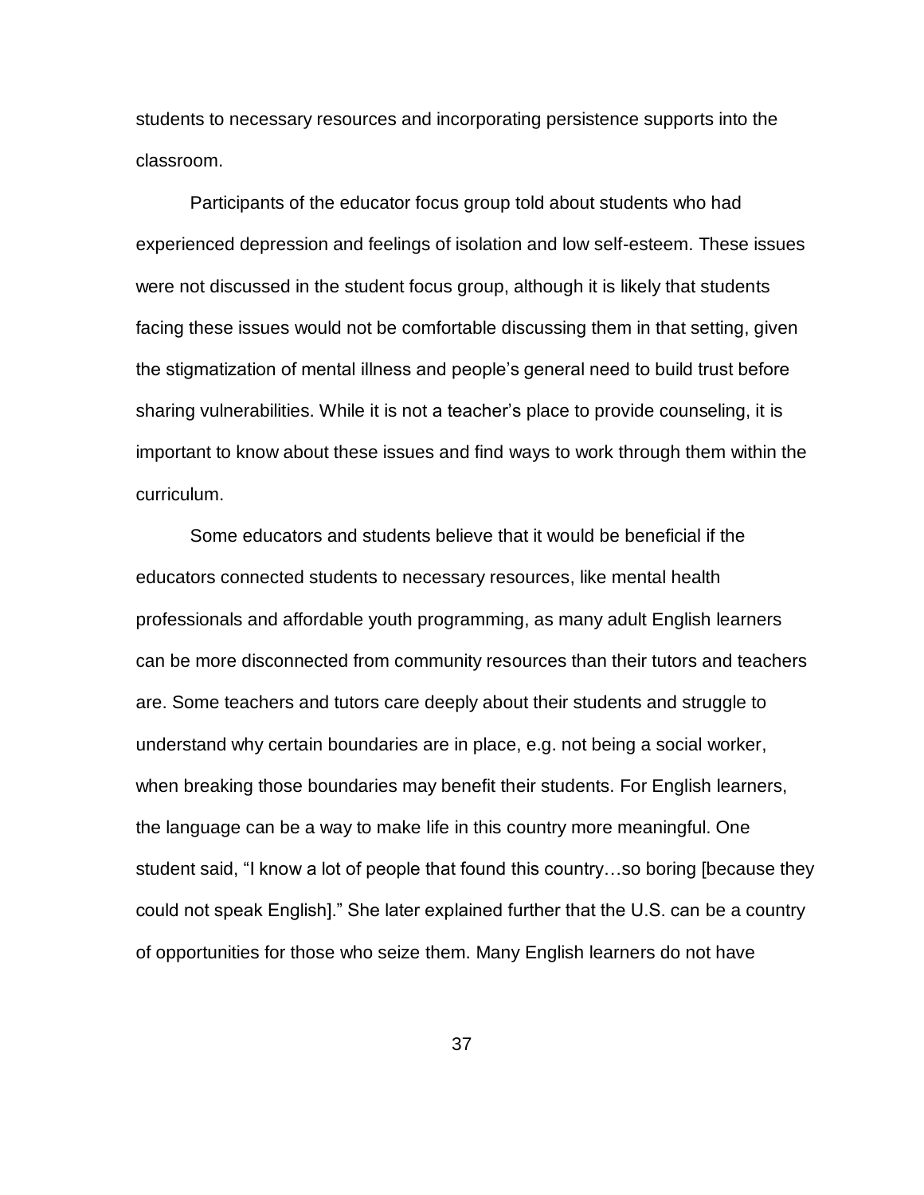students to necessary resources and incorporating persistence supports into the classroom.

Participants of the educator focus group told about students who had experienced depression and feelings of isolation and low self-esteem. These issues were not discussed in the student focus group, although it is likely that students facing these issues would not be comfortable discussing them in that setting, given the stigmatization of mental illness and people's general need to build trust before sharing vulnerabilities. While it is not a teacher's place to provide counseling, it is important to know about these issues and find ways to work through them within the curriculum.

Some educators and students believe that it would be beneficial if the educators connected students to necessary resources, like mental health professionals and affordable youth programming, as many adult English learners can be more disconnected from community resources than their tutors and teachers are. Some teachers and tutors care deeply about their students and struggle to understand why certain boundaries are in place, e.g. not being a social worker, when breaking those boundaries may benefit their students. For English learners, the language can be a way to make life in this country more meaningful. One student said, "I know a lot of people that found this country…so boring [because they could not speak English]." She later explained further that the U.S. can be a country of opportunities for those who seize them. Many English learners do not have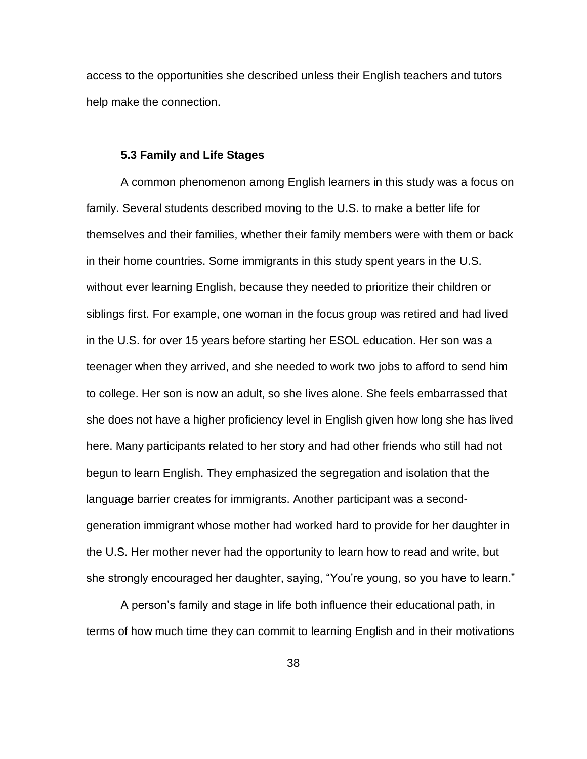access to the opportunities she described unless their English teachers and tutors help make the connection.

### 5.3 Family and Life Stages

A common phenomenon among English learners in this study was a focus on family. Several students described moving to the U.S. to make a better life for themselves and their families, whether their family members were with them or back in their home countries. Some immigrants in this study spent years in the U.S. without ever learning English, because they needed to prioritize their children or siblings first. For example, one woman in the focus group was retired and had lived in the U.S. for over 15 years before starting her ESOL education. Her son was a teenager when they arrived, and she needed to work two jobs to afford to send him to college. Her son is now an adult, so she lives alone. She feels embarrassed that she does not have a higher proficiency level in English given how long she has lived here. Many participants related to her story and had other friends who still had not begun to learn English. They emphasized the segregation and isolation that the language barrier creates for immigrants. Another participant was a second-generation immigrant whose mother had worked hard to provide for her daughter in the U.S. Her mother never had the opportunity to learn how to read and write, but she strongly encouraged her daughter, saying, "You're young, so you have to learn."

A person's family and stage in life both influence their educational path, in terms of how much time they can commit to learning English and in their motivations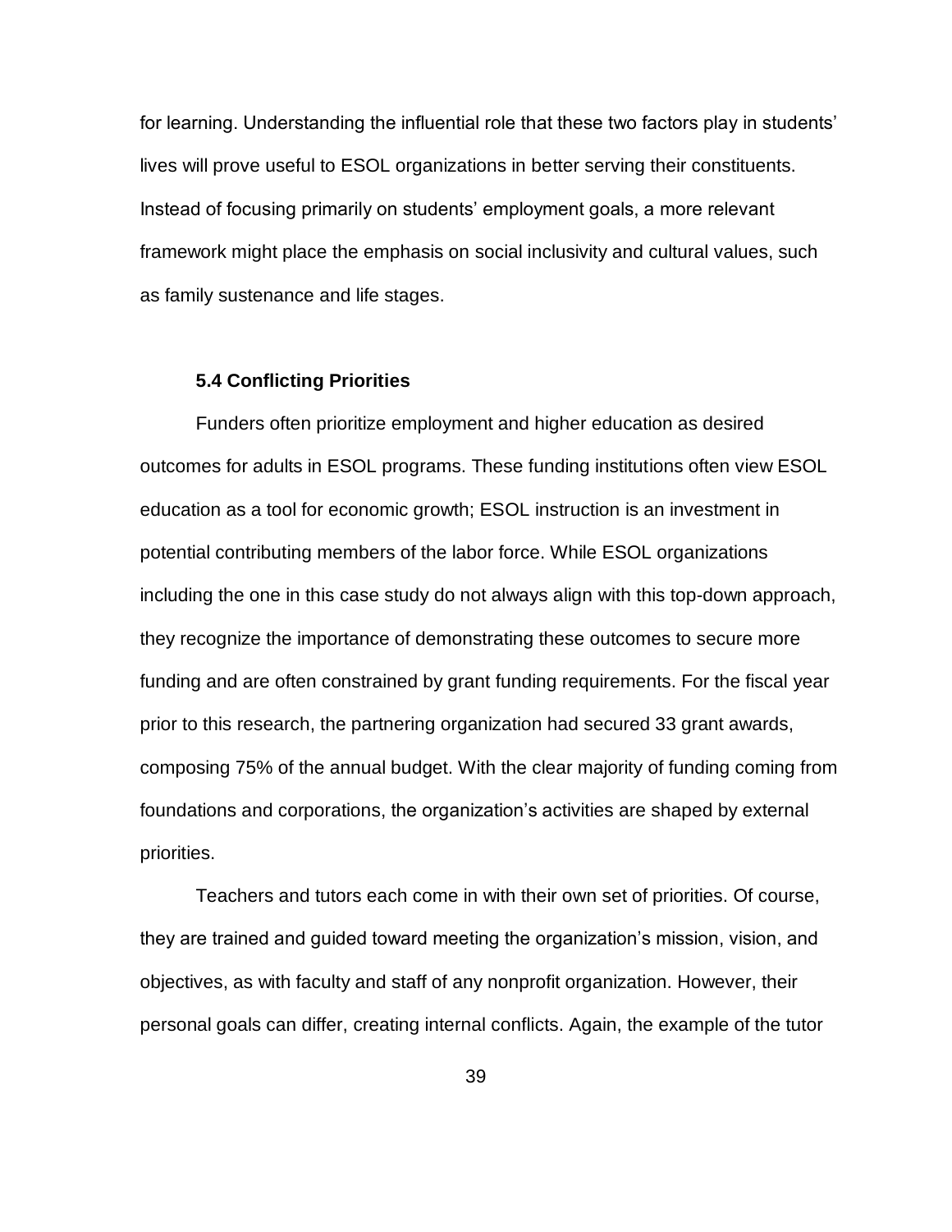for learning. Understanding the influential role that these two factors play in students' lives will prove useful to ESOL organizations in better serving their constituents. Instead of focusing primarily on students' employment goals, a more relevant framework might place the emphasis on social inclusivity and cultural values, such as family sustenance and life stages.

### 5.4 Conflicting Priorities

Funders often prioritize employment and higher education as desired outcomes for adults in ESOL programs. These funding institutions often view ESOL education as a tool for economic growth; ESOL instruction is an investment in potential contributing members of the labor force. While ESOL organizations including the one in this case study do not always align with this top-down approach, they recognize the importance of demonstrating these outcomes to secure more funding and are often constrained by grant funding requirements. For the fiscal year prior to this research, the partnering organization had secured 33 grant awards, composing 75% of the annual budget. With the clear majority of funding coming from foundations and corporations, the organization's activities are shaped by external priorities.

Teachers and tutors each come in with their own set of priorities. Of course, they are trained and guided toward meeting the organization's mission, vision, and objectives, as with faculty and staff of any nonprofit organization. However, their personal goals can differ, creating internal conflicts. Again, the example of the tutor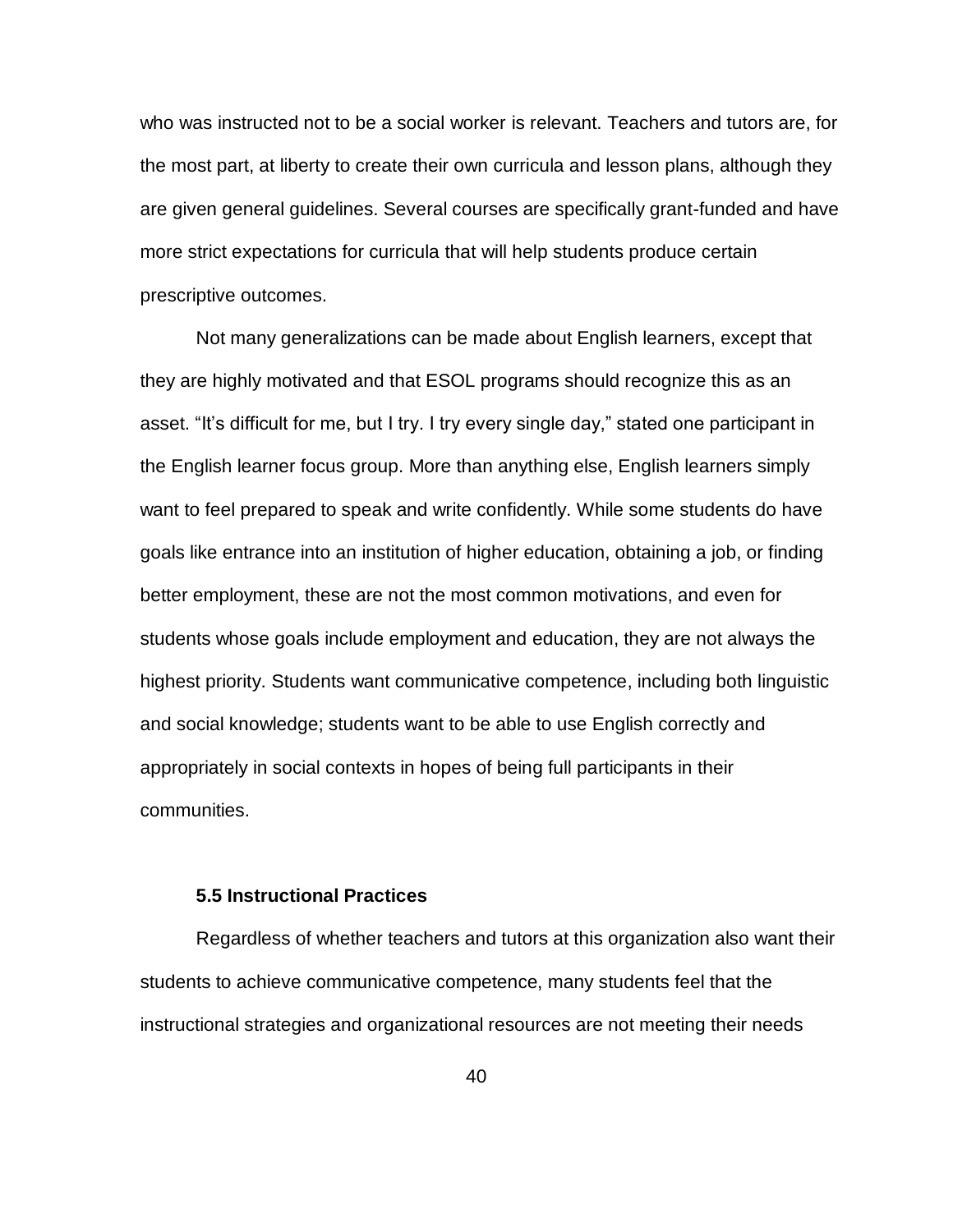who was instructed not to be a social worker is relevant. Teachers and tutors are, for the most part, at liberty to create their own curricula and lesson plans, although they are given general guidelines. Several courses are specifically grant-funded and have more strict expectations for curricula that will help students produce certain prescriptive outcomes.

Not many generalizations can be made about English learners, except that they are highly motivated and that ESOL programs should recognize this as an asset. “It’s difficult for me, but I try. I try every single day,” stated one participant in the English learner focus group. More than anything else, English learners simply want to feel prepared to speak and write confidently. While some students do have goals like entrance into an institution of higher education, obtaining a job, or finding better employment, these are not the most common motivations, and even for students whose goals include employment and education, they are not always the highest priority. Students want communicative competence, including both linguistic and social knowledge; students want to be able to use English correctly and appropriately in social contexts in hopes of being full participants in their communities.

### 5.5 Instructional Practices

Regardless of whether teachers and tutors at this organization also want their students to achieve communicative competence, many students feel that the instructional strategies and organizational resources are not meeting their needs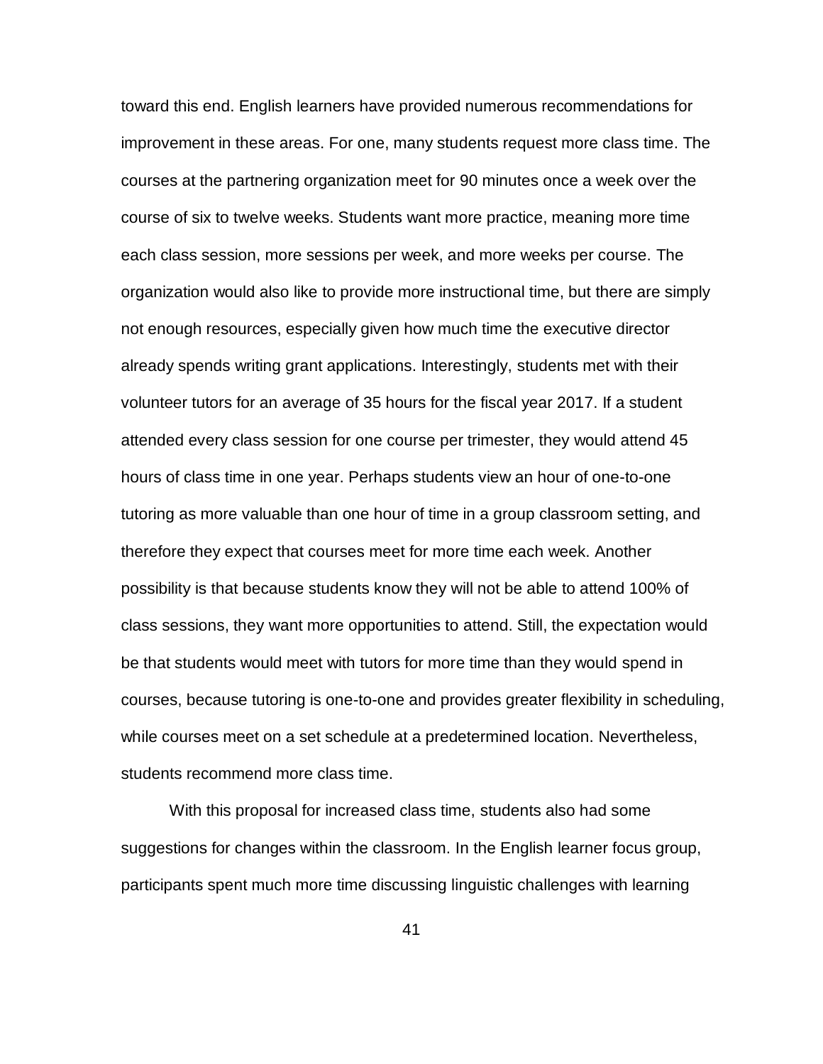toward this end. English learners have provided numerous recommendations for improvement in these areas. For one, many students request more class time. The courses at the partnering organization meet for 90 minutes once a week over the course of six to twelve weeks. Students want more practice, meaning more time each class session, more sessions per week, and more weeks per course. The organization would also like to provide more instructional time, but there are simply not enough resources, especially given how much time the executive director already spends writing grant applications. Interestingly, students met with their volunteer tutors for an average of 35 hours for the fiscal year 2017. If a student attended every class session for one course per trimester, they would attend 45 hours of class time in one year. Perhaps students view an hour of one-to-one tutoring as more valuable than one hour of time in a group classroom setting, and therefore they expect that courses meet for more time each week. Another possibility is that because students know they will not be able to attend 100% of class sessions, they want more opportunities to attend. Still, the expectation would be that students would meet with tutors for more time than they would spend in courses, because tutoring is one-to-one and provides greater flexibility in scheduling, while courses meet on a set schedule at a predetermined location. Nevertheless, students recommend more class time.

With this proposal for increased class time, students also had some suggestions for changes within the classroom. In the English learner focus group, participants spent much more time discussing linguistic challenges with learning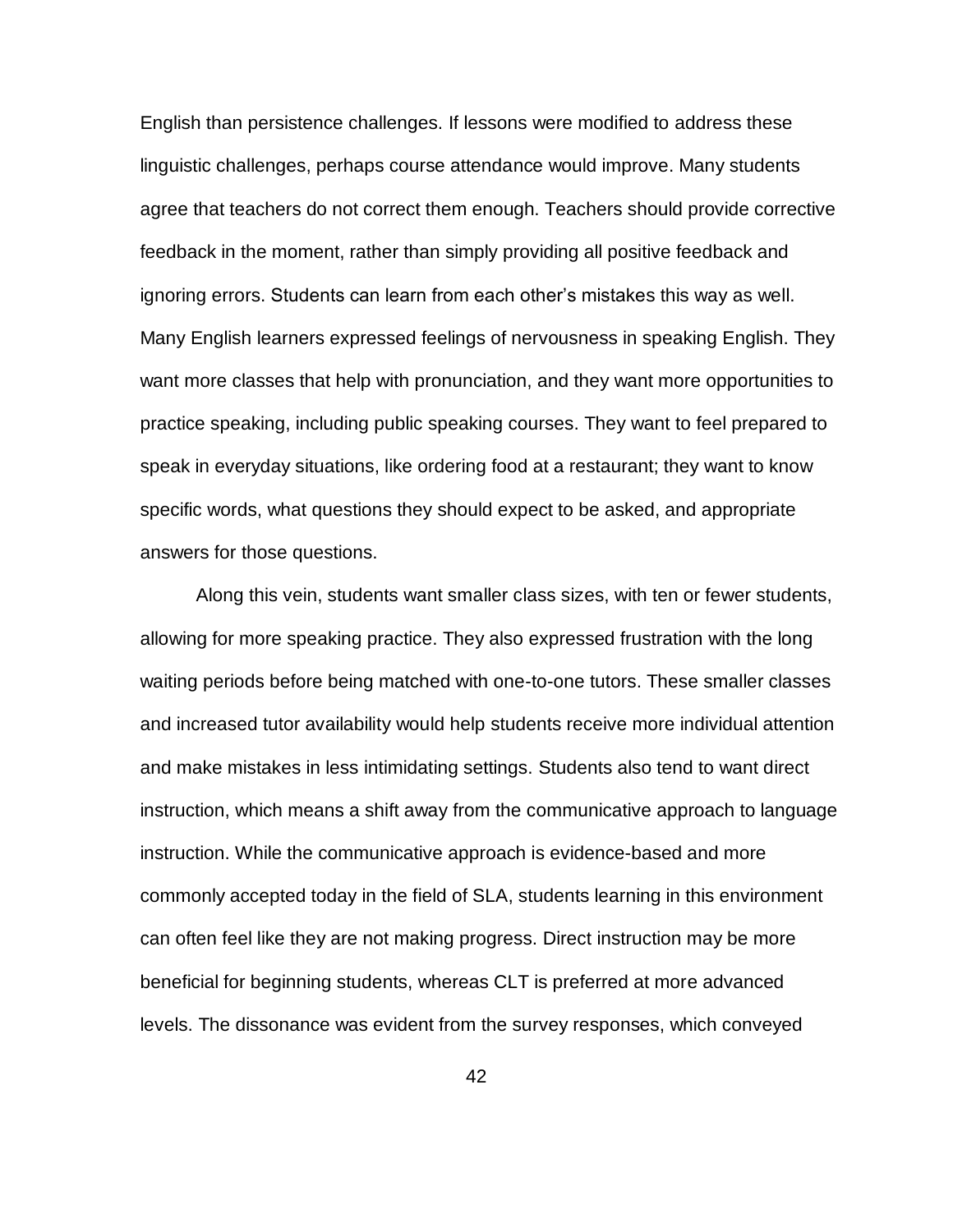English than persistence challenges. If lessons were modified to address these linguistic challenges, perhaps course attendance would improve. Many students agree that teachers do not correct them enough. Teachers should provide corrective feedback in the moment, rather than simply providing all positive feedback and ignoring errors. Students can learn from each other's mistakes this way as well. Many English learners expressed feelings of nervousness in speaking English. They want more classes that help with pronunciation, and they want more opportunities to practice speaking, including public speaking courses. They want to feel prepared to speak in everyday situations, like ordering food at a restaurant; they want to know specific words, what questions they should expect to be asked, and appropriate answers for those questions.

Along this vein, students want smaller class sizes, with ten or fewer students, allowing for more speaking practice. They also expressed frustration with the long waiting periods before being matched with one-to-one tutors. These smaller classes and increased tutor availability would help students receive more individual attention and make mistakes in less intimidating settings. Students also tend to want direct instruction, which means a shift away from the communicative approach to language instruction. While the communicative approach is evidence-based and more commonly accepted today in the field of SLA, students learning in this environment can often feel like they are not making progress. Direct instruction may be more beneficial for beginning students, whereas CLT is preferred at more advanced levels. The dissonance was evident from the survey responses, which conveyed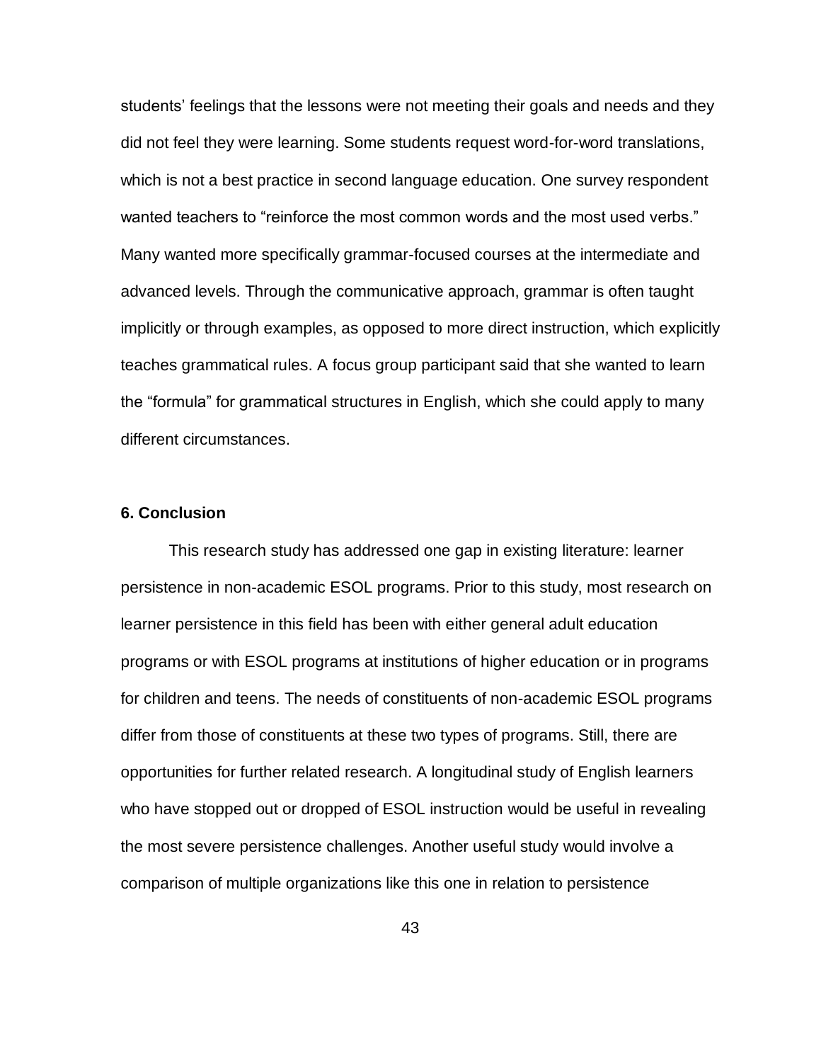students' feelings that the lessons were not meeting their goals and needs and they did not feel they were learning. Some students request word-for-word translations, which is not a best practice in second language education. One survey respondent wanted teachers to "reinforce the most common words and the most used verbs." Many wanted more specifically grammar-focused courses at the intermediate and advanced levels. Through the communicative approach, grammar is often taught implicitly or through examples, as opposed to more direct instruction, which explicitly teaches grammatical rules. A focus group participant said that she wanted to learn the "formula" for grammatical structures in English, which she could apply to many different circumstances.

### 6. Conclusion

This research study has addressed one gap in existing literature: learner persistence in non-academic ESOL programs. Prior to this study, most research on learner persistence in this field has been with either general adult education programs or with ESOL programs at institutions of higher education or in programs for children and teens. The needs of constituents of non-academic ESOL programs differ from those of constituents at these two types of programs. Still, there are opportunities for further related research. A longitudinal study of English learners who have stopped out or dropped of ESOL instruction would be useful in revealing the most severe persistence challenges. Another useful study would involve a comparison of multiple organizations like this one in relation to persistence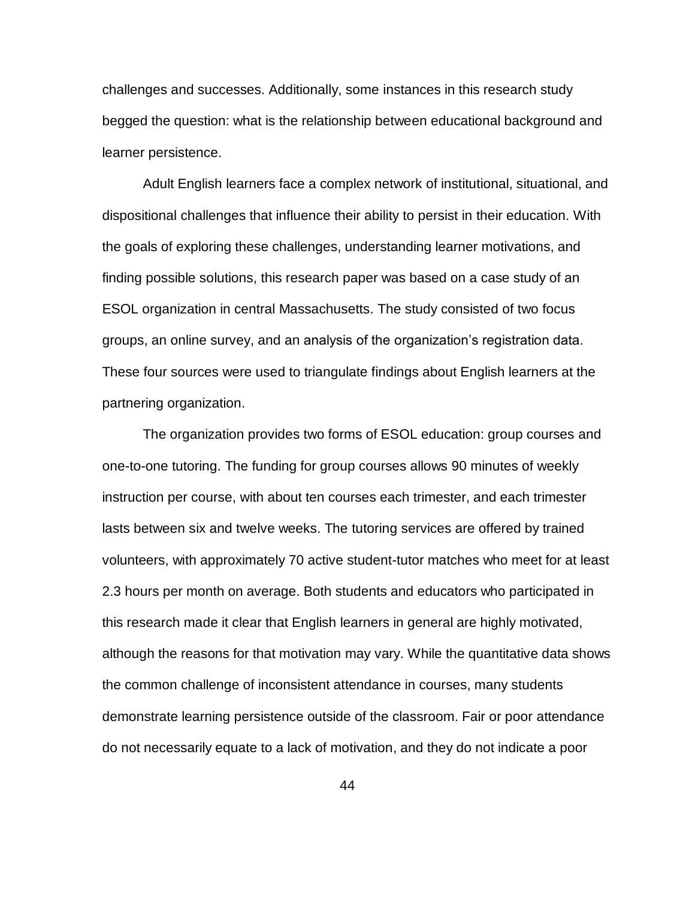challenges and successes. Additionally, some instances in this research study begged the question: what is the relationship between educational background and learner persistence.

Adult English learners face a complex network of institutional, situational, and dispositional challenges that influence their ability to persist in their education. With the goals of exploring these challenges, understanding learner motivations, and finding possible solutions, this research paper was based on a case study of an ESOL organization in central Massachusetts. The study consisted of two focus groups, an online survey, and an analysis of the organization's registration data. These four sources were used to triangulate findings about English learners at the partnering organization.

The organization provides two forms of ESOL education: group courses and one-to-one tutoring. The funding for group courses allows 90 minutes of weekly instruction per course, with about ten courses each trimester, and each trimester lasts between six and twelve weeks. The tutoring services are offered by trained volunteers, with approximately 70 active student-tutor matches who meet for at least 2.3 hours per month on average. Both students and educators who participated in this research made it clear that English learners in general are highly motivated, although the reasons for that motivation may vary. While the quantitative data shows the common challenge of inconsistent attendance in courses, many students demonstrate learning persistence outside of the classroom. Fair or poor attendance do not necessarily equate to a lack of motivation, and they do not indicate a poor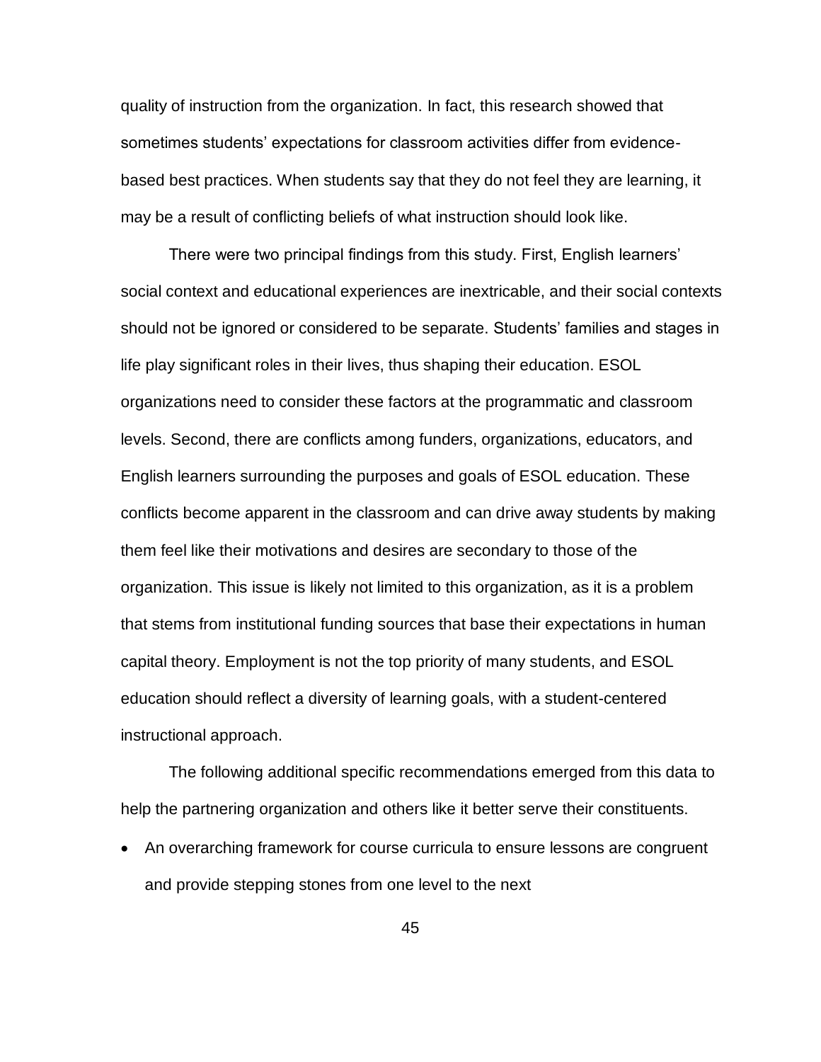quality of instruction from the organization. In fact, this research showed that sometimes students' expectations for classroom activities differ from evidence-based best practices. When students say that they do not feel they are learning, it may be a result of conflicting beliefs of what instruction should look like.

There were two principal findings from this study. First, English learners' social context and educational experiences are inextricable, and their social contexts should not be ignored or considered to be separate. Students' families and stages in life play significant roles in their lives, thus shaping their education. ESOL organizations need to consider these factors at the programmatic and classroom levels. Second, there are conflicts among funders, organizations, educators, and English learners surrounding the purposes and goals of ESOL education. These conflicts become apparent in the classroom and can drive away students by making them feel like their motivations and desires are secondary to those of the organization. This issue is likely not limited to this organization, as it is a problem that stems from institutional funding sources that base their expectations in human capital theory. Employment is not the top priority of many students, and ESOL education should reflect a diversity of learning goals, with a student-centered instructional approach.

The following additional specific recommendations emerged from this data to help the partnering organization and others like it better serve their constituents.

- An overarching framework for course curricula to ensure lessons are congruent and provide stepping stones from one level to the next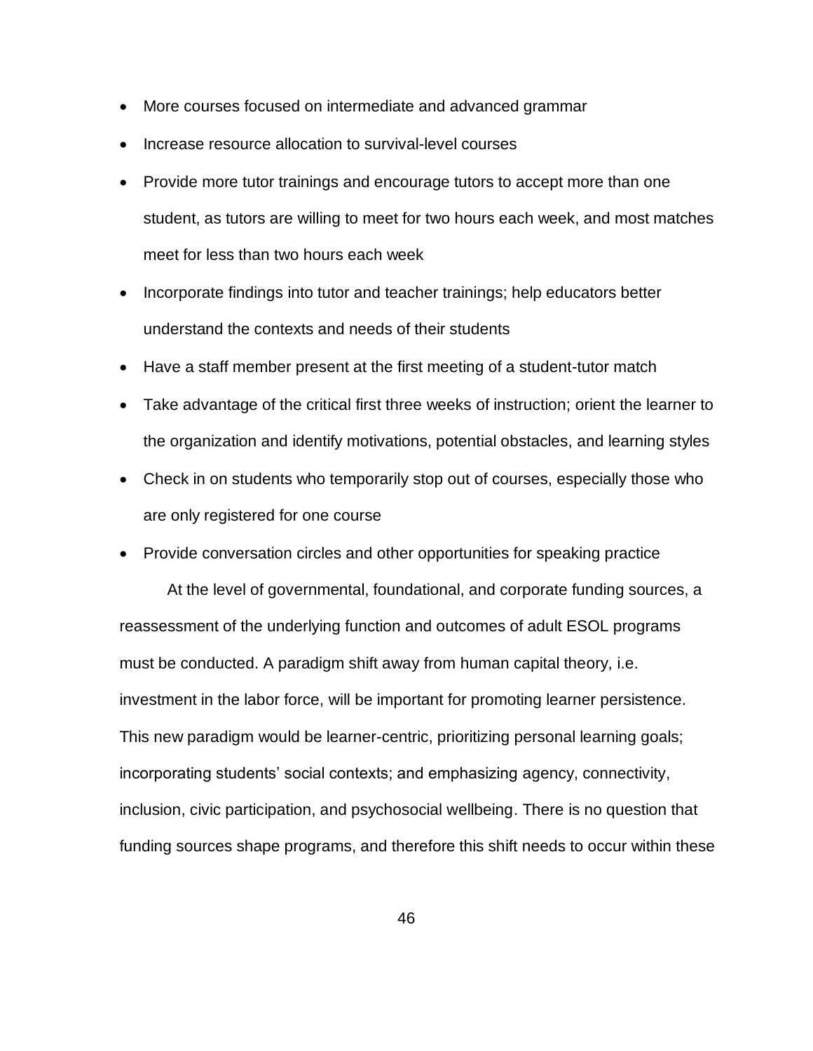- More courses focused on intermediate and advanced grammar
- Increase resource allocation to survival-level courses
- Provide more tutor trainings and encourage tutors to accept more than one student, as tutors are willing to meet for two hours each week, and most matches meet for less than two hours each week
- Incorporate findings into tutor and teacher trainings; help educators better understand the contexts and needs of their students
- Have a staff member present at the first meeting of a student-tutor match
- Take advantage of the critical first three weeks of instruction; orient the learner to the organization and identify motivations, potential obstacles, and learning styles
- Check in on students who temporarily stop out of courses, especially those who are only registered for one course
- Provide conversation circles and other opportunities for speaking practice

At the level of governmental, foundational, and corporate funding sources, a reassessment of the underlying function and outcomes of adult ESOL programs must be conducted. A paradigm shift away from human capital theory, i.e. investment in the labor force, will be important for promoting learner persistence. This new paradigm would be learner-centric, prioritizing personal learning goals; incorporating students' social contexts; and emphasizing agency, connectivity, inclusion, civic participation, and psychosocial wellbeing. There is no question that funding sources shape programs, and therefore this shift needs to occur within these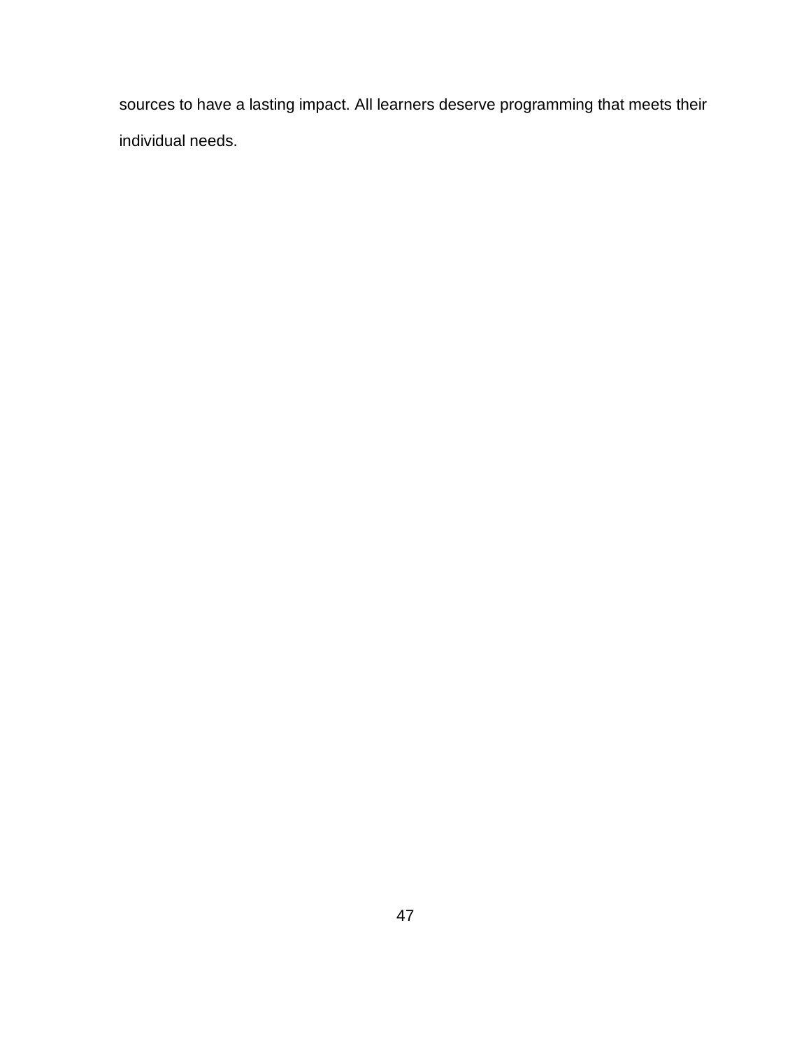sources to have a lasting impact. All learners deserve programming that meets their individual needs.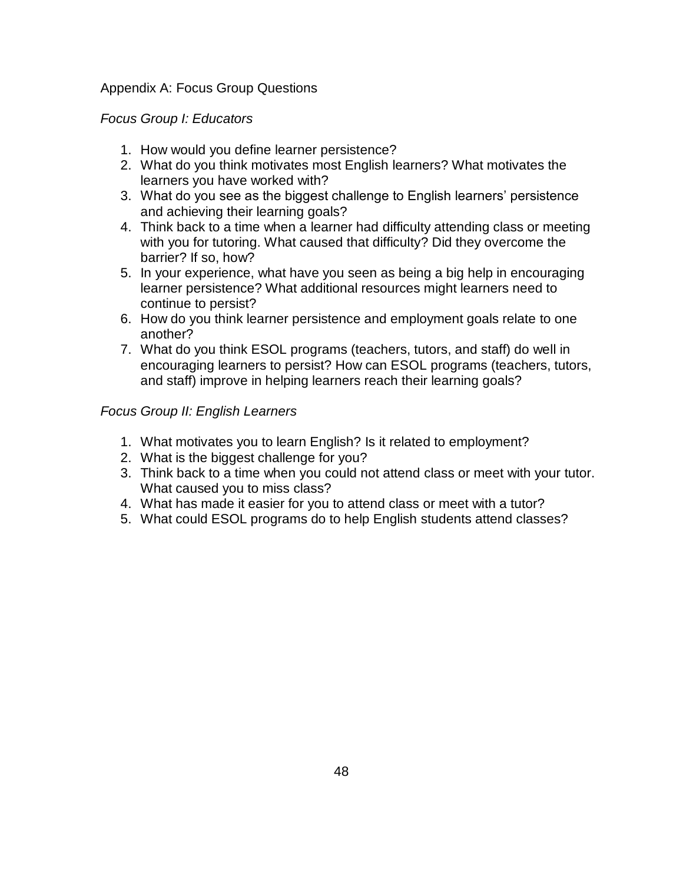# Appendix A: Focus Group Questions

*Focus Group I: Educators*

1. How would you define learner persistence?
2. What do you think motivates most English learners? What motivates the learners you have worked with?
3. What do you see as the biggest challenge to English learners' persistence and achieving their learning goals?
4. Think back to a time when a learner had difficulty attending class or meeting with you for tutoring. What caused that difficulty? Did they overcome the barrier? If so, how?
5. In your experience, what have you seen as being a big help in encouraging learner persistence? What additional resources might learners need to continue to persist?
6. How do you think learner persistence and employment goals relate to one another?
7. What do you think ESOL programs (teachers, tutors, and staff) do well in encouraging learners to persist? How can ESOL programs (teachers, tutors, and staff) improve in helping learners reach their learning goals?

*Focus Group II: English Learners*

1. What motivates you to learn English? Is it related to employment?
2. What is the biggest challenge for you?
3. Think back to a time when you could not attend class or meet with your tutor. What caused you to miss class?
4. What has made it easier for you to attend class or meet with a tutor?
5. What could ESOL programs do to help English students attend classes?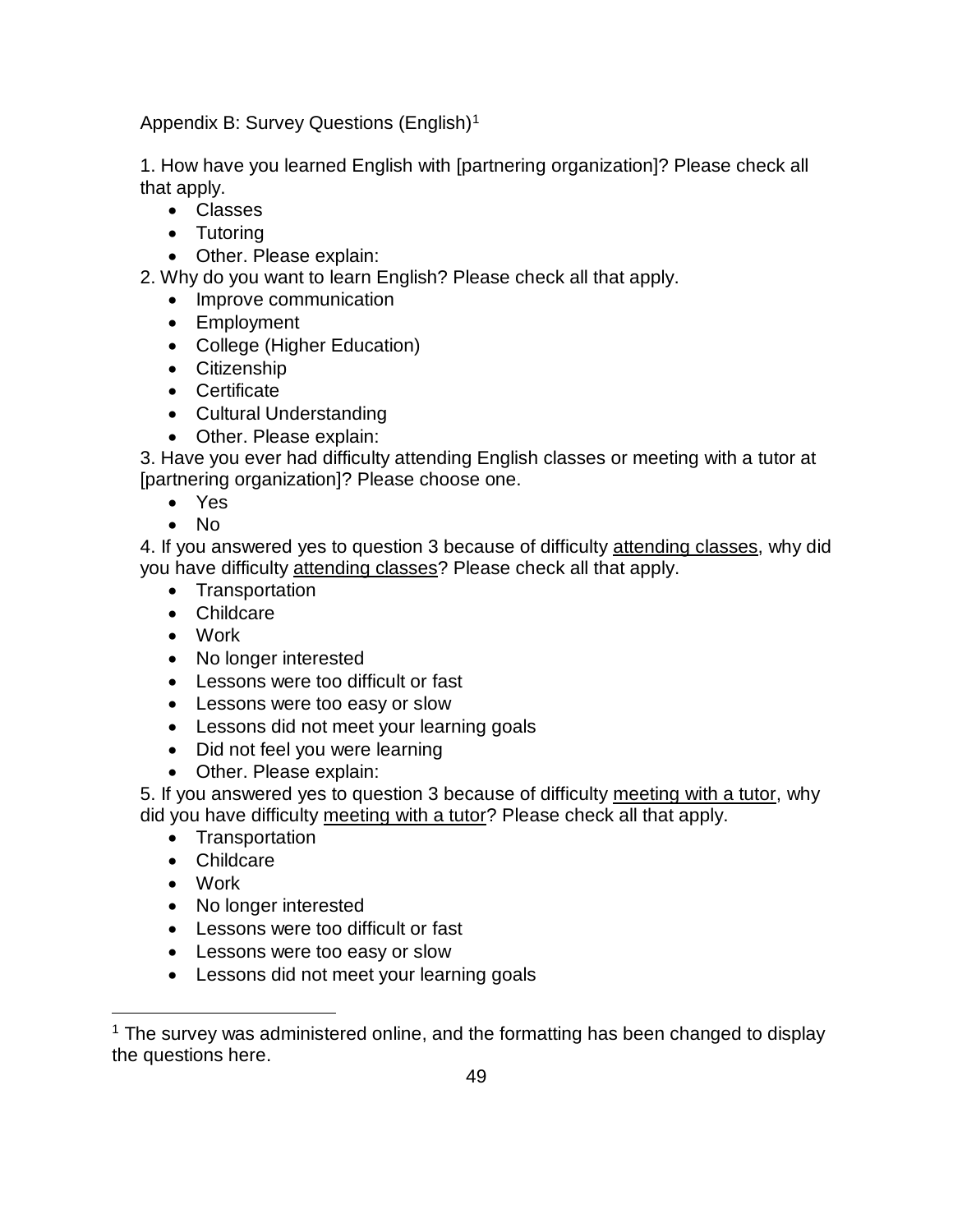Appendix B: Survey Questions (English)[1]

1. How have you learned English with [partnering organization]? Please check all that apply.
    - Classes
    - Tutoring
    - Other. Please explain:
2. Why do you want to learn English? Please check all that apply.
    - Improve communication
    - Employment
    - College (Higher Education)
    - Citizenship
    - Certificate
    - Cultural Understanding
    - Other. Please explain:
3. Have you ever had difficulty attending English classes or meeting with a tutor at [partnering organization]? Please choose one.
    - Yes
    - No
4. If you answered yes to question 3 because of difficulty <u>attending classes</u>, why did you have difficulty <u>attending classes</u>? Please check all that apply.
    - Transportation
    - Childcare
    - Work
    - No longer interested
    - Lessons were too difficult or fast
    - Lessons were too easy or slow
    - Lessons did not meet your learning goals
    - Did not feel you were learning
    - Other. Please explain:
5. If you answered yes to question 3 because of difficulty <u>meeting with a tutor</u>, why did you have difficulty <u>meeting with a tutor</u>? Please check all that apply.
    - Transportation
    - Childcare
    - Work
    - No longer interested
    - Lessons were too difficult or fast
    - Lessons were too easy or slow
    - Lessons did not meet your learning goals

[1] The survey was administered online, and the formatting has been changed to display the questions here.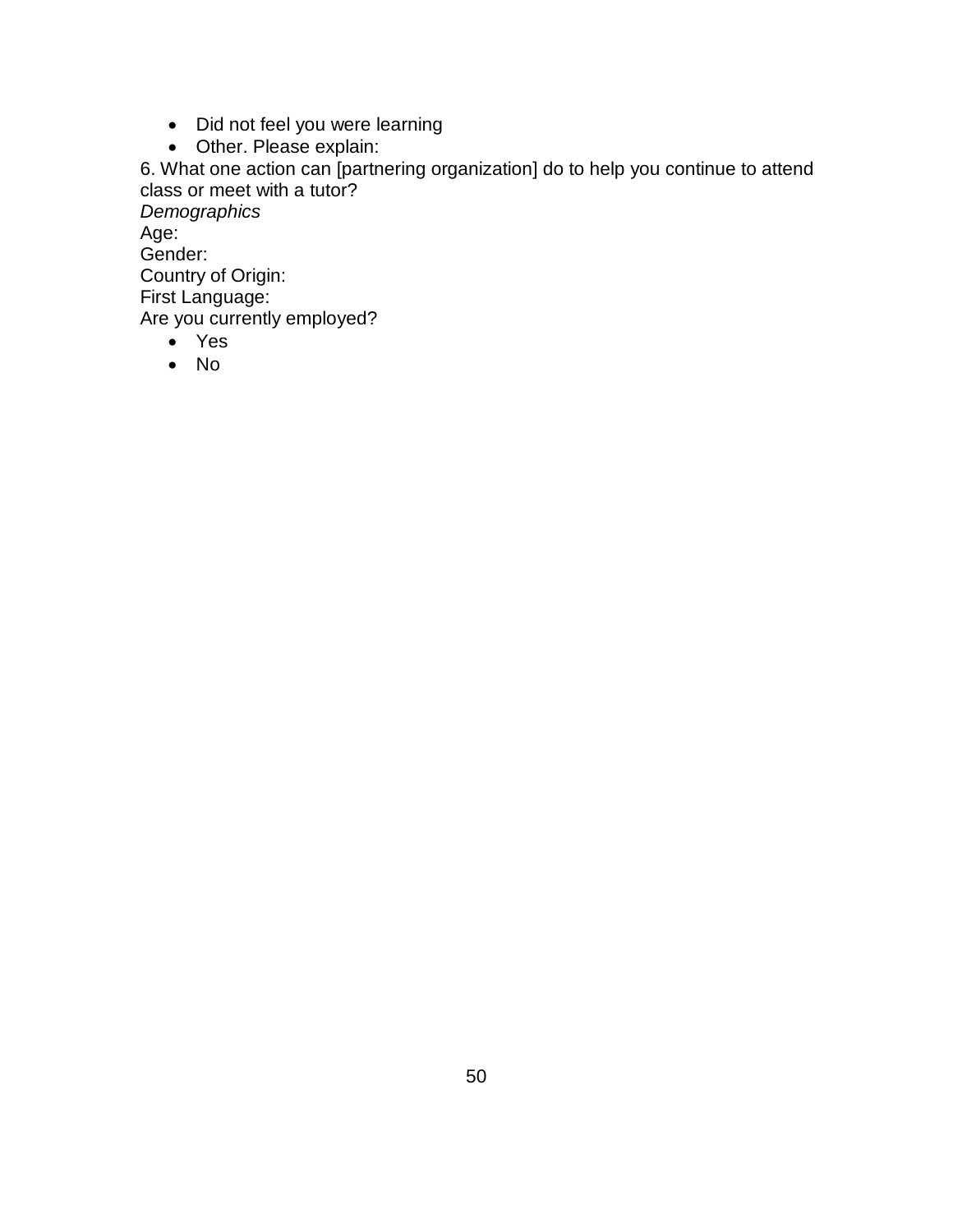- Did not feel you were learning
- Other. Please explain:

6. What one action can [partnering organization] do to help you continue to attend class or meet with a tutor?

*Demographics*

Age:

Gender:

Country of Origin:

First Language:

Are you currently employed?

- Yes
- No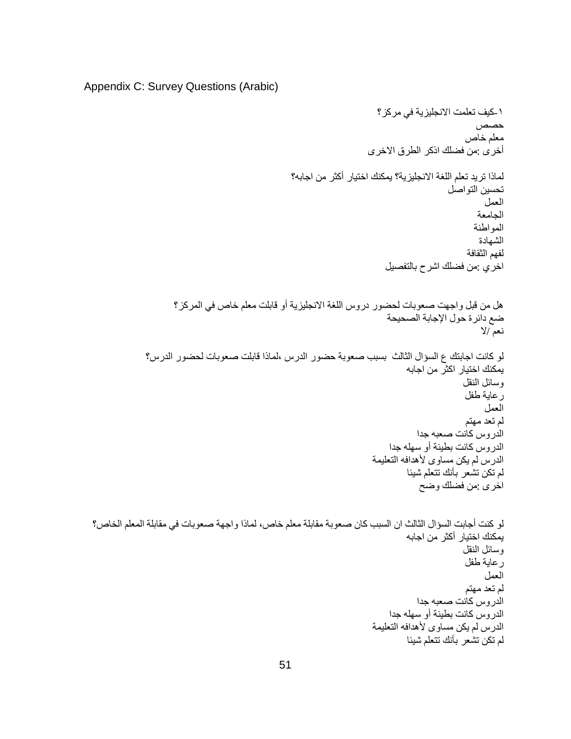Appendix C: Survey Questions (Arabic)

١-كيف تعلمت الانجليزية في مركز؟
حصص
معلم خاص
أخرى :من فضلك اذكر الطرق الاخرى

لماذا تريد تعلم اللغة الانجليزية؟ يمكنك اختيار أكثر من اجابه؟
تحسين التواصل
العمل
الجامعة
المواطنة
الشهادة
لفهم الثقافة
اخري :من فضلك اشرح بالتفصيل

هل من قبل واجهت صعوبات لحضور دروس اللغة الانجليزية أو قابلت معلم خاص في المركز؟
ضع دائرة حول الإجابة الصحيحة
نعم /لا

لو كانت اجابتك ع السؤال الثالث بسبب صعوبة حضور الدرس ،لماذا قابلت صعوبات لحضور الدرس؟
يمكنك اختيار اكثر من اجابه
وسائل النقل
رعاية طفل
العمل
لم تعد مهتم
الدروس كانت صعبه جدا
الدروس كانت بطيئة أو سهله جدا
الدرس لم يكن مساوى لأهدافه التعليمة
لم تكن تشعر بأنك تتعلم شيئا
اخرى :من فضلك وضح

لو كنت أجابت السؤال الثالث ان السبب كان صعوبة مقابلة معلم خاص، لماذا واجهة صعوبات في مقابلة المعلم الخاص؟
يمكنك اختيار أكثر من اجابه
وسائل النقل
رعاية طفل
العمل
لم تعد مهتم
الدروس كانت صعبه جدا
الدروس كانت بطيئة أو سهله جدا
الدرس لم يكن مساوى لأهدافه التعليمة
لم تكن تشعر بأنك تتعلم شيئا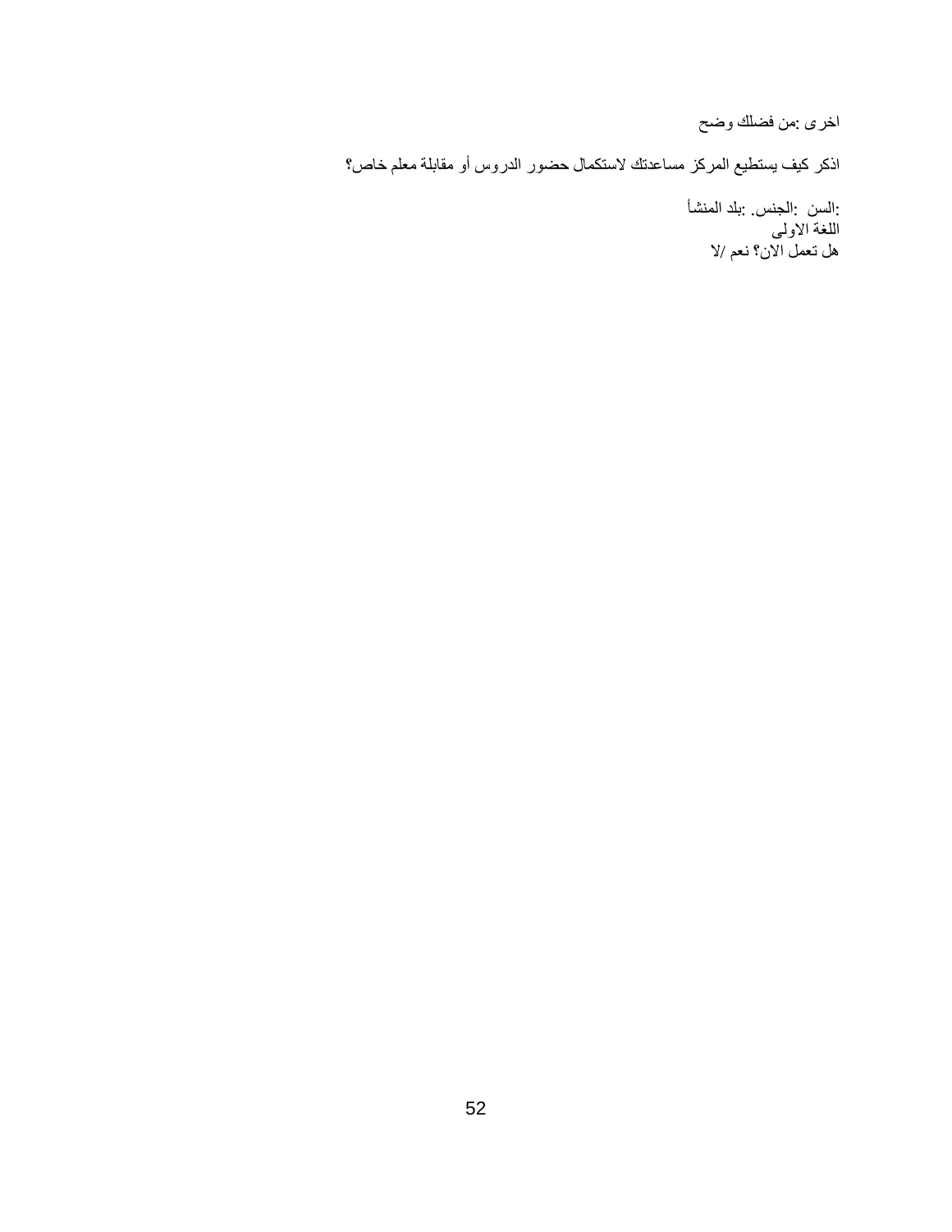اخرى :من فضلك وضح

اذكر كيف يستطيع المركز مساعدتك لاستكمال حضور الدروس أو مقابلة معلم خاص؟

:السن :الجنس. :بلد المنشأ
اللغة الاولى
هل تعمل الان؟ نعم /لا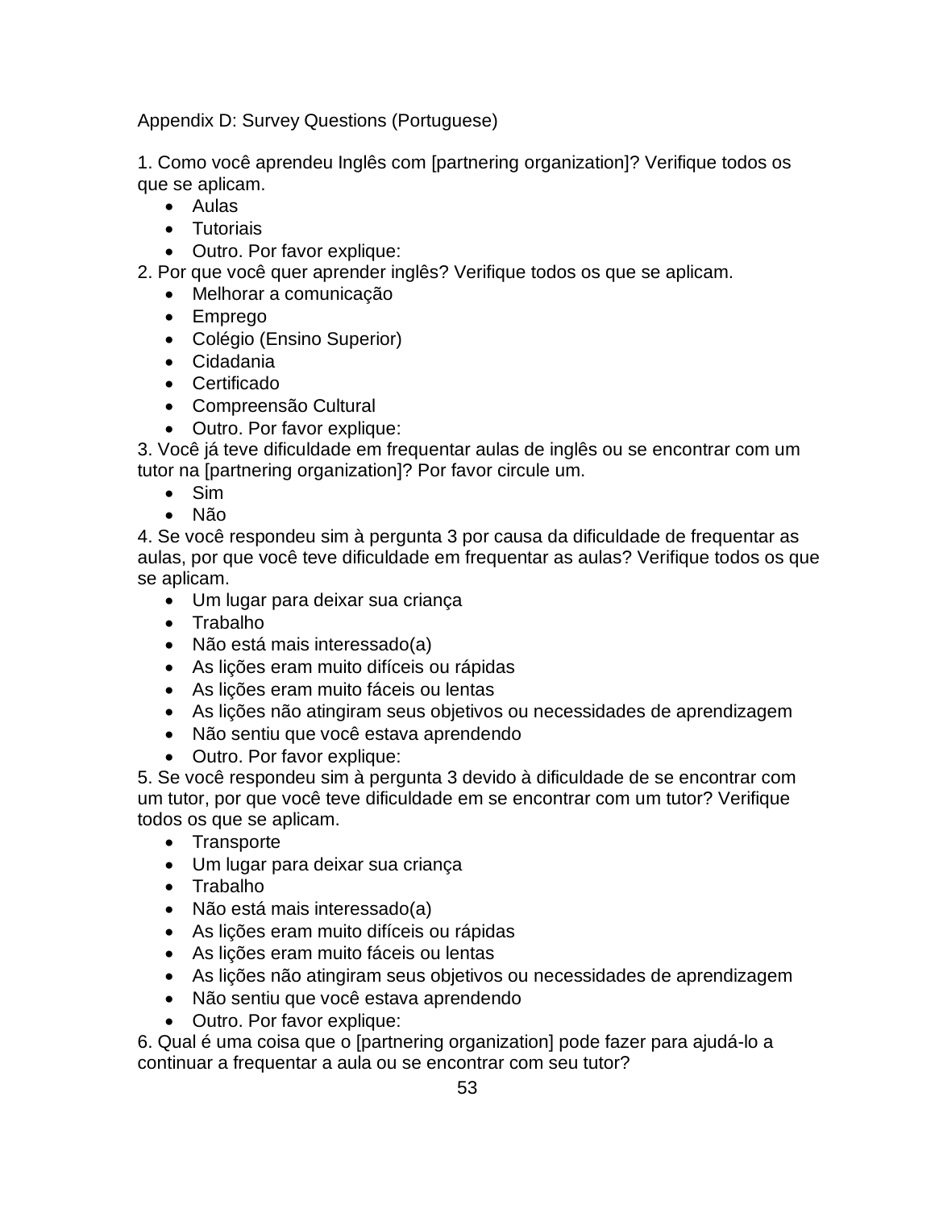Appendix D: Survey Questions (Portuguese)

1. Como você aprendeu Inglês com [partnering organization]? Verifique todos os que se aplicam.
   - Aulas
   - Tutoriais
   - Outro. Por favor explique:
2. Por que você quer aprender inglês? Verifique todos os que se aplicam.
   - Melhorar a comunicação
   - Emprego
   - Colégio (Ensino Superior)
   - Cidadania
   - Certificado
   - Compreensão Cultural
   - Outro. Por favor explique:
3. Você já teve dificuldade em frequentar aulas de inglês ou se encontrar com um tutor na [partnering organization]? Por favor circule um.
   - Sim
   - Não
4. Se você respondeu sim à pergunta 3 por causa da dificuldade de frequentar as aulas, por que você teve dificuldade em frequentar as aulas? Verifique todos os que se aplicam.
   - Um lugar para deixar sua criança
   - Trabalho
   - Não está mais interessado(a)
   - As lições eram muito difíceis ou rápidas
   - As lições eram muito fáceis ou lentas
   - As lições não atingiram seus objetivos ou necessidades de aprendizagem
   - Não sentiu que você estava aprendendo
   - Outro. Por favor explique:
5. Se você respondeu sim à pergunta 3 devido à dificuldade de se encontrar com um tutor, por que você teve dificuldade em se encontrar com um tutor? Verifique todos os que se aplicam.
   - Transporte
   - Um lugar para deixar sua criança
   - Trabalho
   - Não está mais interessado(a)
   - As lições eram muito difíceis ou rápidas
   - As lições eram muito fáceis ou lentas
   - As lições não atingiram seus objetivos ou necessidades de aprendizagem
   - Não sentiu que você estava aprendendo
   - Outro. Por favor explique:
6. Qual é uma coisa que o [partnering organization] pode fazer para ajudá-lo a continuar a frequentar a aula ou se encontrar com seu tutor?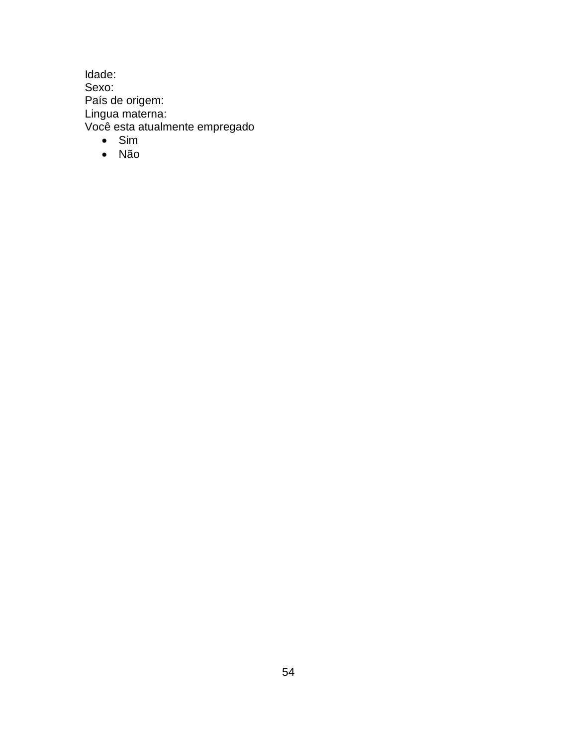Idade:
Sexo:
País de origem:
Lingua materna:
Você esta atualmente empregado

- Sim
- Não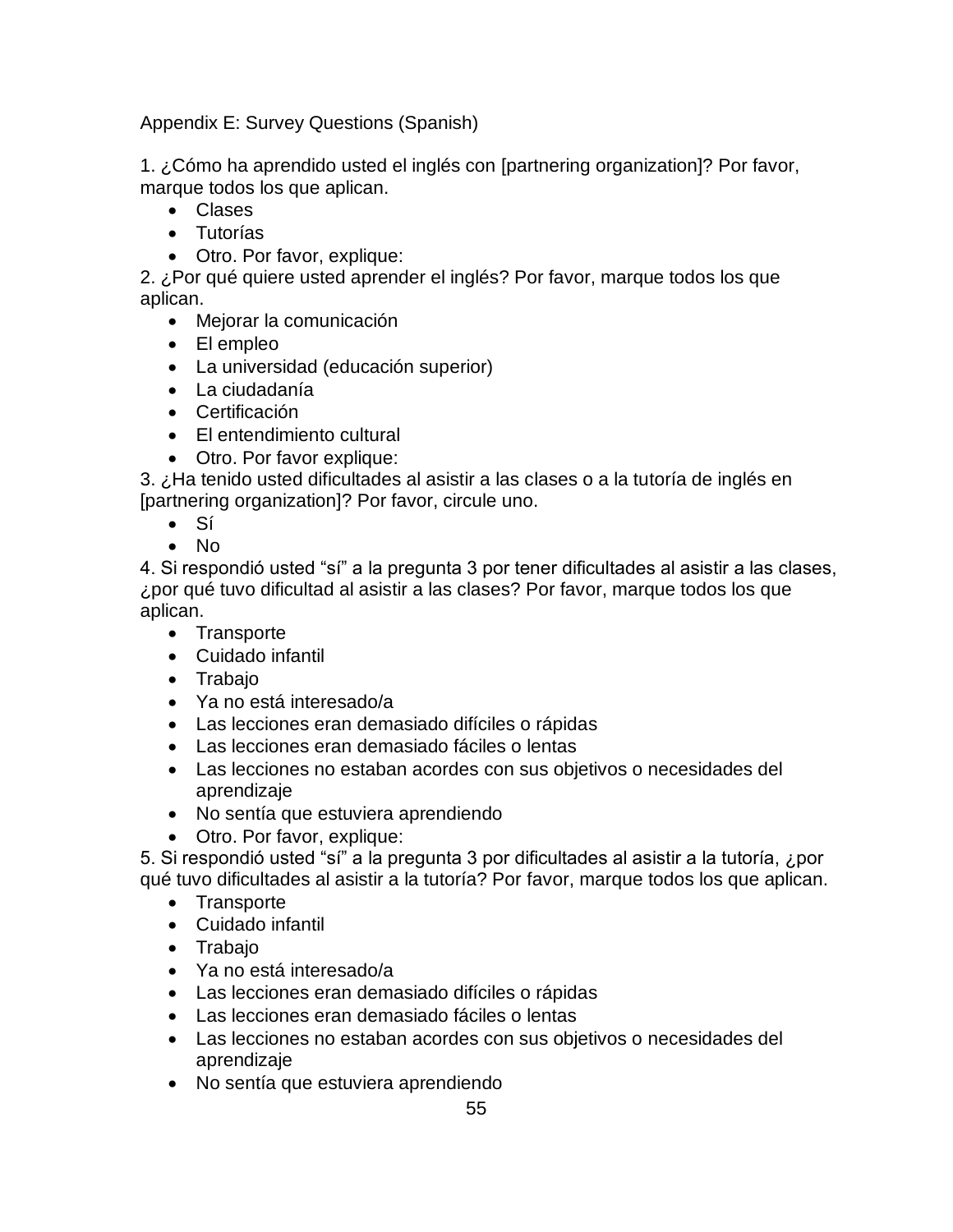Appendix E: Survey Questions (Spanish)

1. ¿Cómo ha aprendido usted el inglés con [partnering organization]? Por favor, marque todos los que aplican.
    - Clases
    - Tutorías
    - Otro. Por favor, explique:

2. ¿Por qué quiere usted aprender el inglés? Por favor, marque todos los que aplican.
    - Mejorar la comunicación
    - El empleo
    - La universidad (educación superior)
    - La ciudadanía
    - Certificación
    - El entendimiento cultural
    - Otro. Por favor explique:

3. ¿Ha tenido usted dificultades al asistir a las clases o a la tutoría de inglés en [partnering organization]? Por favor, circule uno.
    - Sí
    - No

4. Si respondió usted "sí" a la pregunta 3 por tener dificultades al asistir a las clases, ¿por qué tuvo dificultad al asistir a las clases? Por favor, marque todos los que aplican.
    - Transporte
    - Cuidado infantil
    - Trabajo
    - Ya no está interesado/a
    - Las lecciones eran demasiado difíciles o rápidas
    - Las lecciones eran demasiado fáciles o lentas
    - Las lecciones no estaban acordes con sus objetivos o necesidades del aprendizaje
    - No sentía que estuviera aprendiendo
    - Otro. Por favor, explique:

5. Si respondió usted "sí" a la pregunta 3 por dificultades al asistir a la tutoría, ¿por qué tuvo dificultades al asistir a la tutoría? Por favor, marque todos los que aplican.
    - Transporte
    - Cuidado infantil
    - Trabajo
    - Ya no está interesado/a
    - Las lecciones eran demasiado difíciles o rápidas
    - Las lecciones eran demasiado fáciles o lentas
    - Las lecciones no estaban acordes con sus objetivos o necesidades del aprendizaje
    - No sentía que estuviera aprendiendo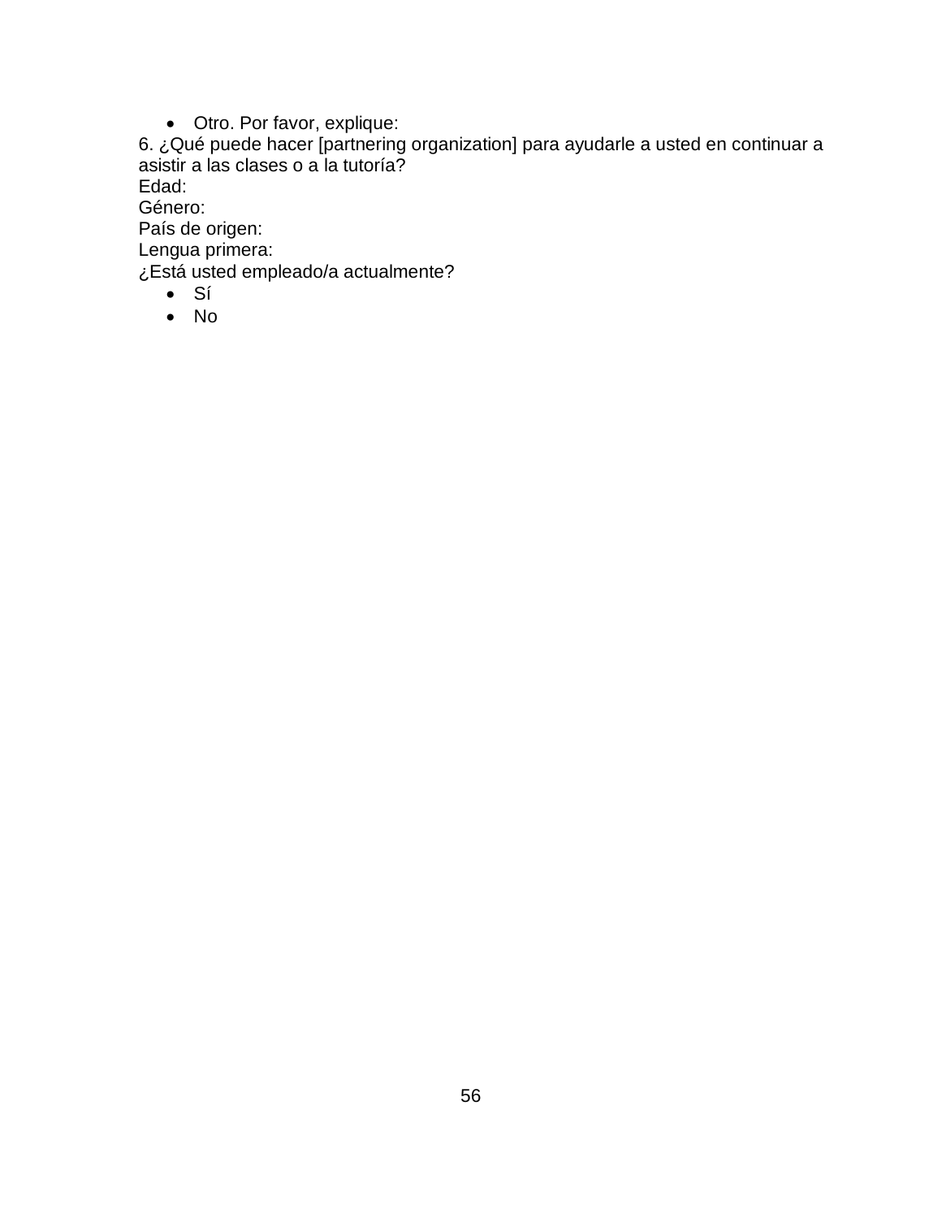- Otro. Por favor, explique:

6. ¿Qué puede hacer [partnering organization] para ayudarle a usted en continuar a asistir a las clases o a la tutoría?

Edad:

Género:

País de origen:

Lengua primera:

¿Está usted empleado/a actualmente?

- Sí
- No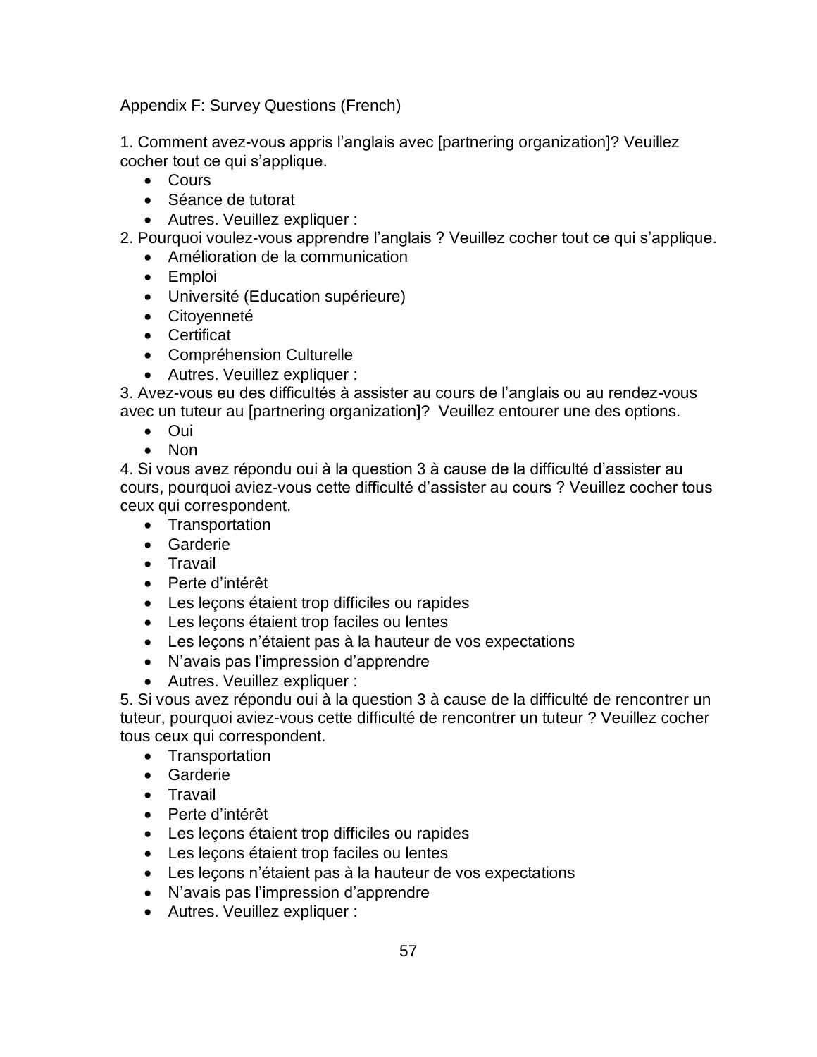Appendix F: Survey Questions (French)

1. Comment avez-vous appris l’anglais avec [partnering organization]? Veuillez cocher tout ce qui s’applique.
   - Cours
   - Séance de tutorat
   - Autres. Veuillez expliquer :
2. Pourquoi voulez-vous apprendre l’anglais ? Veuillez cocher tout ce qui s’applique.
   - Amélioration de la communication
   - Emploi
   - Université (Education supérieure)
   - Citoyenneté
   - Certificat
   - Compréhension Culturelle
   - Autres. Veuillez expliquer :
3. Avez-vous eu des difficultés à assister au cours de l’anglais ou au rendez-vous avec un tuteur au [partnering organization]? Veuillez entourer une des options.
   - Oui
   - Non
4. Si vous avez répondu oui à la question 3 à cause de la difficulté d’assister au cours, pourquoi aviez-vous cette difficulté d’assister au cours ? Veuillez cocher tous ceux qui correspondent.
   - Transportation
   - Garderie
   - Travail
   - Perte d’intérêt
   - Les leçons étaient trop difficiles ou rapides
   - Les leçons étaient trop faciles ou lentes
   - Les leçons n’étaient pas à la hauteur de vos expectations
   - N’avais pas l’impression d’apprendre
   - Autres. Veuillez expliquer :
5. Si vous avez répondu oui à la question 3 à cause de la difficulté de rencontrer un tuteur, pourquoi aviez-vous cette difficulté de rencontrer un tuteur ? Veuillez cocher tous ceux qui correspondent.
   - Transportation
   - Garderie
   - Travail
   - Perte d’intérêt
   - Les leçons étaient trop difficiles ou rapides
   - Les leçons étaient trop faciles ou lentes
   - Les leçons n’étaient pas à la hauteur de vos expectations
   - N’avais pas l’impression d’apprendre
   - Autres. Veuillez expliquer :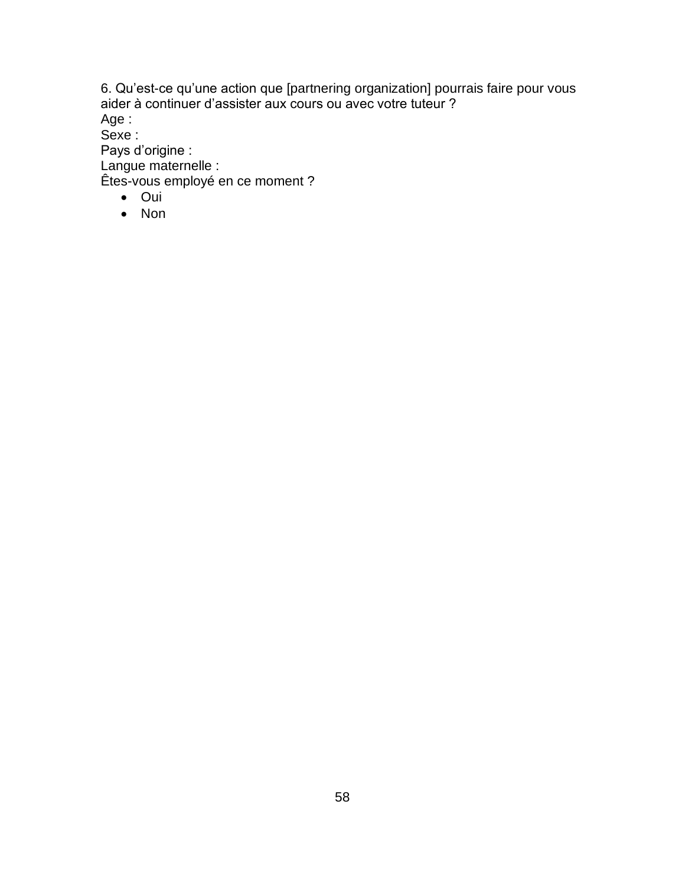6. Qu’est-ce qu’une action que [partnering organization] pourrais faire pour vous aider à continuer d’assister aux cours ou avec votre tuteur ?

Age :

Sexe :

Pays d’origine :

Langue maternelle :

Êtes-vous employé en ce moment ?

- Oui
- Non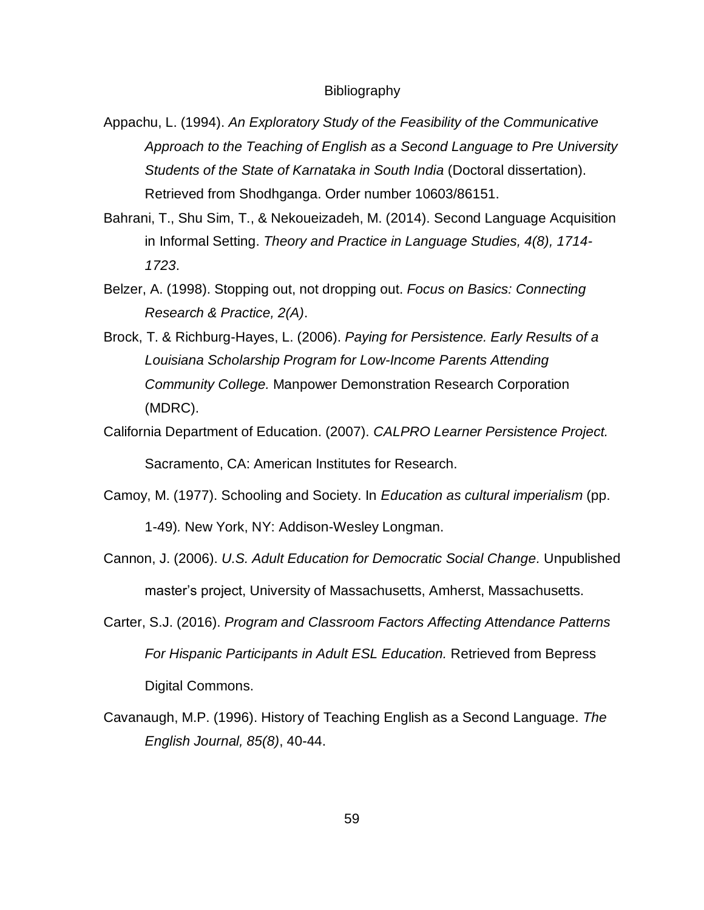# Bibliography

Appachu, L. (1994). *An Exploratory Study of the Feasibility of the Communicative Approach to the Teaching of English as a Second Language to Pre University Students of the State of Karnataka in South India* (Doctoral dissertation). Retrieved from Shodhganga. Order number 10603/86151.

Bahrani, T., Shu Sim, T., & Nekoueizadeh, M. (2014). Second Language Acquisition in Informal Setting. *Theory and Practice in Language Studies, 4(8), 1714-1723*.

Belzer, A. (1998). Stopping out, not dropping out. *Focus on Basics: Connecting Research & Practice, 2(A)*.

Brock, T. & Richburg-Hayes, L. (2006). *Paying for Persistence. Early Results of a Louisiana Scholarship Program for Low-Income Parents Attending Community College.* Manpower Demonstration Research Corporation (MDRC).

California Department of Education. (2007). *CALPRO Learner Persistence Project.* Sacramento, CA: American Institutes for Research.

Camoy, M. (1977). Schooling and Society. In *Education as cultural imperialism* (pp. 1-49). New York, NY: Addison-Wesley Longman.

Cannon, J. (2006). *U.S. Adult Education for Democratic Social Change.* Unpublished master's project, University of Massachusetts, Amherst, Massachusetts.

Carter, S.J. (2016). *Program and Classroom Factors Affecting Attendance Patterns For Hispanic Participants in Adult ESL Education.* Retrieved from Bepress Digital Commons.

Cavanaugh, M.P. (1996). History of Teaching English as a Second Language. *The English Journal, 85(8)*, 40-44.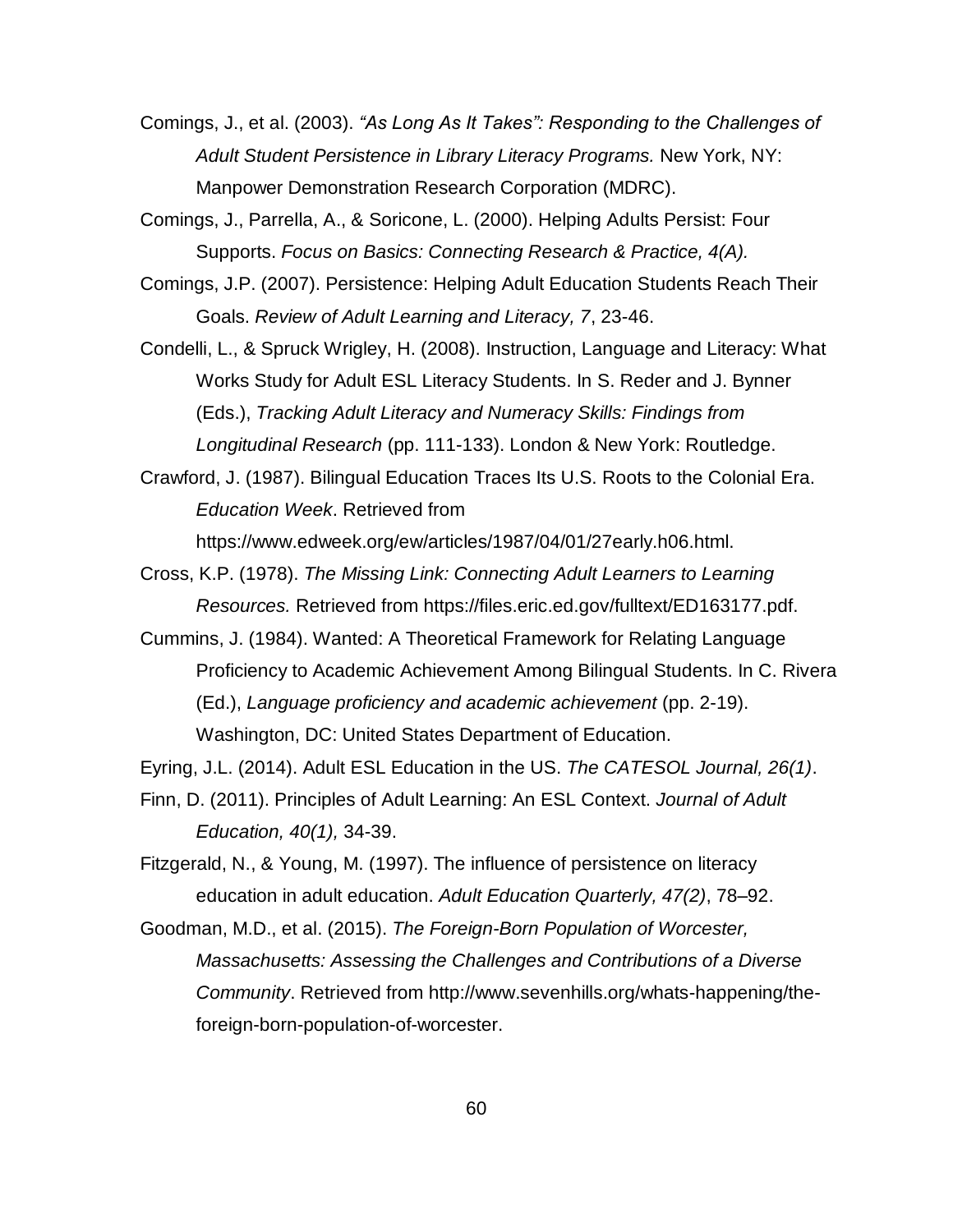Comings, J., et al. (2003). *"As Long As It Takes": Responding to the Challenges of Adult Student Persistence in Library Literacy Programs.* New York, NY: Manpower Demonstration Research Corporation (MDRC).

Comings, J., Parrella, A., & Soricone, L. (2000). Helping Adults Persist: Four Supports. *Focus on Basics: Connecting Research & Practice, 4(A).*

Comings, J.P. (2007). Persistence: Helping Adult Education Students Reach Their Goals. *Review of Adult Learning and Literacy, 7*, 23-46.

Condelli, L., & Spruck Wrigley, H. (2008). Instruction, Language and Literacy: What Works Study for Adult ESL Literacy Students. In S. Reder and J. Bynner (Eds.), *Tracking Adult Literacy and Numeracy Skills: Findings from Longitudinal Research* (pp. 111-133). London & New York: Routledge.

Crawford, J. (1987). Bilingual Education Traces Its U.S. Roots to the Colonial Era. *Education Week*. Retrieved from https://www.edweek.org/ew/articles/1987/04/01/27early.h06.html.

Cross, K.P. (1978). *The Missing Link: Connecting Adult Learners to Learning Resources.* Retrieved from https://files.eric.ed.gov/fulltext/ED163177.pdf.

Cummins, J. (1984). Wanted: A Theoretical Framework for Relating Language Proficiency to Academic Achievement Among Bilingual Students. In C. Rivera (Ed.), *Language proficiency and academic achievement* (pp. 2-19). Washington, DC: United States Department of Education.

Eyring, J.L. (2014). Adult ESL Education in the US. *The CATESOL Journal, 26(1)*.

Finn, D. (2011). Principles of Adult Learning: An ESL Context. *Journal of Adult Education, 40(1),* 34-39.

Fitzgerald, N., & Young, M. (1997). The influence of persistence on literacy education in adult education. *Adult Education Quarterly, 47(2)*, 78–92.

Goodman, M.D., et al. (2015). *The Foreign-Born Population of Worcester, Massachusetts: Assessing the Challenges and Contributions of a Diverse Community*. Retrieved from http://www.sevenhills.org/whats-happening/the-foreign-born-population-of-worcester.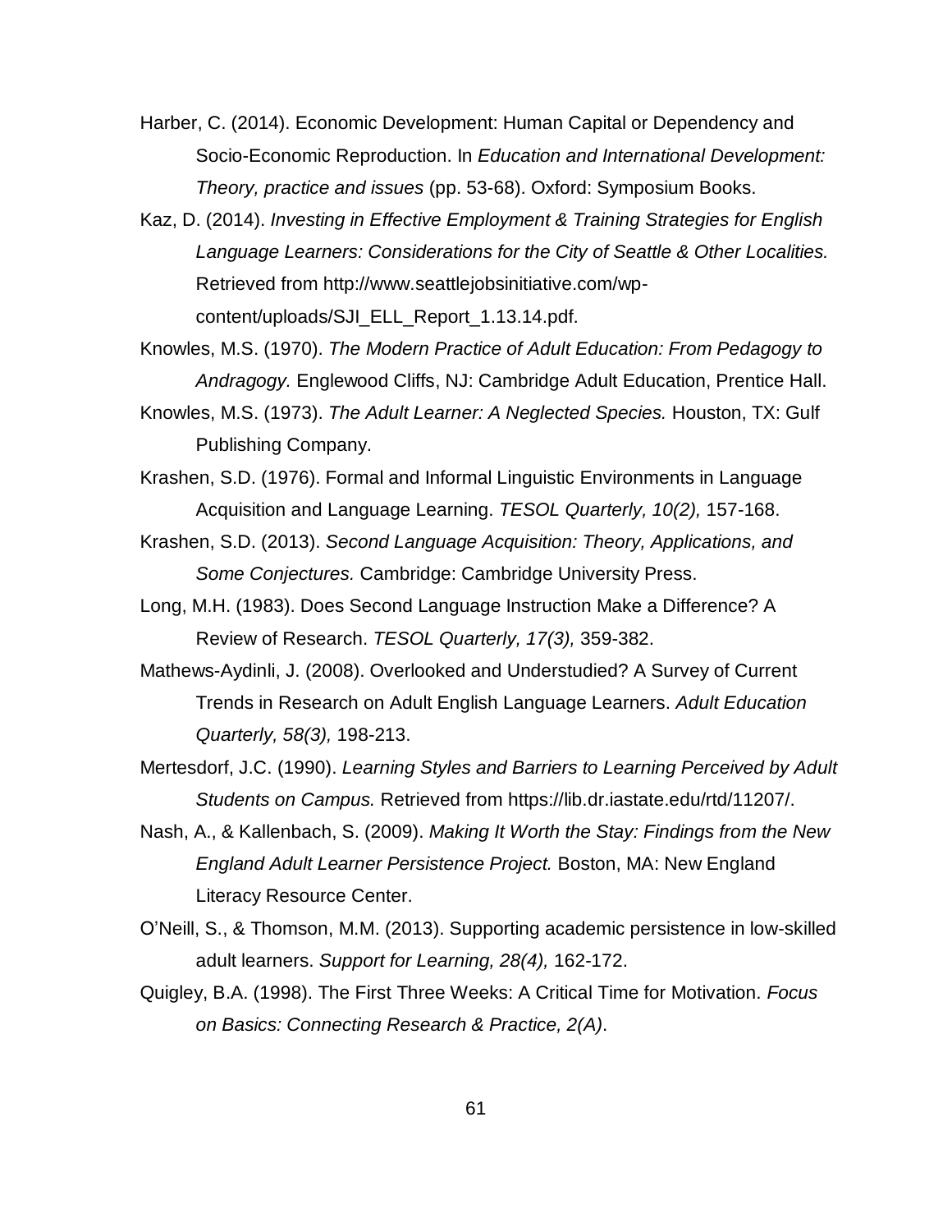Harber, C. (2014). Economic Development: Human Capital or Dependency and Socio-Economic Reproduction. In *Education and International Development: Theory, practice and issues* (pp. 53-68). Oxford: Symposium Books.

Kaz, D. (2014). *Investing in Effective Employment & Training Strategies for English Language Learners: Considerations for the City of Seattle & Other Localities.* Retrieved from http://www.seattlejobsinitiative.com/wp-content/uploads/SJI_ELL_Report_1.13.14.pdf.

Knowles, M.S. (1970). *The Modern Practice of Adult Education: From Pedagogy to Andragogy.* Englewood Cliffs, NJ: Cambridge Adult Education, Prentice Hall.

Knowles, M.S. (1973). *The Adult Learner: A Neglected Species.* Houston, TX: Gulf Publishing Company.

Krashen, S.D. (1976). Formal and Informal Linguistic Environments in Language Acquisition and Language Learning. *TESOL Quarterly, 10(2),* 157-168.

Krashen, S.D. (2013). *Second Language Acquisition: Theory, Applications, and Some Conjectures.* Cambridge: Cambridge University Press.

Long, M.H. (1983). Does Second Language Instruction Make a Difference? A Review of Research. *TESOL Quarterly, 17(3),* 359-382.

Mathews-Aydinli, J. (2008). Overlooked and Understudied? A Survey of Current Trends in Research on Adult English Language Learners. *Adult Education Quarterly, 58(3),* 198-213.

Mertesdorf, J.C. (1990). *Learning Styles and Barriers to Learning Perceived by Adult Students on Campus.* Retrieved from https://lib.dr.iastate.edu/rtd/11207/.

Nash, A., & Kallenbach, S. (2009). *Making It Worth the Stay: Findings from the New England Adult Learner Persistence Project.* Boston, MA: New England Literacy Resource Center.

O'Neill, S., & Thomson, M.M. (2013). Supporting academic persistence in low-skilled adult learners. *Support for Learning, 28(4),* 162-172.

Quigley, B.A. (1998). The First Three Weeks: A Critical Time for Motivation. *Focus on Basics: Connecting Research & Practice, 2(A)*.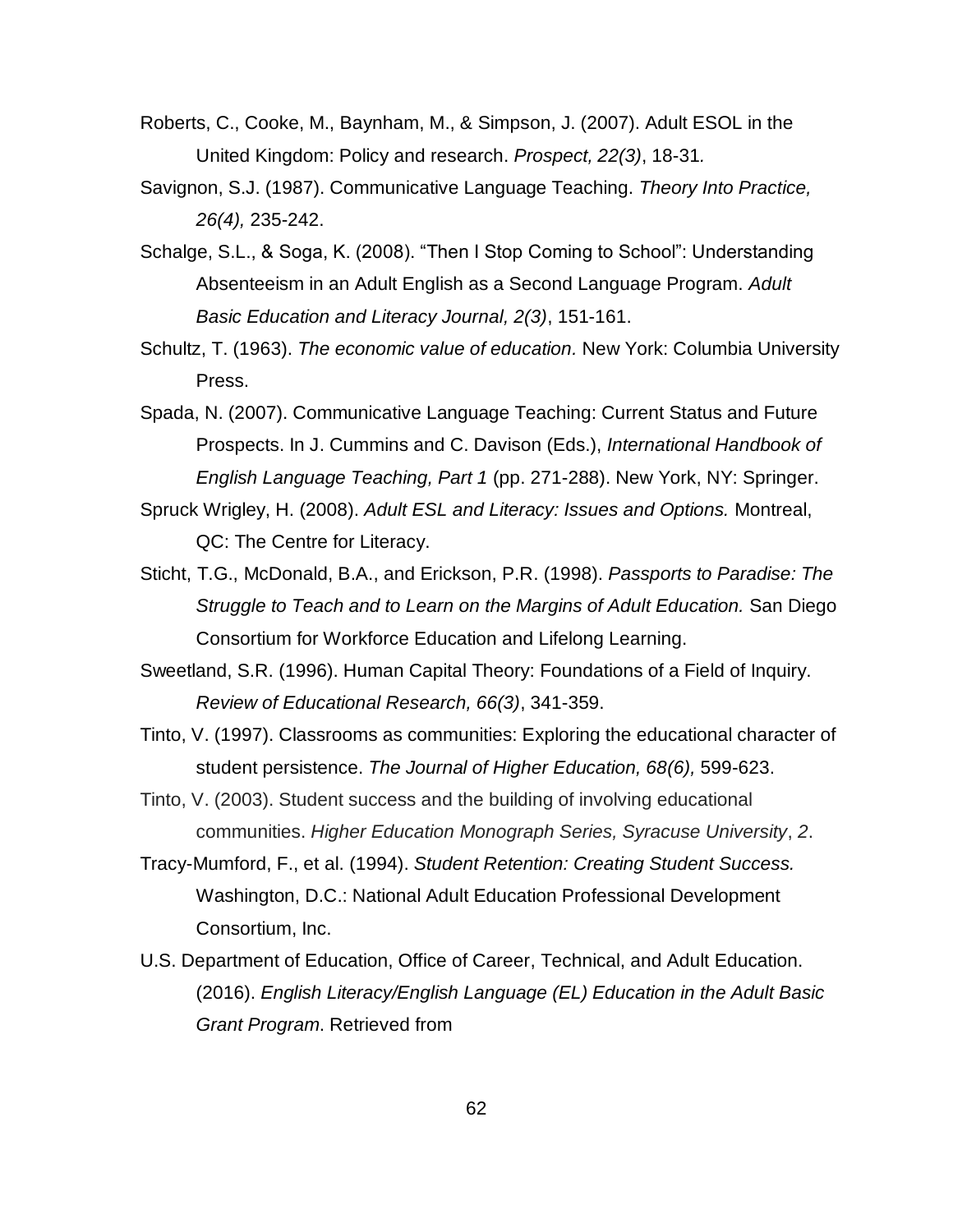Roberts, C., Cooke, M., Baynham, M., & Simpson, J. (2007). Adult ESOL in the United Kingdom: Policy and research. *Prospect, 22(3)*, 18-31.

Savignon, S.J. (1987). Communicative Language Teaching. *Theory Into Practice, 26(4),* 235-242.

Schalge, S.L., & Soga, K. (2008). "Then I Stop Coming to School": Understanding Absenteeism in an Adult English as a Second Language Program. *Adult Basic Education and Literacy Journal, 2(3)*, 151-161.

Schultz, T. (1963). *The economic value of education.* New York: Columbia University Press.

Spada, N. (2007). Communicative Language Teaching: Current Status and Future Prospects. In J. Cummins and C. Davison (Eds.), *International Handbook of English Language Teaching, Part 1* (pp. 271-288). New York, NY: Springer.

Spruck Wrigley, H. (2008). *Adult ESL and Literacy: Issues and Options.* Montreal, QC: The Centre for Literacy.

Sticht, T.G., McDonald, B.A., and Erickson, P.R. (1998). *Passports to Paradise: The Struggle to Teach and to Learn on the Margins of Adult Education.* San Diego Consortium for Workforce Education and Lifelong Learning.

Sweetland, S.R. (1996). Human Capital Theory: Foundations of a Field of Inquiry. *Review of Educational Research, 66(3)*, 341-359.

Tinto, V. (1997). Classrooms as communities: Exploring the educational character of student persistence. *The Journal of Higher Education, 68(6),* 599-623.

Tinto, V. (2003). Student success and the building of involving educational communities. *Higher Education Monograph Series, Syracuse University*, *2*.

Tracy-Mumford, F., et al. (1994). *Student Retention: Creating Student Success.* Washington, D.C.: National Adult Education Professional Development Consortium, Inc.

U.S. Department of Education, Office of Career, Technical, and Adult Education. (2016). *English Literacy/English Language (EL) Education in the Adult Basic Grant Program*. Retrieved from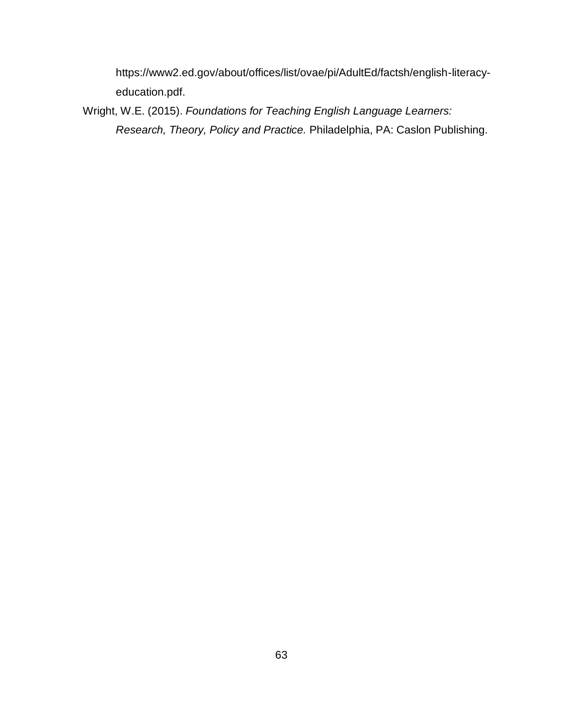https://www2.ed.gov/about/offices/list/ovae/pi/AdultEd/factsh/english-literacy-education.pdf.

Wright, W.E. (2015). *Foundations for Teaching English Language Learners: Research, Theory, Policy and Practice.* Philadelphia, PA: Caslon Publishing.